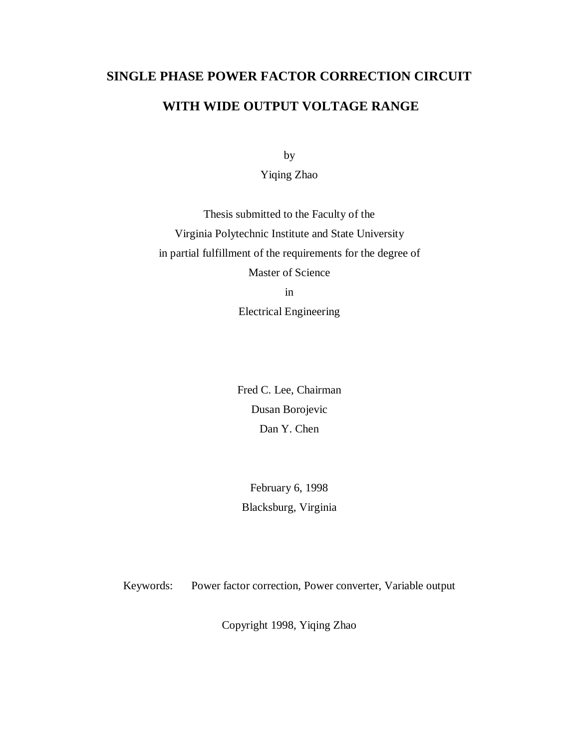# SINGLE PHASE POWER FACTOR CORRECTION CIRCUIT WITH WIDE OUTPUT VOLTAGE RANGE

by

Yiqing Zhao

Thesis submitted to the Faculty of the
Virginia Polytechnic Institute and State University
in partial fulfillment of the requirements for the degree of
Master of Science
in
Electrical Engineering

Fred C. Lee, Chairman
Dusan Borojevic
Dan Y. Chen

February 6, 1998
Blacksburg, Virginia

Keywords: Power factor correction, Power converter, Variable output

Copyright 1998, Yiqing Zhao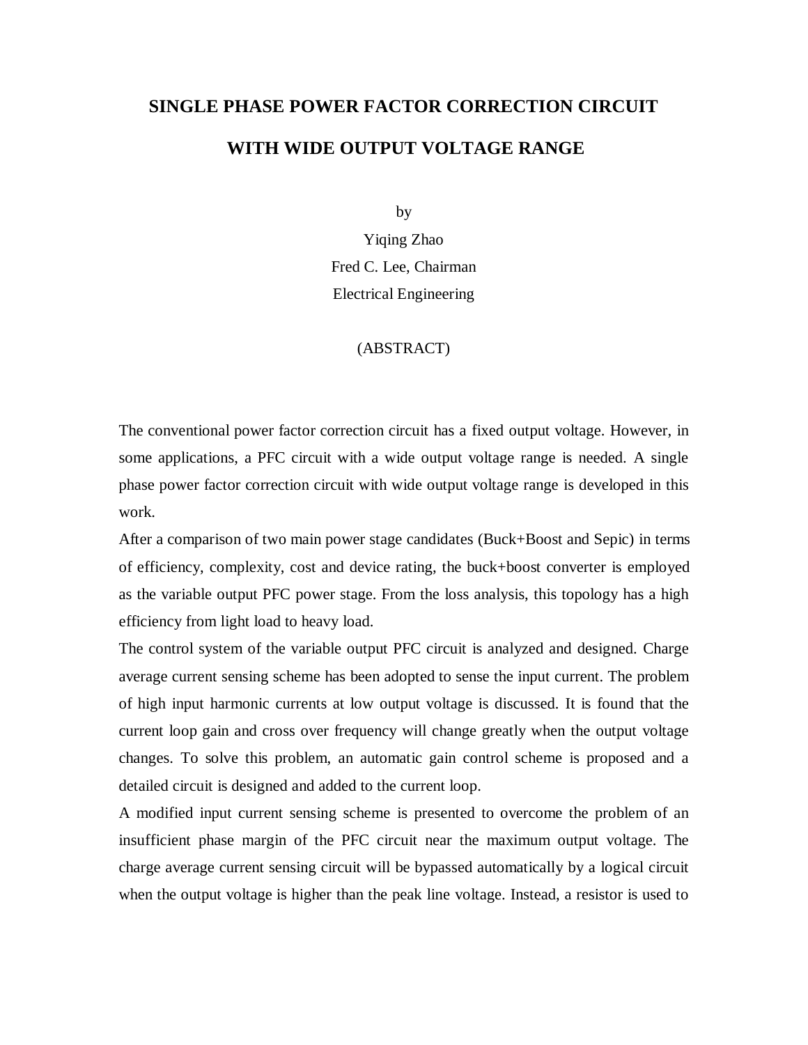# SINGLE PHASE POWER FACTOR CORRECTION CIRCUIT WITH WIDE OUTPUT VOLTAGE RANGE

by

Yiqing Zhao

Fred C. Lee, Chairman

Electrical Engineering

(ABSTRACT)

The conventional power factor correction circuit has a fixed output voltage. However, in some applications, a PFC circuit with a wide output voltage range is needed. A single phase power factor correction circuit with wide output voltage range is developed in this work.

After a comparison of two main power stage candidates (Buck+Boost and Sepic) in terms of efficiency, complexity, cost and device rating, the buck+boost converter is employed as the variable output PFC power stage. From the loss analysis, this topology has a high efficiency from light load to heavy load.

The control system of the variable output PFC circuit is analyzed and designed. Charge average current sensing scheme has been adopted to sense the input current. The problem of high input harmonic currents at low output voltage is discussed. It is found that the current loop gain and cross over frequency will change greatly when the output voltage changes. To solve this problem, an automatic gain control scheme is proposed and a detailed circuit is designed and added to the current loop.

A modified input current sensing scheme is presented to overcome the problem of an insufficient phase margin of the PFC circuit near the maximum output voltage. The charge average current sensing circuit will be bypassed automatically by a logical circuit when the output voltage is higher than the peak line voltage. Instead, a resistor is used to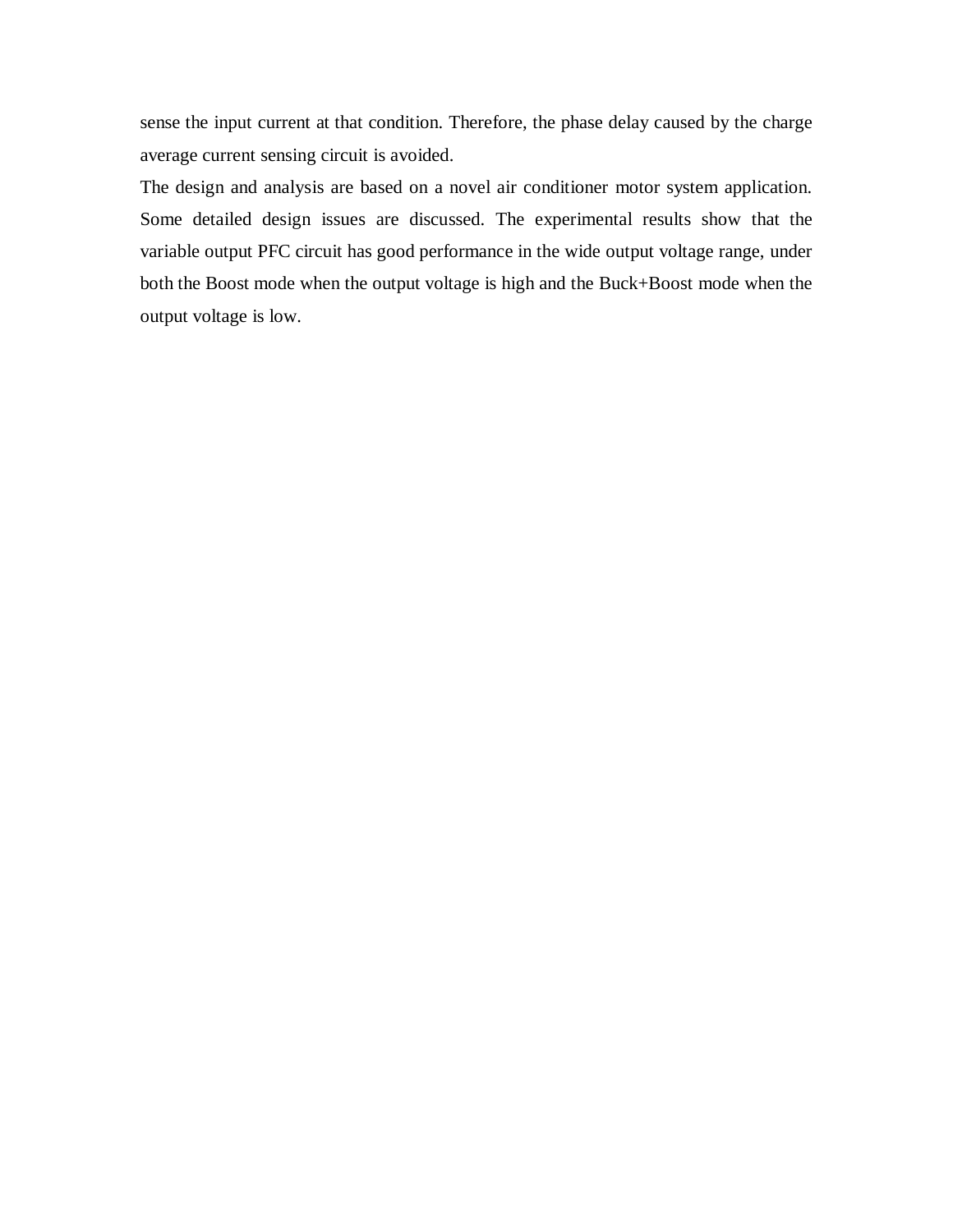sense the input current at that condition. Therefore, the phase delay caused by the charge average current sensing circuit is avoided.

The design and analysis are based on a novel air conditioner motor system application. Some detailed design issues are discussed. The experimental results show that the variable output PFC circuit has good performance in the wide output voltage range, under both the Boost mode when the output voltage is high and the Buck+Boost mode when the output voltage is low.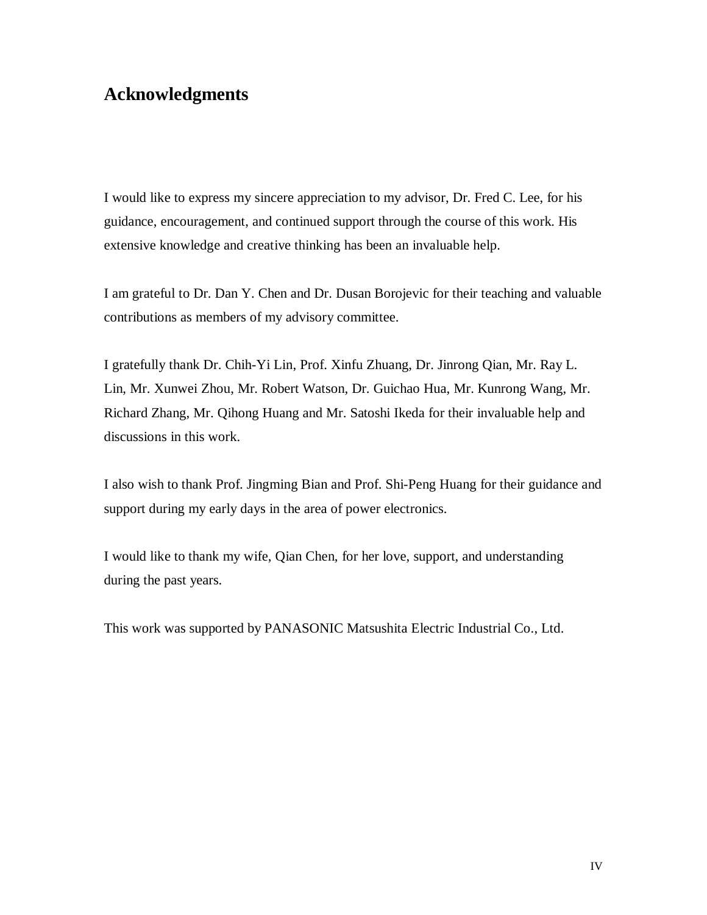# Acknowledgments

I would like to express my sincere appreciation to my advisor, Dr. Fred C. Lee, for his guidance, encouragement, and continued support through the course of this work. His extensive knowledge and creative thinking has been an invaluable help.

I am grateful to Dr. Dan Y. Chen and Dr. Dusan Borojevic for their teaching and valuable contributions as members of my advisory committee.

I gratefully thank Dr. Chih-Yi Lin, Prof. Xinfu Zhuang, Dr. Jinrong Qian, Mr. Ray L. Lin, Mr. Xunwei Zhou, Mr. Robert Watson, Dr. Guichao Hua, Mr. Kunrong Wang, Mr. Richard Zhang, Mr. Qihong Huang and Mr. Satoshi Ikeda for their invaluable help and discussions in this work.

I also wish to thank Prof. Jingming Bian and Prof. Shi-Peng Huang for their guidance and support during my early days in the area of power electronics.

I would like to thank my wife, Qian Chen, for her love, support, and understanding during the past years.

This work was supported by PANASONIC Matsushita Electric Industrial Co., Ltd.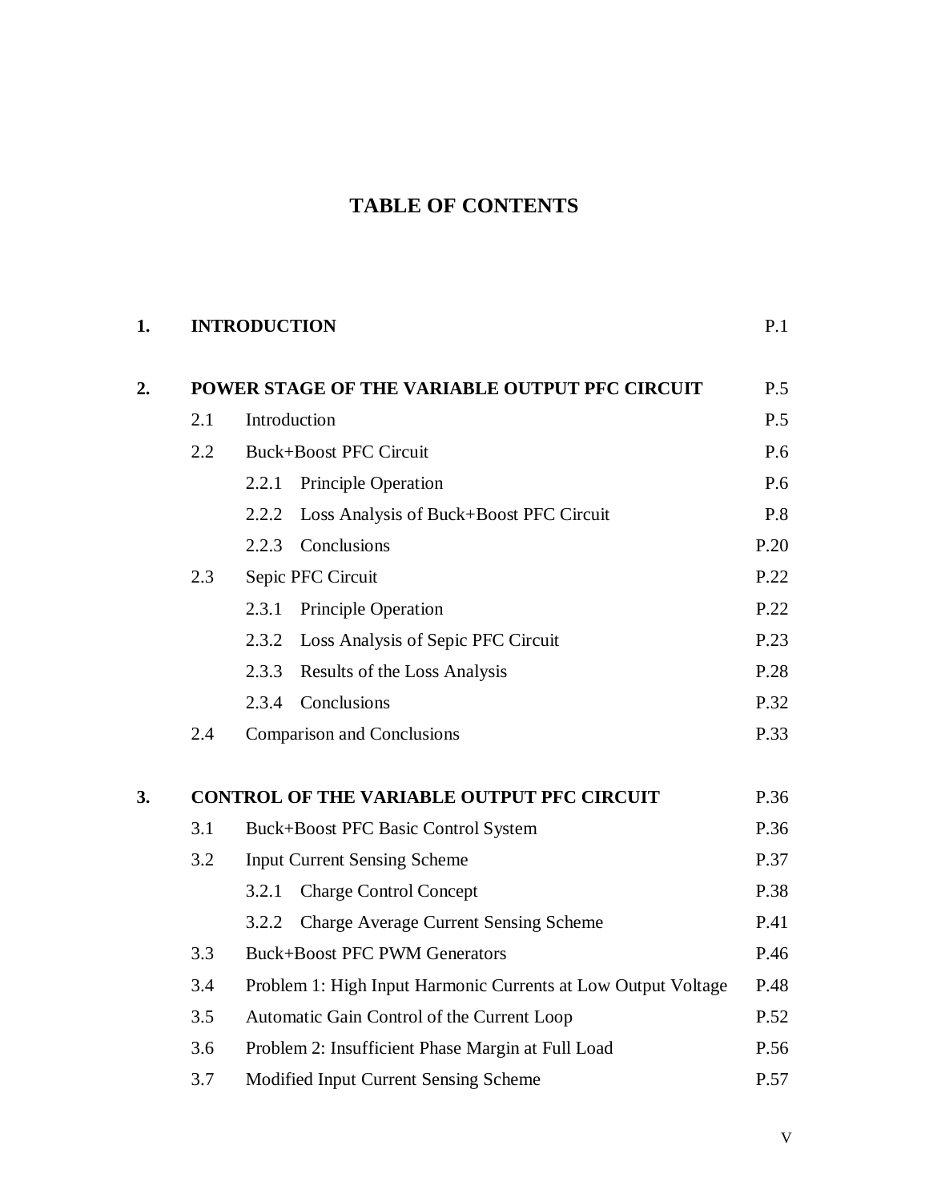# TABLE OF CONTENTS

| | | | |
|---|---|---|---|
| **1.** | **INTRODUCTION** | | P.1 |
| **2.** | **POWER STAGE OF THE VARIABLE OUTPUT PFC CIRCUIT** | | P.5 |
| | 2.1 | Introduction | P.5 |
| | 2.2 | Buck+Boost PFC Circuit | P.6 |
| | | 2.2.1 Principle Operation | P.6 |
| | | 2.2.2 Loss Analysis of Buck+Boost PFC Circuit | P.8 |
| | | 2.2.3 Conclusions | P.20 |
| | 2.3 | Sepic PFC Circuit | P.22 |
| | | 2.3.1 Principle Operation | P.22 |
| | | 2.3.2 Loss Analysis of Sepic PFC Circuit | P.23 |
| | | 2.3.3 Results of the Loss Analysis | P.28 |
| | | 2.3.4 Conclusions | P.32 |
| | 2.4 | Comparison and Conclusions | P.33 |
| **3.** | **CONTROL OF THE VARIABLE OUTPUT PFC CIRCUIT** | | P.36 |
| | 3.1 | Buck+Boost PFC Basic Control System | P.36 |
| | 3.2 | Input Current Sensing Scheme | P.37 |
| | | 3.2.1 Charge Control Concept | P.38 |
| | | 3.2.2 Charge Average Current Sensing Scheme | P.41 |
| | 3.3 | Buck+Boost PFC PWM Generators | P.46 |
| | 3.4 | Problem 1: High Input Harmonic Currents at Low Output Voltage | P.48 |
| | 3.5 | Automatic Gain Control of the Current Loop | P.52 |
| | 3.6 | Problem 2: Insufficient Phase Margin at Full Load | P.56 |
| | 3.7 | Modified Input Current Sensing Scheme | P.57 |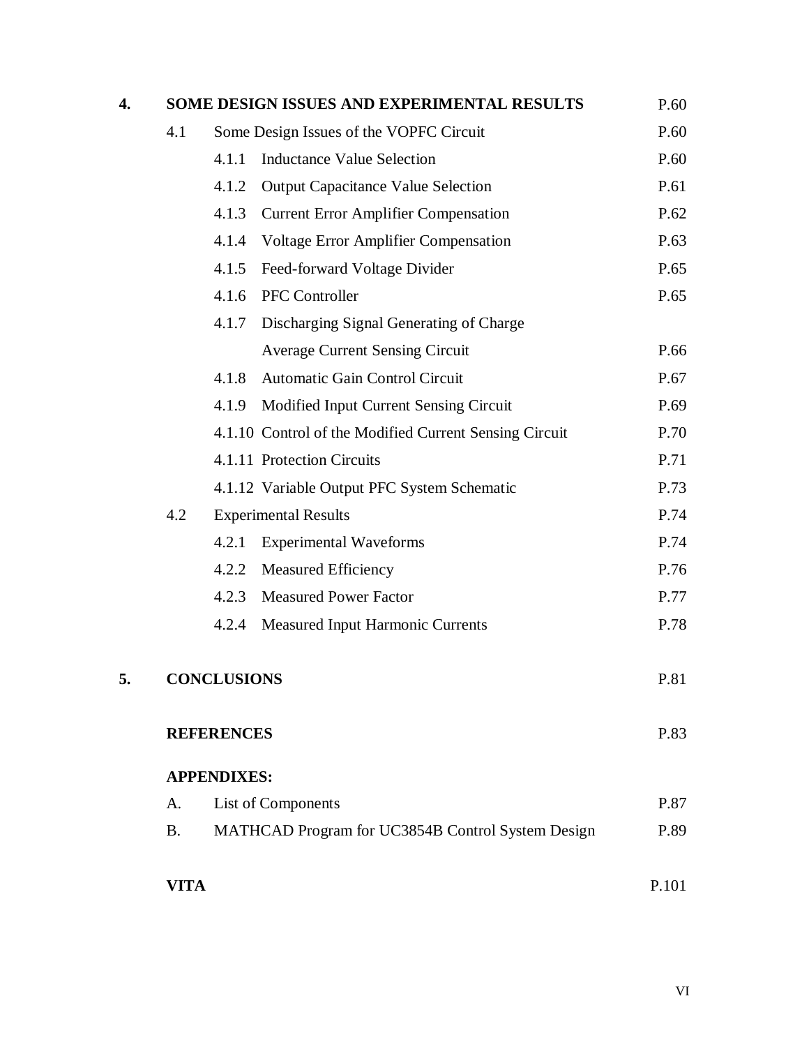| | | | |
|---|---|---|---|
| **4.** | **SOME DESIGN ISSUES AND EXPERIMENTAL RESULTS** | | P.60 |
| | 4.1 | Some Design Issues of the VOPFC Circuit | P.60 |
| | | 4.1.1 Inductance Value Selection | P.60 |
| | | 4.1.2 Output Capacitance Value Selection | P.61 |
| | | 4.1.3 Current Error Amplifier Compensation | P.62 |
| | | 4.1.4 Voltage Error Amplifier Compensation | P.63 |
| | | 4.1.5 Feed-forward Voltage Divider | P.65 |
| | | 4.1.6 PFC Controller | P.65 |
| | | 4.1.7 Discharging Signal Generating of Charge Average Current Sensing Circuit | P.66 |
| | | 4.1.8 Automatic Gain Control Circuit | P.67 |
| | | 4.1.9 Modified Input Current Sensing Circuit | P.69 |
| | | 4.1.10 Control of the Modified Current Sensing Circuit | P.70 |
| | | 4.1.11 Protection Circuits | P.71 |
| | | 4.1.12 Variable Output PFC System Schematic | P.73 |
| | 4.2 | Experimental Results | P.74 |
| | | 4.2.1 Experimental Waveforms | P.74 |
| | | 4.2.2 Measured Efficiency | P.76 |
| | | 4.2.3 Measured Power Factor | P.77 |
| | | 4.2.4 Measured Input Harmonic Currents | P.78 |
| **5.** | **CONCLUSIONS** | | P.81 |
| | **REFERENCES** | | P.83 |
| | **APPENDIXES:** | | |
| | A. | List of Components | P.87 |
| | B. | MATHCAD Program for UC3854B Control System Design | P.89 |
| | **VITA** | | P.101 |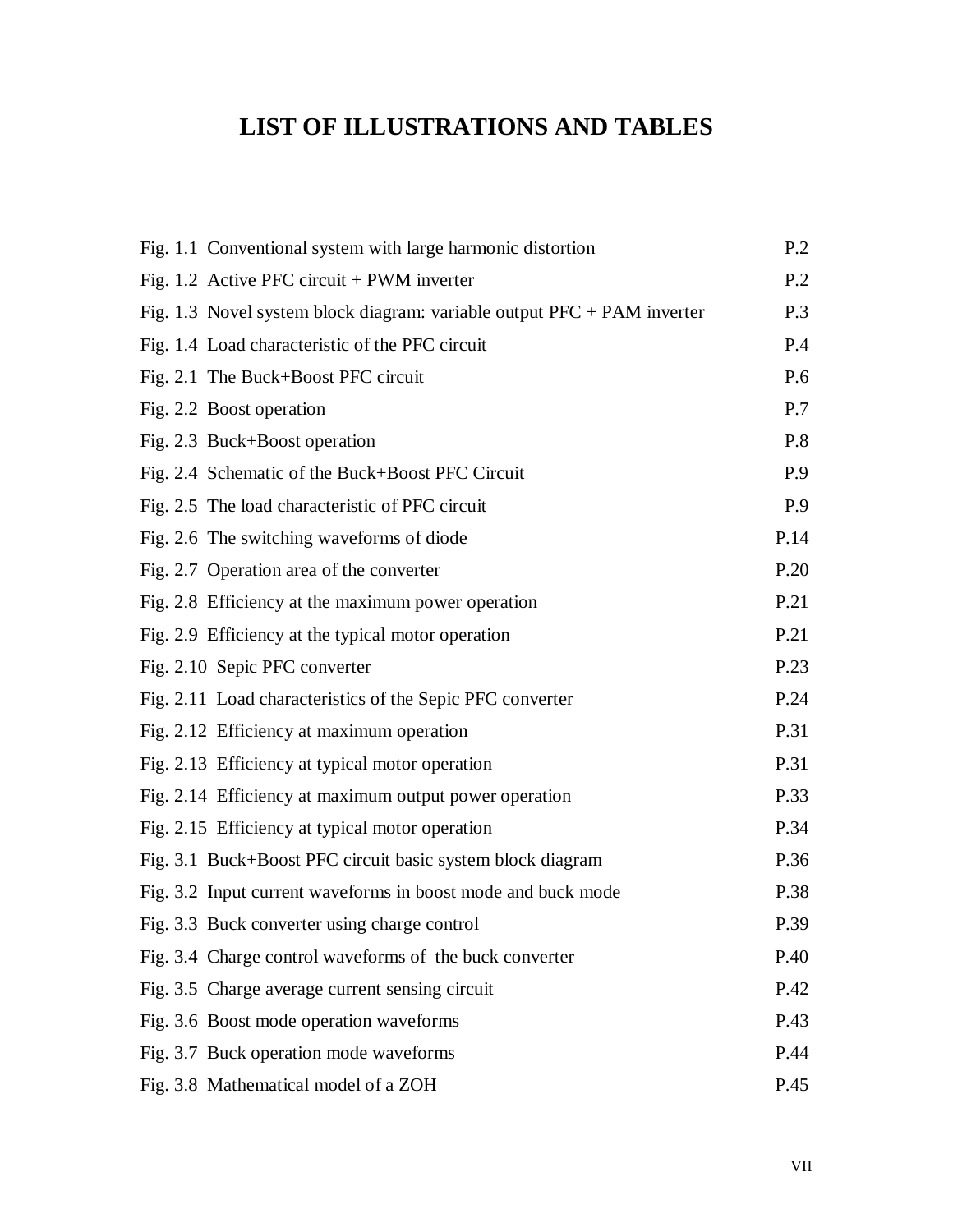# LIST OF ILLUSTRATIONS AND TABLES

| | |
|---|---|
| Fig. 1.1 Conventional system with large harmonic distortion | P.2 |
| Fig. 1.2 Active PFC circuit + PWM inverter | P.2 |
| Fig. 1.3 Novel system block diagram: variable output PFC + PAM inverter | P.3 |
| Fig. 1.4 Load characteristic of the PFC circuit | P.4 |
| Fig. 2.1 The Buck+Boost PFC circuit | P.6 |
| Fig. 2.2 Boost operation | P.7 |
| Fig. 2.3 Buck+Boost operation | P.8 |
| Fig. 2.4 Schematic of the Buck+Boost PFC Circuit | P.9 |
| Fig. 2.5 The load characteristic of PFC circuit | P.9 |
| Fig. 2.6 The switching waveforms of diode | P.14 |
| Fig. 2.7 Operation area of the converter | P.20 |
| Fig. 2.8 Efficiency at the maximum power operation | P.21 |
| Fig. 2.9 Efficiency at the typical motor operation | P.21 |
| Fig. 2.10 Sepic PFC converter | P.23 |
| Fig. 2.11 Load characteristics of the Sepic PFC converter | P.24 |
| Fig. 2.12 Efficiency at maximum operation | P.31 |
| Fig. 2.13 Efficiency at typical motor operation | P.31 |
| Fig. 2.14 Efficiency at maximum output power operation | P.33 |
| Fig. 2.15 Efficiency at typical motor operation | P.34 |
| Fig. 3.1 Buck+Boost PFC circuit basic system block diagram | P.36 |
| Fig. 3.2 Input current waveforms in boost mode and buck mode | P.38 |
| Fig. 3.3 Buck converter using charge control | P.39 |
| Fig. 3.4 Charge control waveforms of the buck converter | P.40 |
| Fig. 3.5 Charge average current sensing circuit | P.42 |
| Fig. 3.6 Boost mode operation waveforms | P.43 |
| Fig. 3.7 Buck operation mode waveforms | P.44 |
| Fig. 3.8 Mathematical model of a ZOH | P.45 |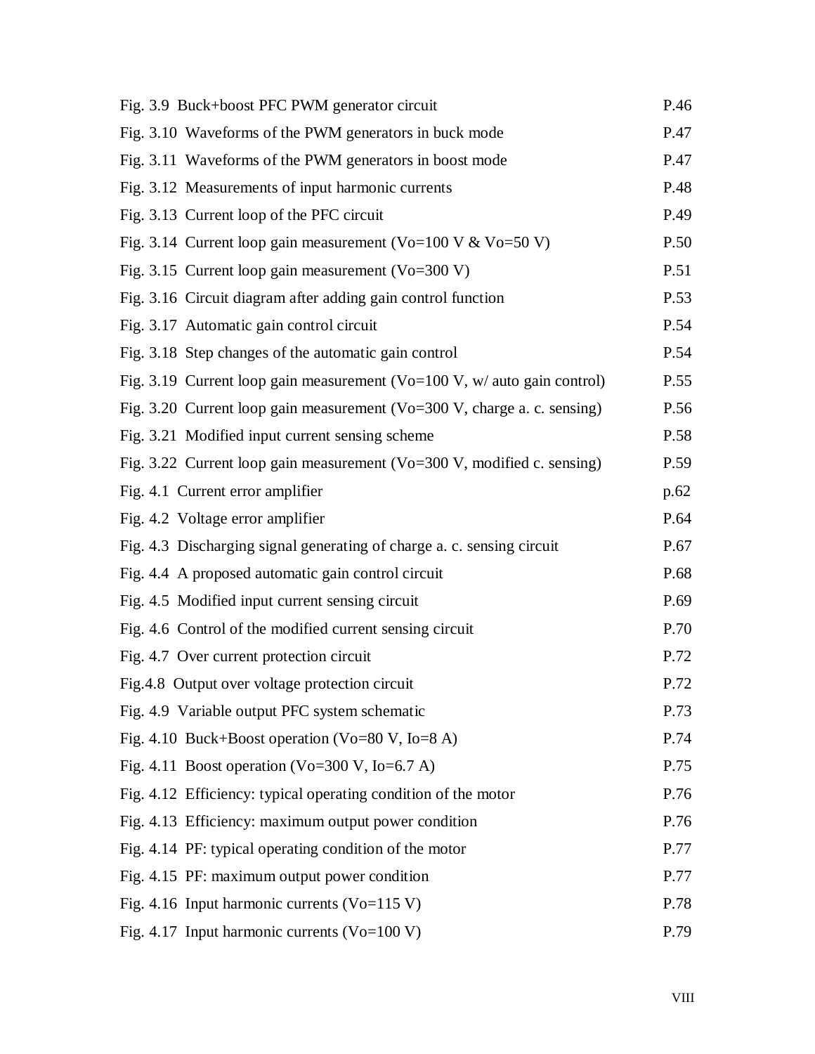| | |
|---|---|
| Fig. 3.9 Buck+boost PFC PWM generator circuit | P.46 |
| Fig. 3.10 Waveforms of the PWM generators in buck mode | P.47 |
| Fig. 3.11 Waveforms of the PWM generators in boost mode | P.47 |
| Fig. 3.12 Measurements of input harmonic currents | P.48 |
| Fig. 3.13 Current loop of the PFC circuit | P.49 |
| Fig. 3.14 Current loop gain measurement (Vo=100 V & Vo=50 V) | P.50 |
| Fig. 3.15 Current loop gain measurement (Vo=300 V) | P.51 |
| Fig. 3.16 Circuit diagram after adding gain control function | P.53 |
| Fig. 3.17 Automatic gain control circuit | P.54 |
| Fig. 3.18 Step changes of the automatic gain control | P.54 |
| Fig. 3.19 Current loop gain measurement (Vo=100 V, w/ auto gain control) | P.55 |
| Fig. 3.20 Current loop gain measurement (Vo=300 V, charge a. c. sensing) | P.56 |
| Fig. 3.21 Modified input current sensing scheme | P.58 |
| Fig. 3.22 Current loop gain measurement (Vo=300 V, modified c. sensing) | P.59 |
| Fig. 4.1 Current error amplifier | p.62 |
| Fig. 4.2 Voltage error amplifier | P.64 |
| Fig. 4.3 Discharging signal generating of charge a. c. sensing circuit | P.67 |
| Fig. 4.4 A proposed automatic gain control circuit | P.68 |
| Fig. 4.5 Modified input current sensing circuit | P.69 |
| Fig. 4.6 Control of the modified current sensing circuit | P.70 |
| Fig. 4.7 Over current protection circuit | P.72 |
| Fig.4.8 Output over voltage protection circuit | P.72 |
| Fig. 4.9 Variable output PFC system schematic | P.73 |
| Fig. 4.10 Buck+Boost operation (Vo=80 V, Io=8 A) | P.74 |
| Fig. 4.11 Boost operation (Vo=300 V, Io=6.7 A) | P.75 |
| Fig. 4.12 Efficiency: typical operating condition of the motor | P.76 |
| Fig. 4.13 Efficiency: maximum output power condition | P.76 |
| Fig. 4.14 PF: typical operating condition of the motor | P.77 |
| Fig. 4.15 PF: maximum output power condition | P.77 |
| Fig. 4.16 Input harmonic currents (Vo=115 V) | P.78 |
| Fig. 4.17 Input harmonic currents (Vo=100 V) | P.79 |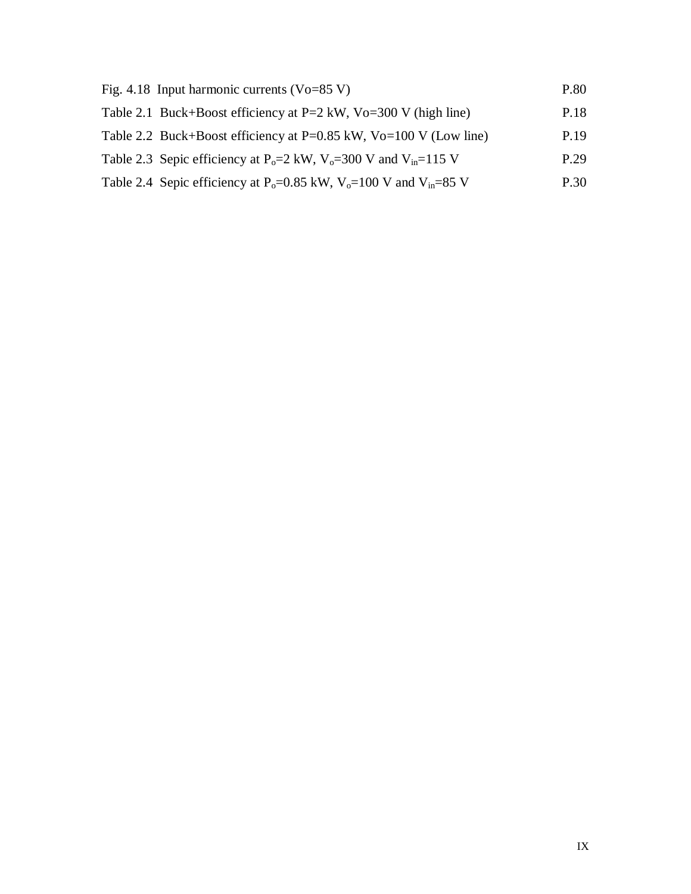Fig. 4.18 Input harmonic currents (Vo=85 V) P.80

Table 2.1 Buck+Boost efficiency at P=2 kW, Vo=300 V (high line) P.18

Table 2.2 Buck+Boost efficiency at P=0.85 kW, Vo=100 V (Low line) P.19

Table 2.3 Sepic efficiency at $P_o$=2 kW, $V_o$=300 V and $V_{in}$=115 V P.29

Table 2.4 Sepic efficiency at $P_o$=0.85 kW, $V_o$=100 V and $V_{in}$=85 V P.30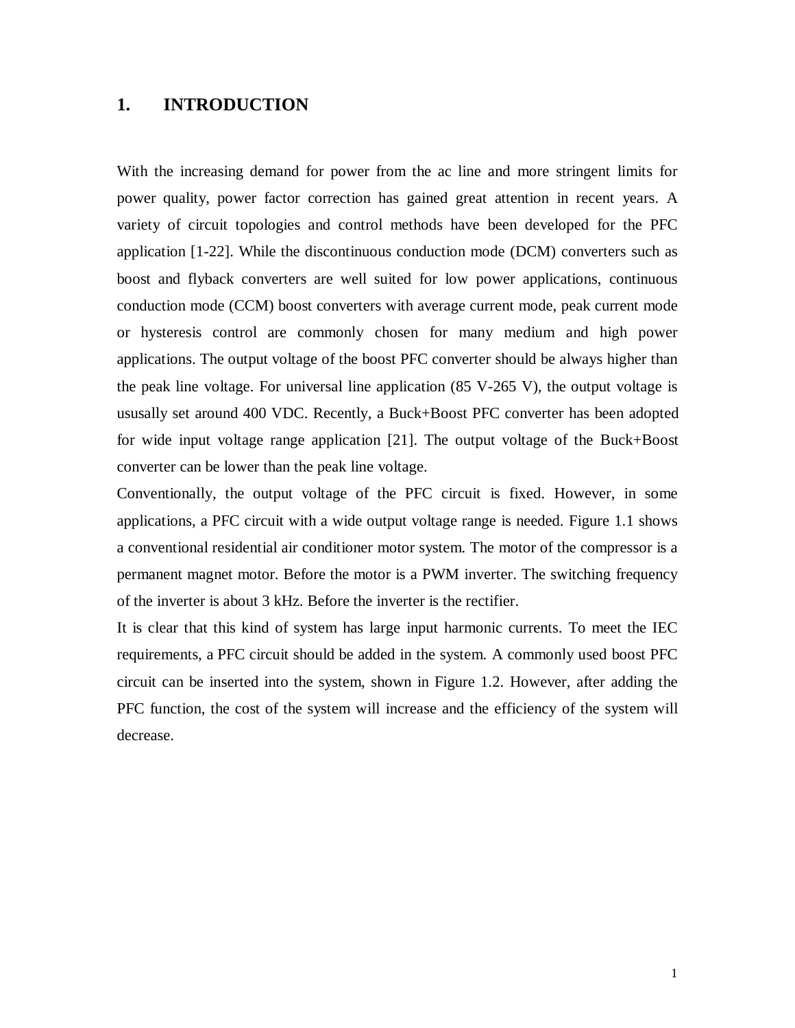# 1. INTRODUCTION

With the increasing demand for power from the ac line and more stringent limits for power quality, power factor correction has gained great attention in recent years. A variety of circuit topologies and control methods have been developed for the PFC application [1-22]. While the discontinuous conduction mode (DCM) converters such as boost and flyback converters are well suited for low power applications, continuous conduction mode (CCM) boost converters with average current mode, peak current mode or hysteresis control are commonly chosen for many medium and high power applications. The output voltage of the boost PFC converter should be always higher than the peak line voltage. For universal line application (85 V-265 V), the output voltage is ususally set around 400 VDC. Recently, a Buck+Boost PFC converter has been adopted for wide input voltage range application [21]. The output voltage of the Buck+Boost converter can be lower than the peak line voltage.

Conventionally, the output voltage of the PFC circuit is fixed. However, in some applications, a PFC circuit with a wide output voltage range is needed. Figure 1.1 shows a conventional residential air conditioner motor system. The motor of the compressor is a permanent magnet motor. Before the motor is a PWM inverter. The switching frequency of the inverter is about 3 kHz. Before the inverter is the rectifier.

It is clear that this kind of system has large input harmonic currents. To meet the IEC requirements, a PFC circuit should be added in the system. A commonly used boost PFC circuit can be inserted into the system, shown in Figure 1.2. However, after adding the PFC function, the cost of the system will increase and the efficiency of the system will decrease.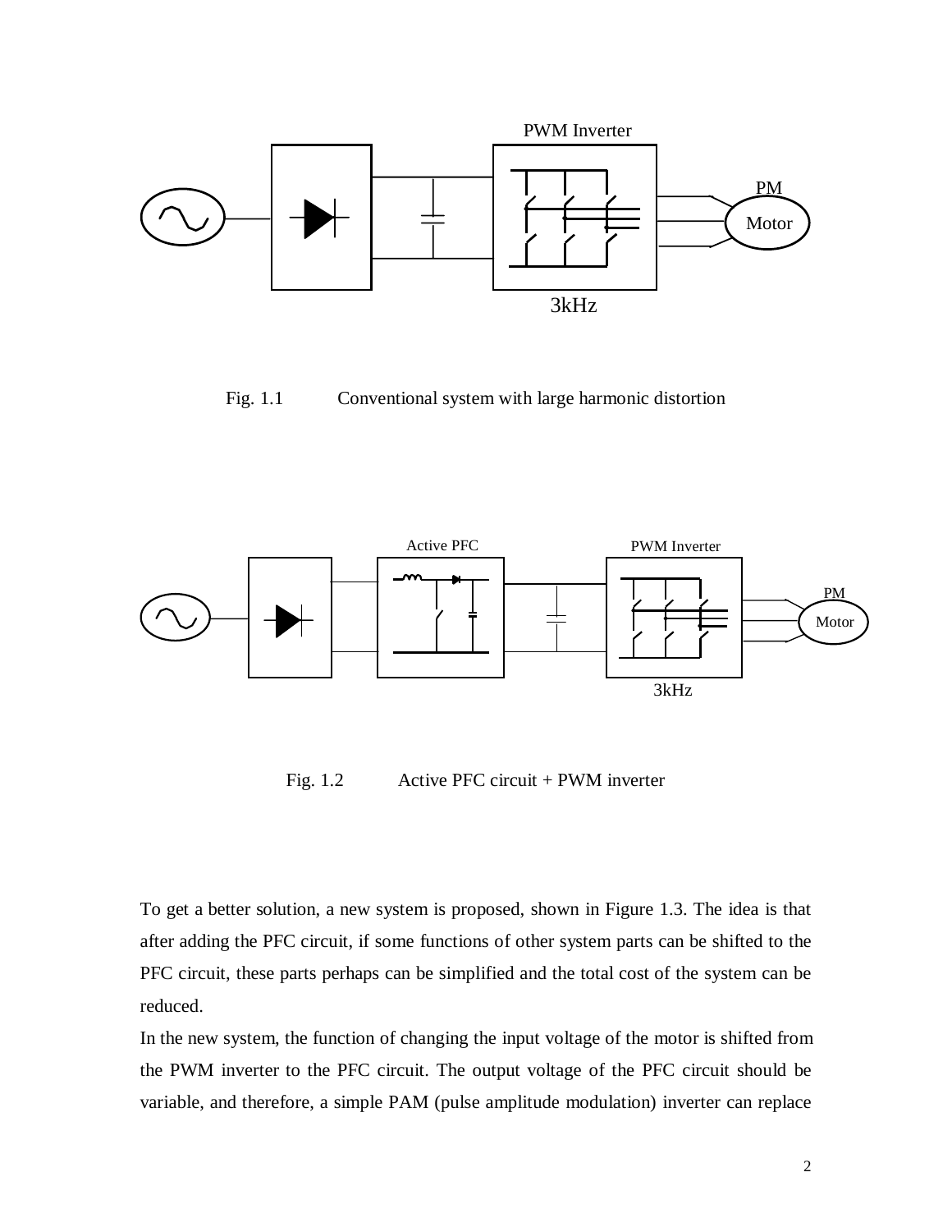Fig. 1.1 Conventional system with large harmonic distortion

Fig. 1.2 Active PFC circuit + PWM inverter

To get a better solution, a new system is proposed, shown in Figure 1.3. The idea is that after adding the PFC circuit, if some functions of other system parts can be shifted to the PFC circuit, these parts perhaps can be simplified and the total cost of the system can be reduced.

In the new system, the function of changing the input voltage of the motor is shifted from the PWM inverter to the PFC circuit. The output voltage of the PFC circuit should be variable, and therefore, a simple PAM (pulse amplitude modulation) inverter can replace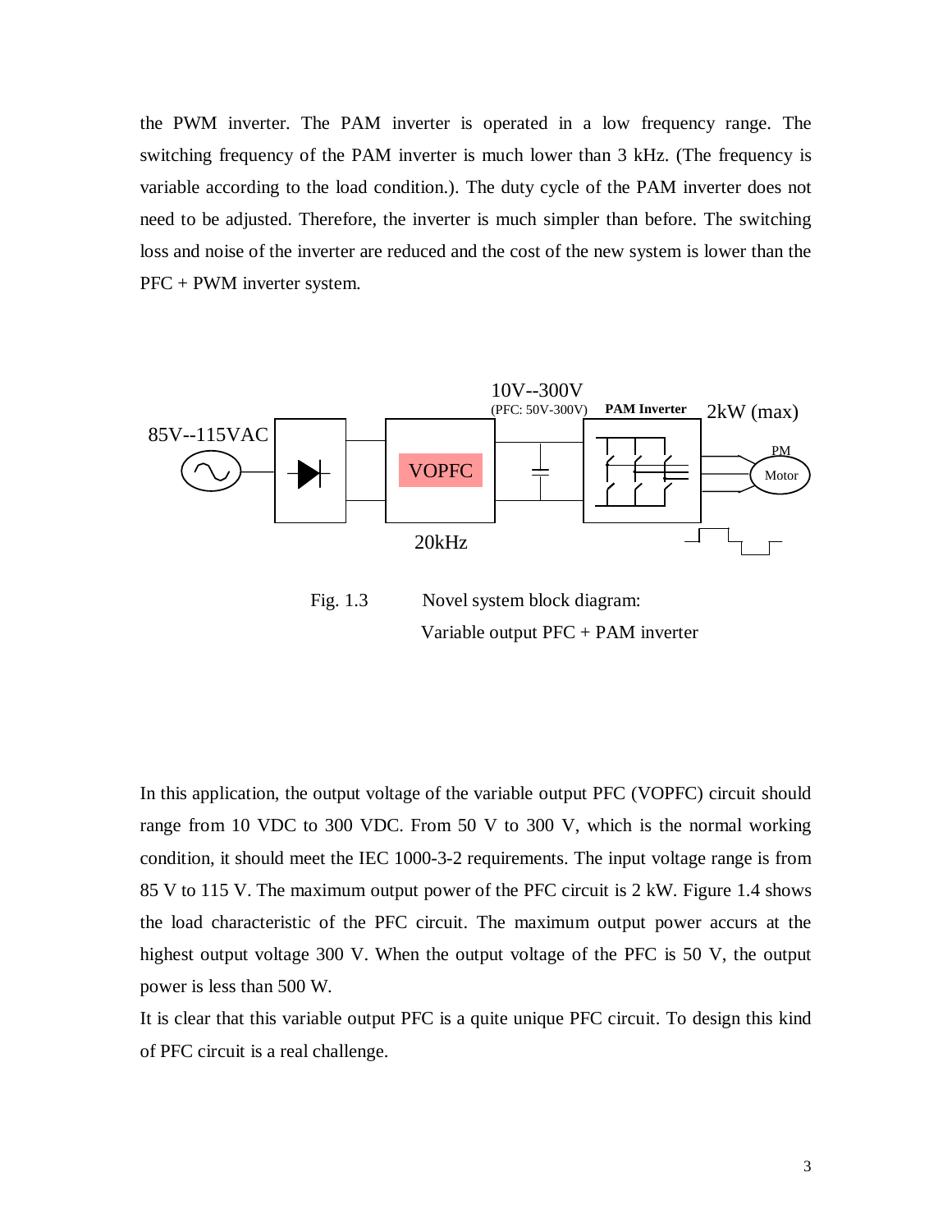the PWM inverter. The PAM inverter is operated in a low frequency range. The switching frequency of the PAM inverter is much lower than 3 kHz. (The frequency is variable according to the load condition.). The duty cycle of the PAM inverter does not need to be adjusted. Therefore, the inverter is much simpler than before. The switching loss and noise of the inverter are reduced and the cost of the new system is lower than the PFC + PWM inverter system.

Fig. 1.3 Novel system block diagram: Variable output PFC + PAM inverter

In this application, the output voltage of the variable output PFC (VOPFC) circuit should range from 10 VDC to 300 VDC. From 50 V to 300 V, which is the normal working condition, it should meet the IEC 1000-3-2 requirements. The input voltage range is from 85 V to 115 V. The maximum output power of the PFC circuit is 2 kW. Figure 1.4 shows the load characteristic of the PFC circuit. The maximum output power accurs at the highest output voltage 300 V. When the output voltage of the PFC is 50 V, the output power is less than 500 W.

It is clear that this variable output PFC is a quite unique PFC circuit. To design this kind of PFC circuit is a real challenge.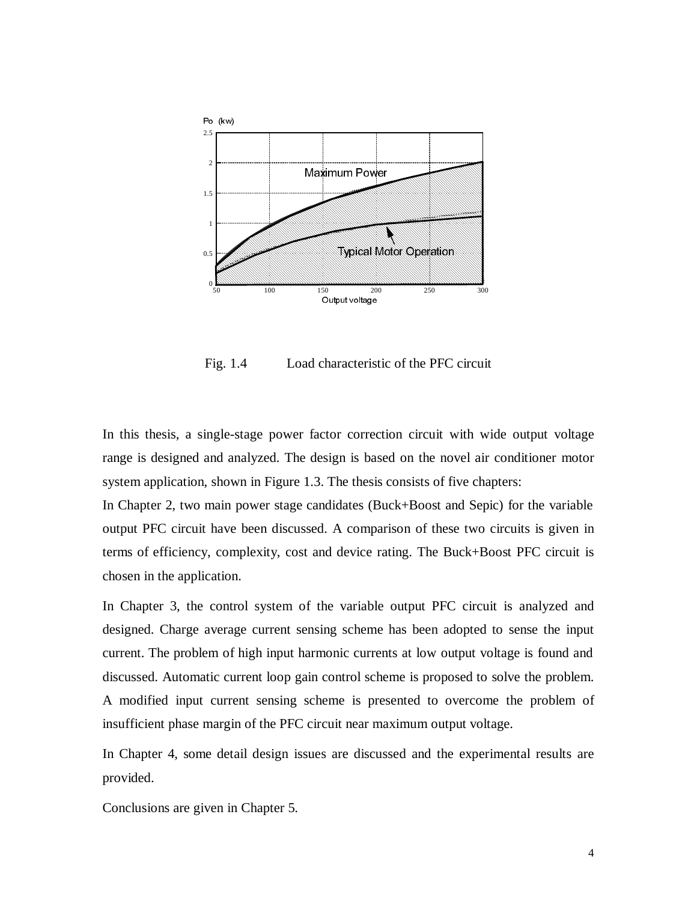Fig. 1.4 Load characteristic of the PFC circuit

In this thesis, a single-stage power factor correction circuit with wide output voltage range is designed and analyzed. The design is based on the novel air conditioner motor system application, shown in Figure 1.3. The thesis consists of five chapters:

In Chapter 2, two main power stage candidates (Buck+Boost and Sepic) for the variable output PFC circuit have been discussed. A comparison of these two circuits is given in terms of efficiency, complexity, cost and device rating. The Buck+Boost PFC circuit is chosen in the application.

In Chapter 3, the control system of the variable output PFC circuit is analyzed and designed. Charge average current sensing scheme has been adopted to sense the input current. The problem of high input harmonic currents at low output voltage is found and discussed. Automatic current loop gain control scheme is proposed to solve the problem. A modified input current sensing scheme is presented to overcome the problem of insufficient phase margin of the PFC circuit near maximum output voltage.

In Chapter 4, some detail design issues are discussed and the experimental results are provided.

Conclusions are given in Chapter 5.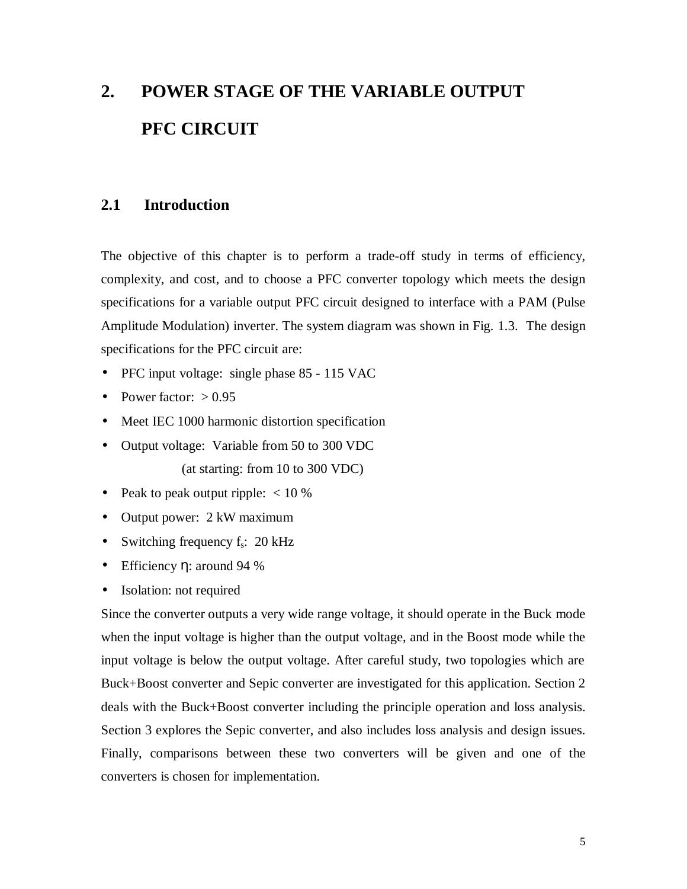# 2. POWER STAGE OF THE VARIABLE OUTPUT PFC CIRCUIT

## 2.1 Introduction

The objective of this chapter is to perform a trade-off study in terms of efficiency, complexity, and cost, and to choose a PFC converter topology which meets the design specifications for a variable output PFC circuit designed to interface with a PAM (Pulse Amplitude Modulation) inverter. The system diagram was shown in Fig. 1.3. The design specifications for the PFC circuit are:

- PFC input voltage: single phase 85 - 115 VAC
- Power factor: > 0.95
- Meet IEC 1000 harmonic distortion specification
- Output voltage: Variable from 50 to 300 VDC
  (at starting: from 10 to 300 VDC)
- Peak to peak output ripple: < 10 %
- Output power: 2 kW maximum
- Switching frequency $f_s$: 20 kHz
- Efficiency $\eta$: around 94 %
- Isolation: not required

Since the converter outputs a very wide range voltage, it should operate in the Buck mode when the input voltage is higher than the output voltage, and in the Boost mode while the input voltage is below the output voltage. After careful study, two topologies which are Buck+Boost converter and Sepic converter are investigated for this application. Section 2 deals with the Buck+Boost converter including the principle operation and loss analysis. Section 3 explores the Sepic converter, and also includes loss analysis and design issues. Finally, comparisons between these two converters will be given and one of the converters is chosen for implementation.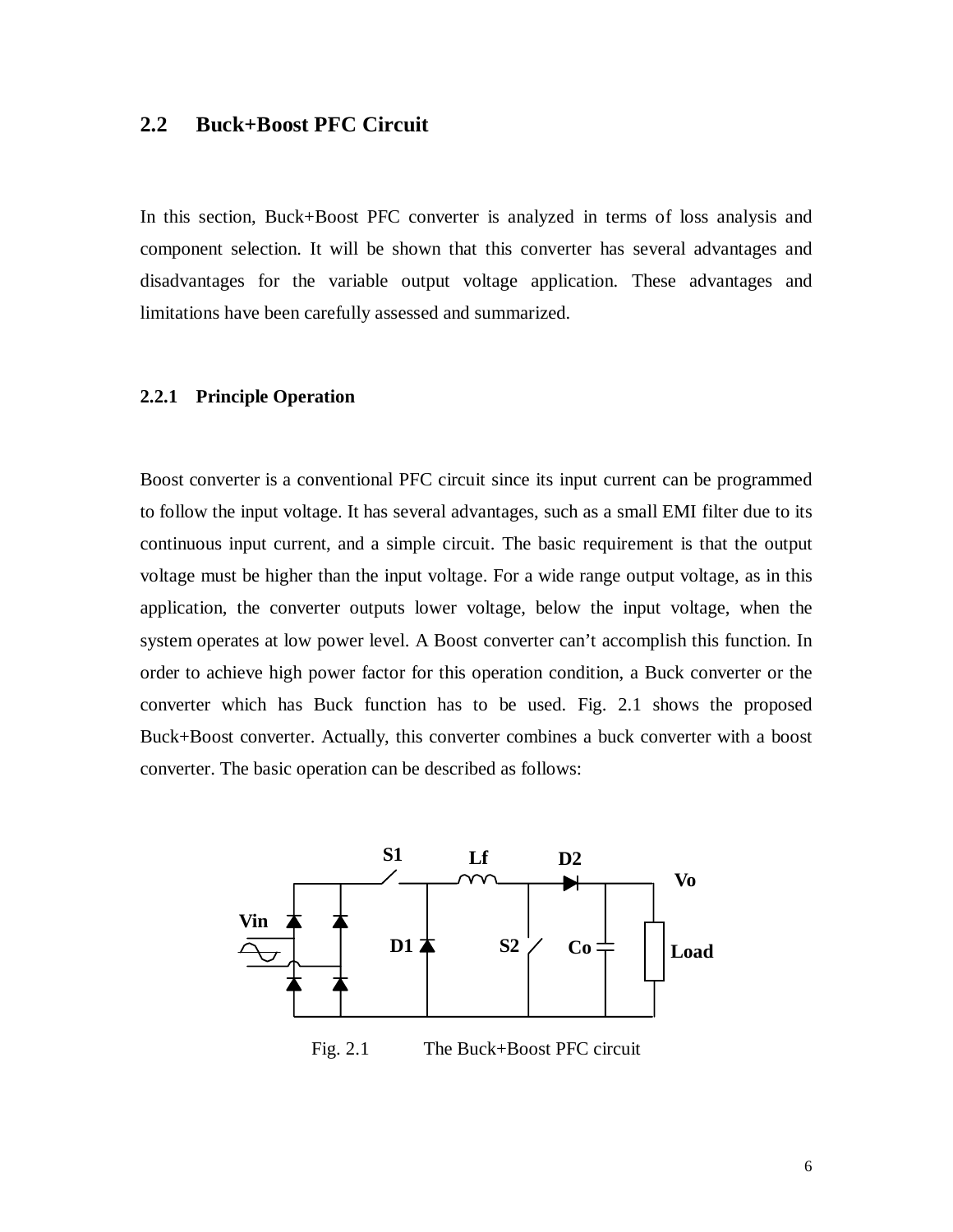## 2.2 Buck+Boost PFC Circuit

In this section, Buck+Boost PFC converter is analyzed in terms of loss analysis and component selection. It will be shown that this converter has several advantages and disadvantages for the variable output voltage application. These advantages and limitations have been carefully assessed and summarized.

### 2.2.1 Principle Operation

Boost converter is a conventional PFC circuit since its input current can be programmed to follow the input voltage. It has several advantages, such as a small EMI filter due to its continuous input current, and a simple circuit. The basic requirement is that the output voltage must be higher than the input voltage. For a wide range output voltage, as in this application, the converter outputs lower voltage, below the input voltage, when the system operates at low power level. A Boost converter can't accomplish this function. In order to achieve high power factor for this operation condition, a Buck converter or the converter which has Buck function has to be used. Fig. 2.1 shows the proposed Buck+Boost converter. Actually, this converter combines a buck converter with a boost converter. The basic operation can be described as follows:

Fig. 2.1 The Buck+Boost PFC circuit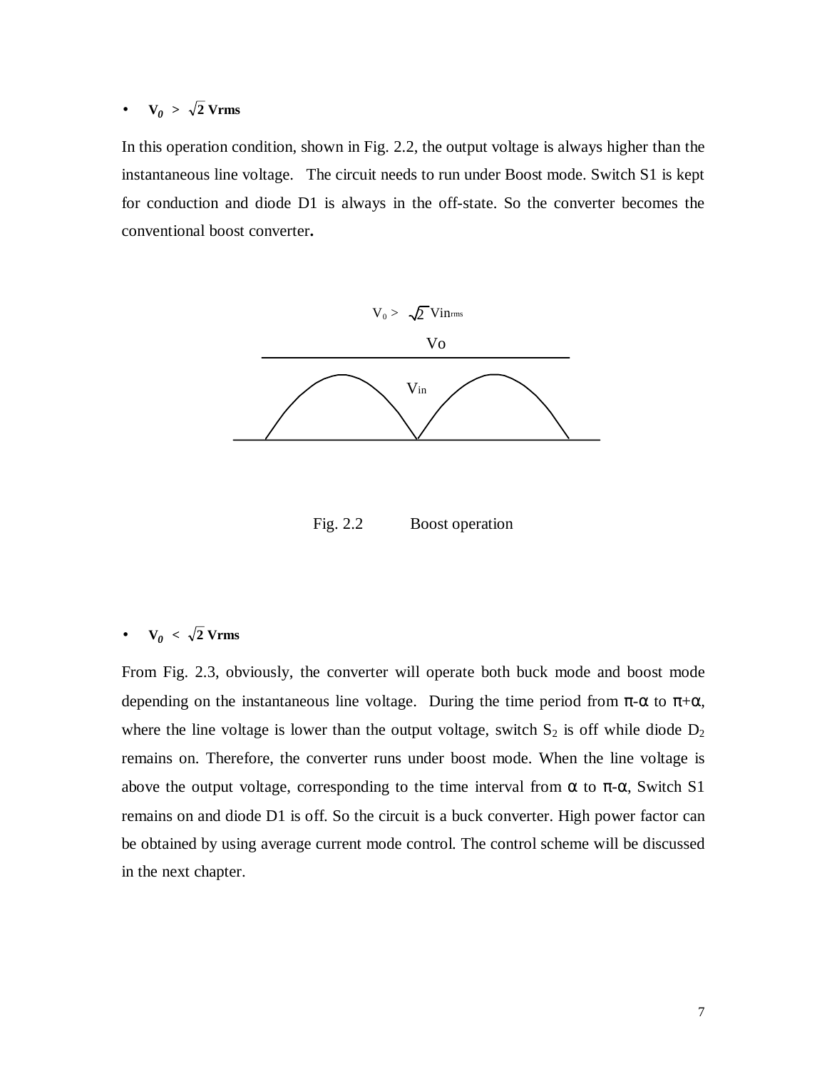- **$V_0$ > $\sqrt{2}$ Vrms**

In this operation condition, shown in Fig. 2.2, the output voltage is always higher than the instantaneous line voltage. The circuit needs to run under Boost mode. Switch S1 is kept for conduction and diode D1 is always in the off-state. So the converter becomes the conventional boost converter**.**

$V_0 > \sqrt{2}\ Vin_{rms}$

Vo

Vin

Fig. 2.2 Boost operation

- **$V_0$ < $\sqrt{2}$ Vrms**

From Fig. 2.3, obviously, the converter will operate both buck mode and boost mode depending on the instantaneous line voltage. During the time period from $\pi$-$\alpha$ to $\pi$+$\alpha$, where the line voltage is lower than the output voltage, switch $S_2$ is off while diode $D_2$ remains on. Therefore, the converter runs under boost mode. When the line voltage is above the output voltage, corresponding to the time interval from $\alpha$ to $\pi$-$\alpha$, Switch S1 remains on and diode D1 is off. So the circuit is a buck converter. High power factor can be obtained by using average current mode control. The control scheme will be discussed in the next chapter.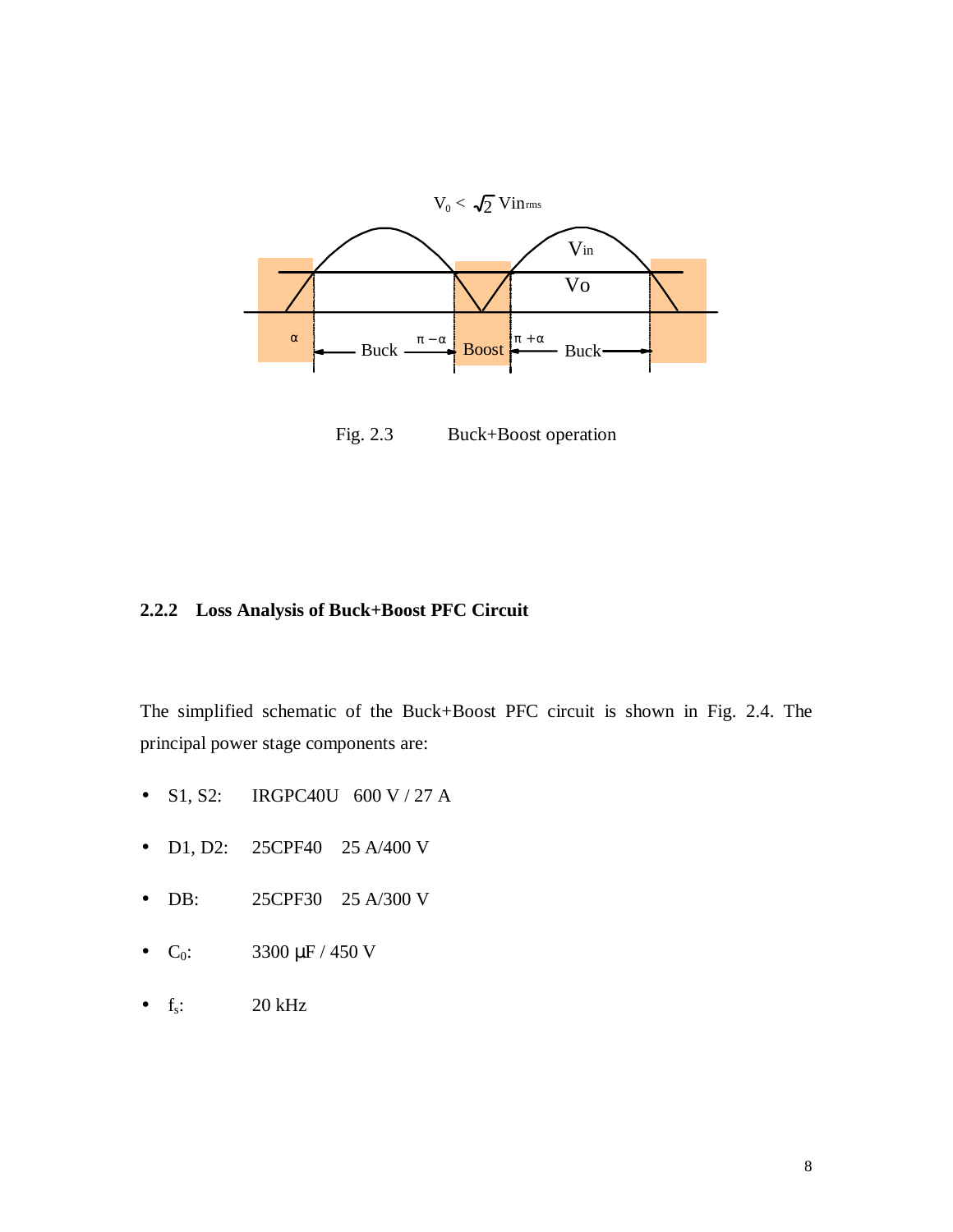Fig. 2.3 Buck+Boost operation

### 2.2.2 Loss Analysis of Buck+Boost PFC Circuit

The simplified schematic of the Buck+Boost PFC circuit is shown in Fig. 2.4. The principal power stage components are:

- S1, S2: IRGPC40U 600 V / 27 A
- D1, D2: 25CPF40 25 A/400 V
- DB: 25CPF30 25 A/300 V
- $C_0$: 3300 μF / 450 V
- $f_s$: 20 kHz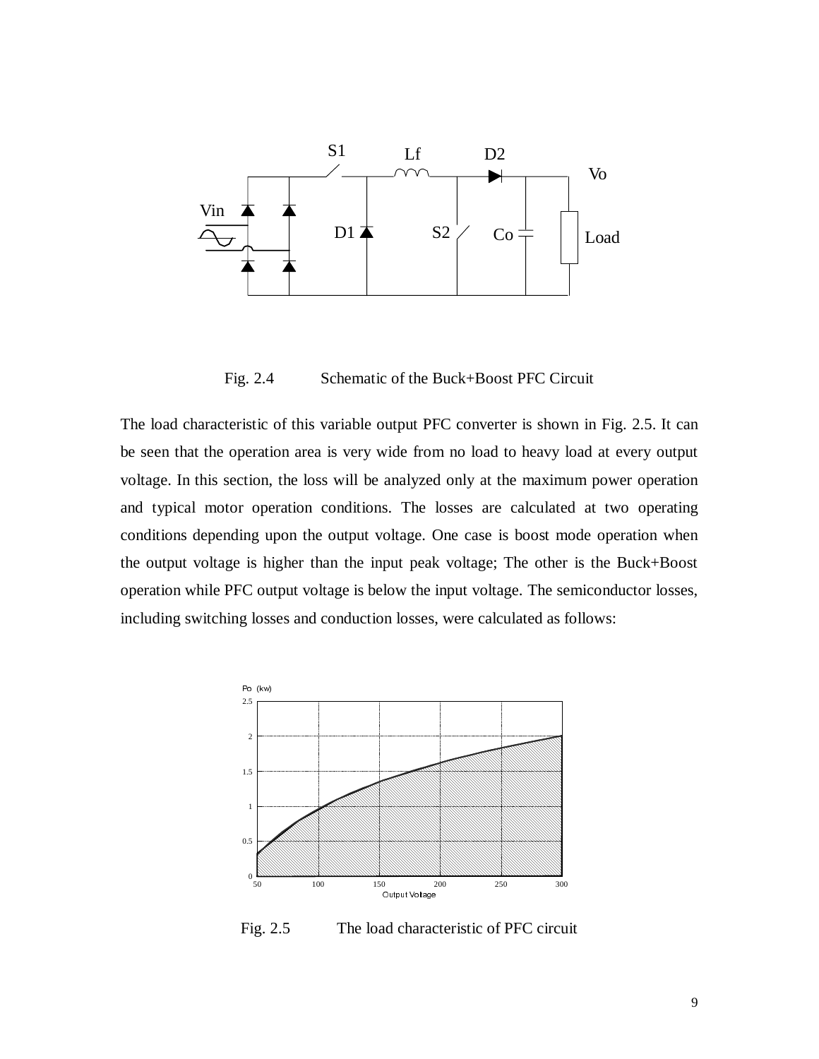Fig. 2.4 Schematic of the Buck+Boost PFC Circuit

The load characteristic of this variable output PFC converter is shown in Fig. 2.5. It can be seen that the operation area is very wide from no load to heavy load at every output voltage. In this section, the loss will be analyzed only at the maximum power operation and typical motor operation conditions. The losses are calculated at two operating conditions depending upon the output voltage. One case is boost mode operation when the output voltage is higher than the input peak voltage; The other is the Buck+Boost operation while PFC output voltage is below the input voltage. The semiconductor losses, including switching losses and conduction losses, were calculated as follows:

Fig. 2.5 The load characteristic of PFC circuit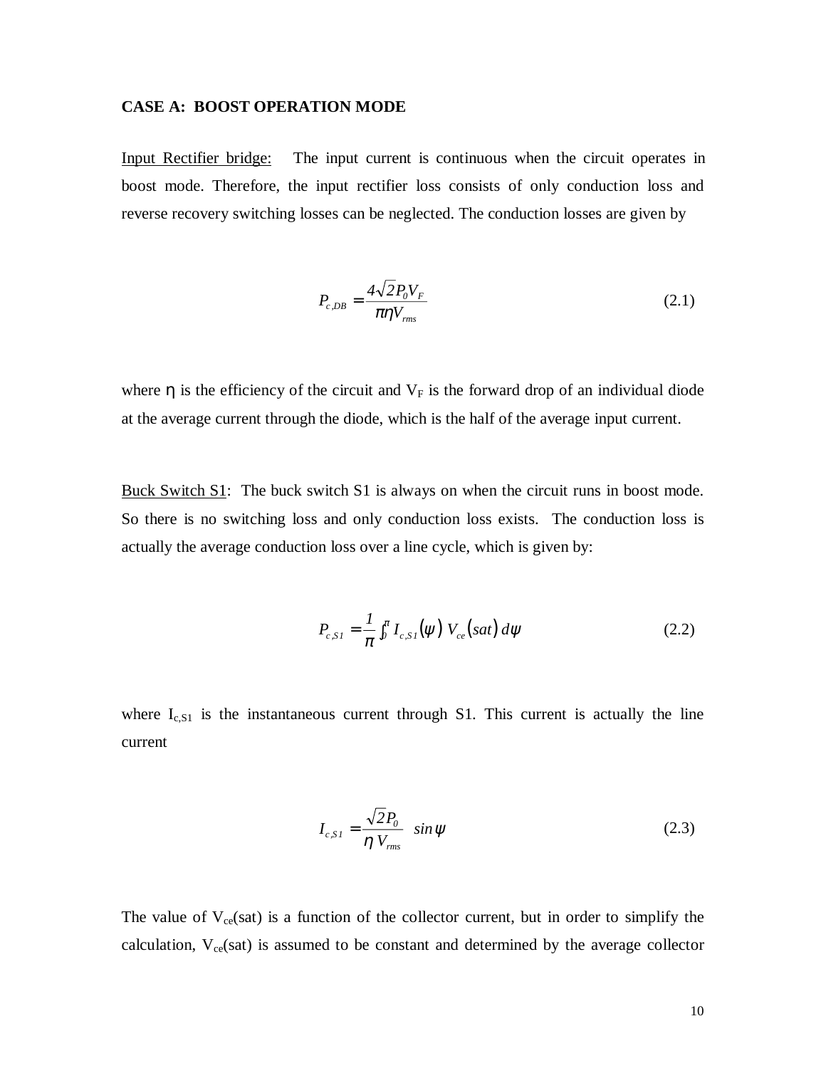**CASE A: BOOST OPERATION MODE**

Input Rectifier bridge: The input current is continuous when the circuit operates in boost mode. Therefore, the input rectifier loss consists of only conduction loss and reverse recovery switching losses can be neglected. The conduction losses are given by

$$P_{c,DB} = \frac{4\sqrt{2}P_0 V_F}{\pi \eta V_{rms}} \tag{2.1}$$

where η is the efficiency of the circuit and $V_F$ is the forward drop of an individual diode at the average current through the diode, which is the half of the average input current.

Buck Switch S1: The buck switch S1 is always on when the circuit runs in boost mode. So there is no switching loss and only conduction loss exists. The conduction loss is actually the average conduction loss over a line cycle, which is given by:

$$P_{c,S1} = \frac{1}{\pi} \int_0^{\pi} I_{c,S1}(\psi)\, V_{ce}(sat)\, d\psi \tag{2.2}$$

where $I_{c,S1}$ is the instantaneous current through S1. This current is actually the line current

$$I_{c,S1} = \frac{\sqrt{2}P_0}{\eta\, V_{rms}} \sin\psi \tag{2.3}$$

The value of $V_{ce}(sat)$ is a function of the collector current, but in order to simplify the calculation, $V_{ce}(sat)$ is assumed to be constant and determined by the average collector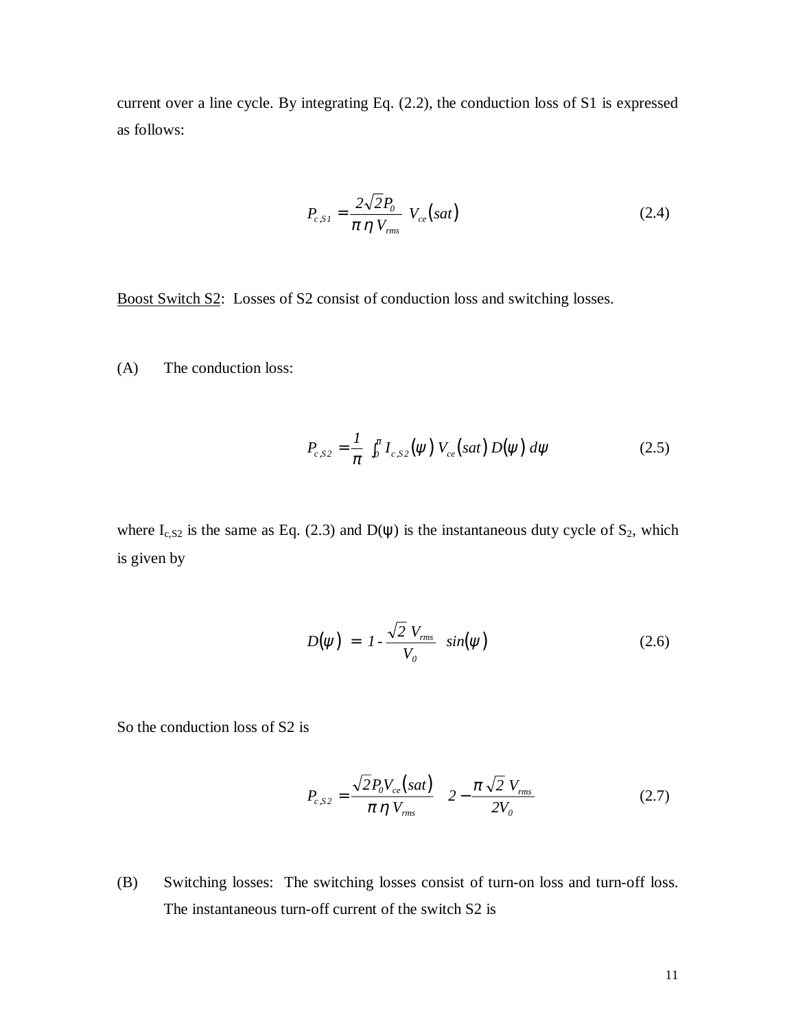current over a line cycle. By integrating Eq. (2.2), the conduction loss of S1 is expressed as follows:

$$P_{c,S1} = \frac{2\sqrt{2}P_0}{\pi\,\eta\,V_{rms}}\;V_{ce}(sat) \tag{2.4}$$

Boost Switch S2: Losses of S2 consist of conduction loss and switching losses.

(A) The conduction loss:

$$P_{c,S2} = \frac{1}{\pi}\int_0^{\pi} I_{c,S2}(\psi)\,V_{ce}(sat)\,D(\psi)\,d\psi \tag{2.5}$$

where $I_{c,S2}$ is the same as Eq. (2.3) and $D(\psi)$ is the instantaneous duty cycle of $S_2$, which is given by

$$D(\psi) = 1 - \frac{\sqrt{2}\,V_{rms}}{V_0}\;\sin(\psi) \tag{2.6}$$

So the conduction loss of S2 is

$$P_{c,S2} = \frac{\sqrt{2}P_0 V_{ce}(sat)}{\pi\,\eta\,V_{rms}}\left(2 - \frac{\pi\sqrt{2}\,V_{rms}}{2V_0}\right) \tag{2.7}$$

(B) Switching losses: The switching losses consist of turn-on loss and turn-off loss. The instantaneous turn-off current of the switch S2 is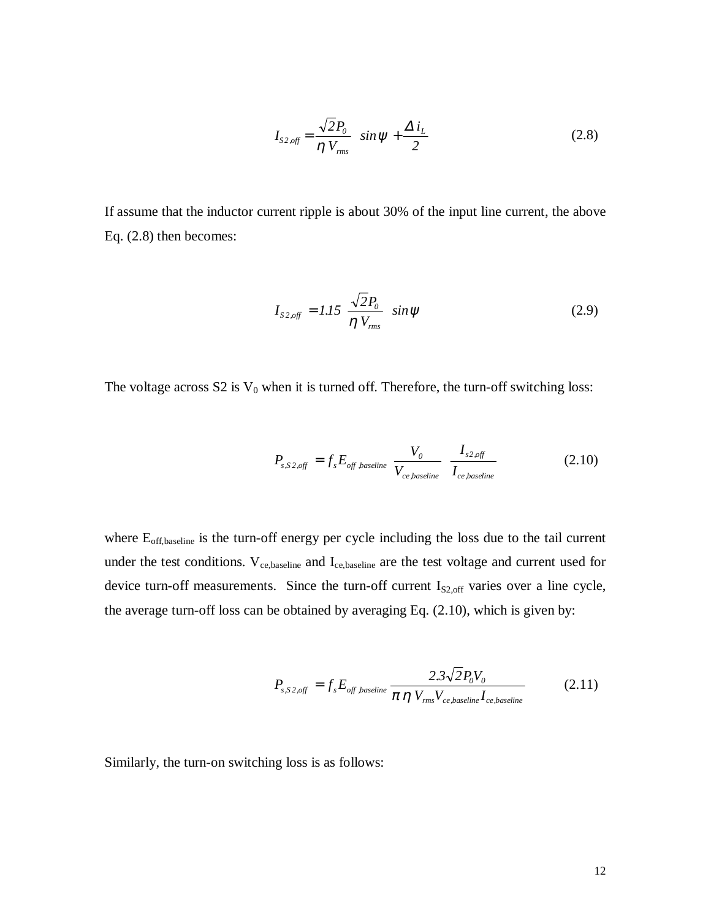$$I_{S2,off} = \frac{\sqrt{2}P_0}{\eta V_{rms}} \sin\psi + \frac{\Delta i_L}{2} \tag{2.8}$$

If assume that the inductor current ripple is about 30% of the input line current, the above Eq. (2.8) then becomes:

$$I_{S2,off} = 1.15 \frac{\sqrt{2}P_0}{\eta V_{rms}} \sin\psi \tag{2.9}$$

The voltage across S2 is $V_0$ when it is turned off. Therefore, the turn-off switching loss:

$$P_{s,S2,off} = f_s E_{off,baseline} \frac{V_0}{V_{ce,baseline}} \frac{I_{s2,off}}{I_{ce,baseline}} \tag{2.10}$$

where $E_{off,baseline}$ is the turn-off energy per cycle including the loss due to the tail current under the test conditions. $V_{ce,baseline}$ and $I_{ce,baseline}$ are the test voltage and current used for device turn-off measurements. Since the turn-off current $I_{S2,off}$ varies over a line cycle, the average turn-off loss can be obtained by averaging Eq. (2.10), which is given by:

$$P_{s,S2,off} = f_s E_{off,baseline} \frac{2.3\sqrt{2}P_0 V_0}{\pi \eta V_{rms} V_{ce,baseline} I_{ce,baseline}} \tag{2.11}$$

Similarly, the turn-on switching loss is as follows: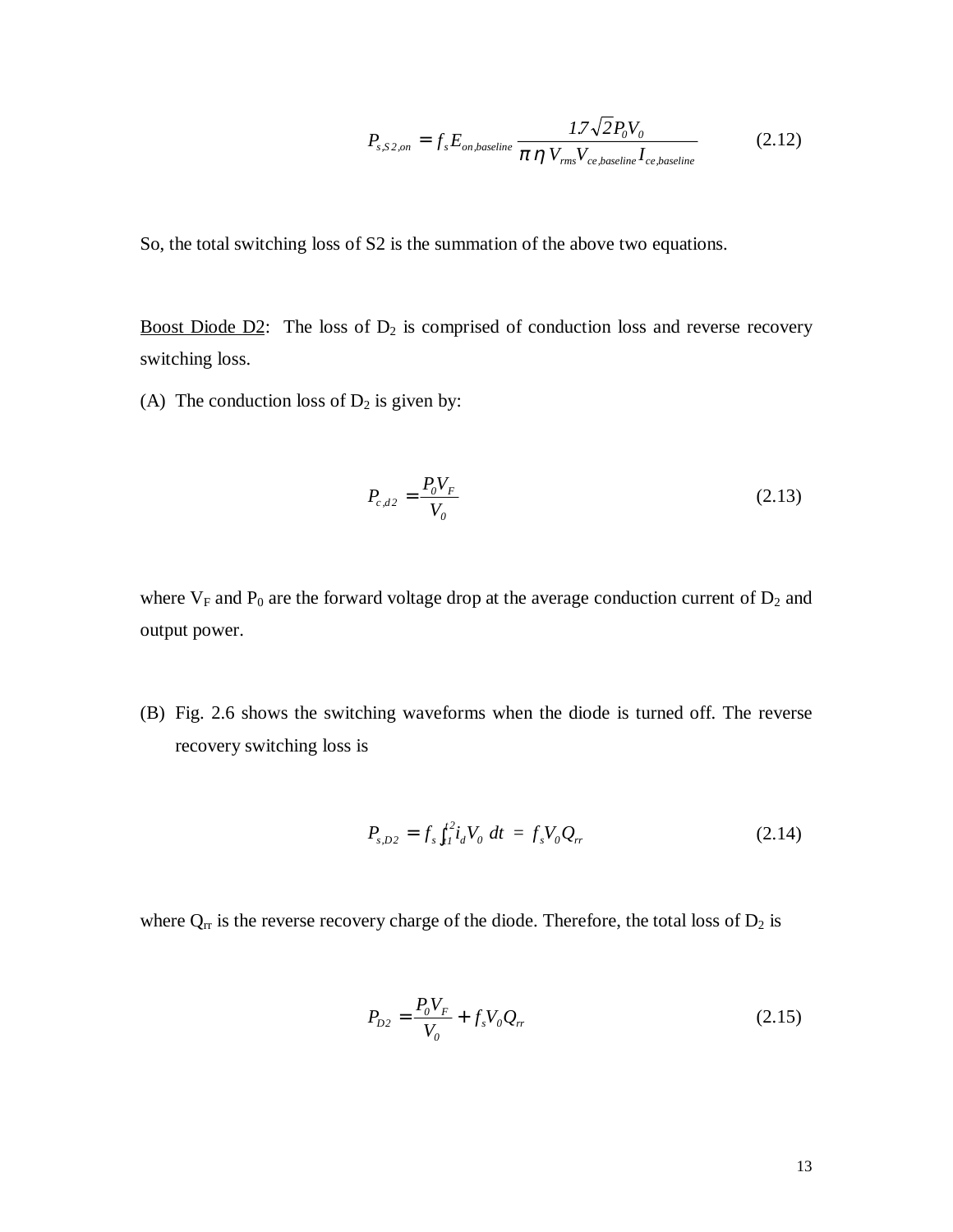$$P_{s,S2,on} = f_s E_{on,baseline} \frac{1.7\sqrt{2}P_0 V_0}{\pi \eta V_{rms} V_{ce,baseline} I_{ce,baseline}} \tag{2.12}$$

So, the total switching loss of S2 is the summation of the above two equations.

Boost Diode D2: The loss of $D_2$ is comprised of conduction loss and reverse recovery switching loss.

(A) The conduction loss of $D_2$ is given by:

$$P_{c,d2} = \frac{P_0 V_F}{V_0} \tag{2.13}$$

where $V_F$ and $P_0$ are the forward voltage drop at the average conduction current of $D_2$ and output power.

(B) Fig. 2.6 shows the switching waveforms when the diode is turned off. The reverse recovery switching loss is

$$P_{s,D2} = f_s \int_{t1}^{t2} i_d V_0 \, dt = f_s V_0 Q_{rr} \tag{2.14}$$

where $Q_{rr}$ is the reverse recovery charge of the diode. Therefore, the total loss of $D_2$ is

$$P_{D2} = \frac{P_0 V_F}{V_0} + f_s V_0 Q_{rr} \tag{2.15}$$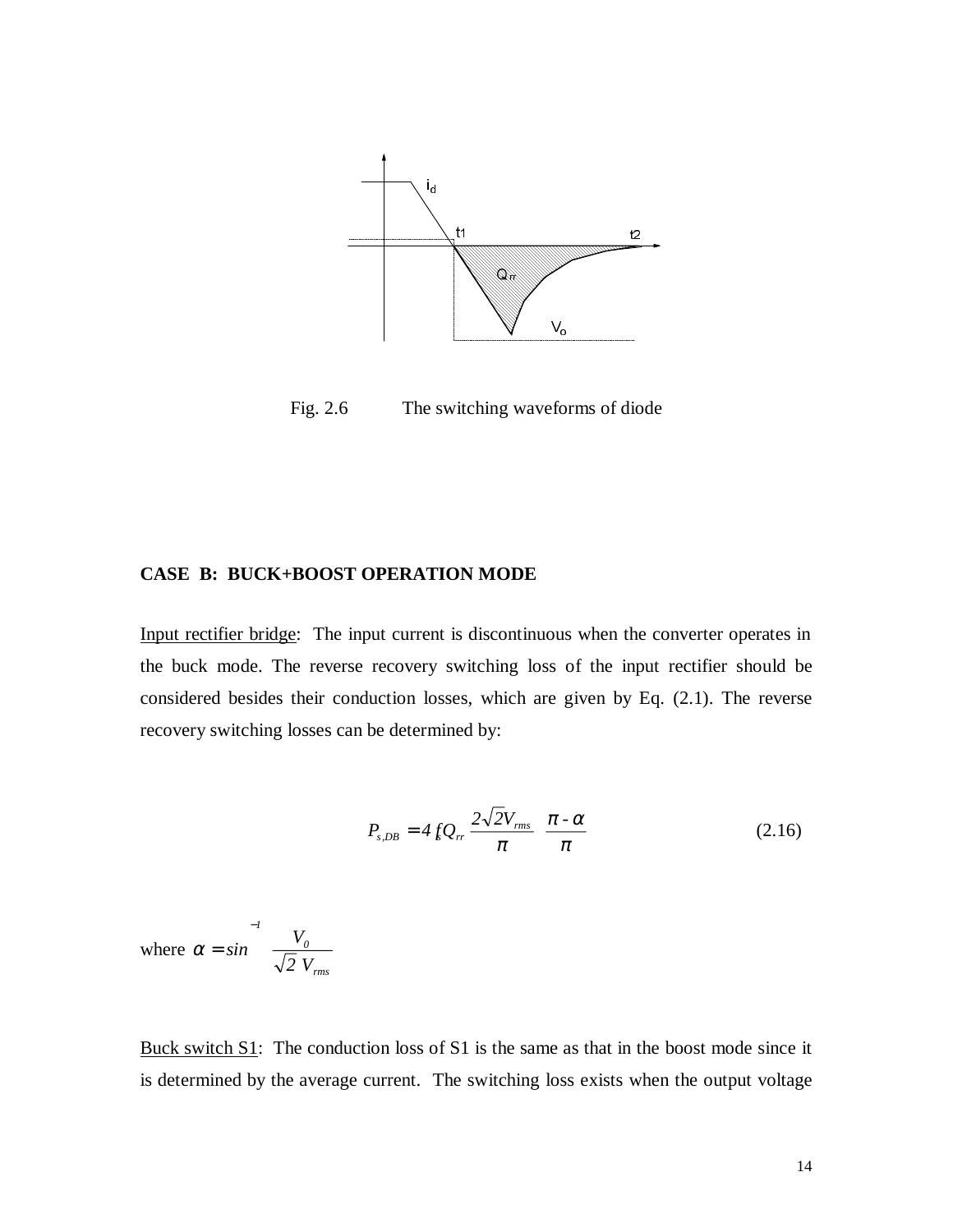Fig. 2.6 The switching waveforms of diode

**CASE B: BUCK+BOOST OPERATION MODE**

Input rectifier bridge: The input current is discontinuous when the converter operates in the buck mode. The reverse recovery switching loss of the input rectifier should be considered besides their conduction losses, which are given by Eq. (2.1). The reverse recovery switching losses can be determined by:

$$P_{s,DB} = 4 f_s Q_{rr} \frac{2\sqrt{2}V_{rms}}{\pi} \frac{\pi - \alpha}{\pi} \tag{2.16}$$

where $\alpha = sin^{-1}\left(\frac{V_0}{\sqrt{2}\, V_{rms}}\right)$

Buck switch S1: The conduction loss of S1 is the same as that in the boost mode since it is determined by the average current. The switching loss exists when the output voltage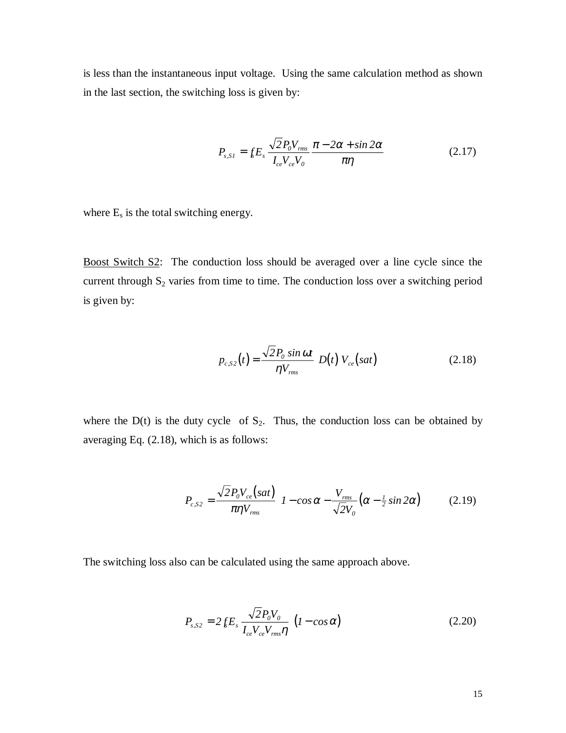is less than the instantaneous input voltage. Using the same calculation method as shown in the last section, the switching loss is given by:

$$P_{s,S1} = f_s E_s \frac{\sqrt{2} P_0 V_{rms}}{I_{ce} V_{ce} V_0} \frac{\pi - 2\alpha + \sin 2\alpha}{\pi \eta} \tag{2.17}$$

where $E_s$ is the total switching energy.

<u>Boost Switch S2</u>: The conduction loss should be averaged over a line cycle since the current through $S_2$ varies from time to time. The conduction loss over a switching period is given by:

$$p_{c,S2}(t) = \frac{\sqrt{2} P_0 \sin \omega t}{\eta V_{rms}} D(t) V_{ce}(sat) \tag{2.18}$$

where the D(t) is the duty cycle of $S_2$. Thus, the conduction loss can be obtained by averaging Eq. (2.18), which is as follows:

$$P_{c,S2} = \frac{\sqrt{2} P_0 V_{ce}(sat)}{\pi \eta V_{rms}} \left[ 1 - \cos \alpha - \frac{V_{rms}}{\sqrt{2} V_0} \left( \alpha - \tfrac{1}{2} \sin 2\alpha \right) \right] \tag{2.19}$$

The switching loss also can be calculated using the same approach above.

$$P_{s,S2} = 2 f_s E_s \frac{\sqrt{2} P_0 V_0}{I_{ce} V_{ce} V_{rms} \eta} (1 - \cos \alpha) \tag{2.20}$$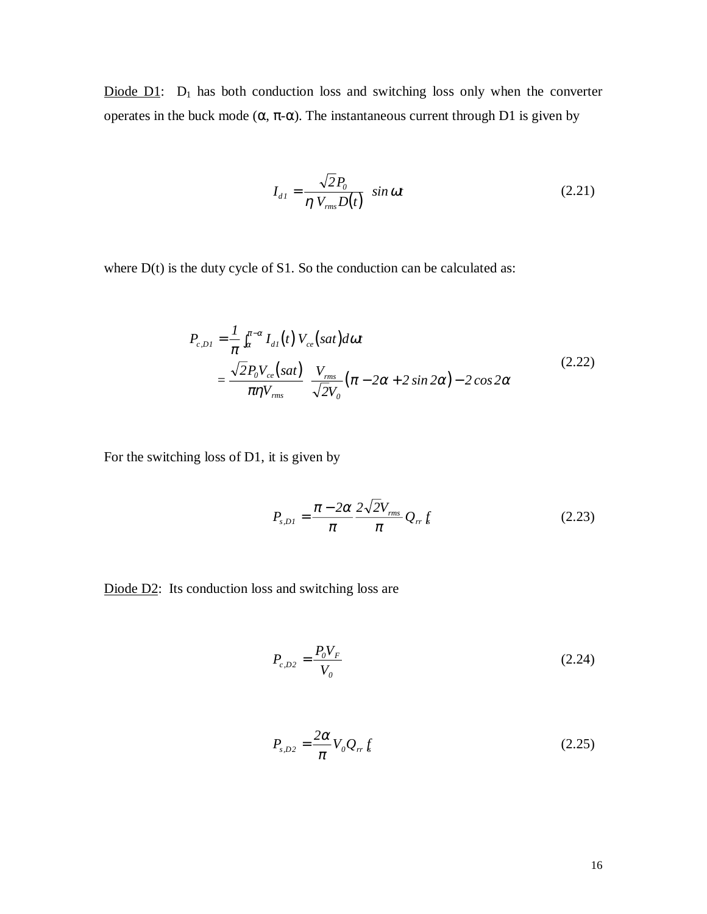<u>Diode D1</u>: $D_1$ has both conduction loss and switching loss only when the converter operates in the buck mode ($\alpha$, $\pi$-$\alpha$). The instantaneous current through D1 is given by

$$I_{d1} = \frac{\sqrt{2}P_0}{\eta\, V_{rms} D(t)}\ \sin\omega t \tag{2.21}$$

where D(t) is the duty cycle of S1. So the conduction can be calculated as:

$$\begin{aligned} P_{c,D1} &= \frac{1}{\pi}\int_{\alpha}^{\pi-\alpha} I_{d1}(t)\, V_{ce}(sat)\, d\omega t \\ &= \frac{\sqrt{2}P_0 V_{ce}(sat)}{\pi\eta V_{rms}}\ \frac{V_{rms}}{\sqrt{2}V_0}\left(\pi - 2\alpha + 2\sin 2\alpha\right) - 2\cos 2\alpha \end{aligned} \tag{2.22}$$

For the switching loss of D1, it is given by

$$P_{s,D1} = \frac{\pi - 2\alpha}{\pi}\,\frac{2\sqrt{2}V_{rms}}{\pi}\,Q_{rr}\, f_s \tag{2.23}$$

<u>Diode D2</u>: Its conduction loss and switching loss are

$$P_{c,D2} = \frac{P_0 V_F}{V_0} \tag{2.24}$$

$$P_{s,D2} = \frac{2\alpha}{\pi} V_0 Q_{rr}\, f_s \tag{2.25}$$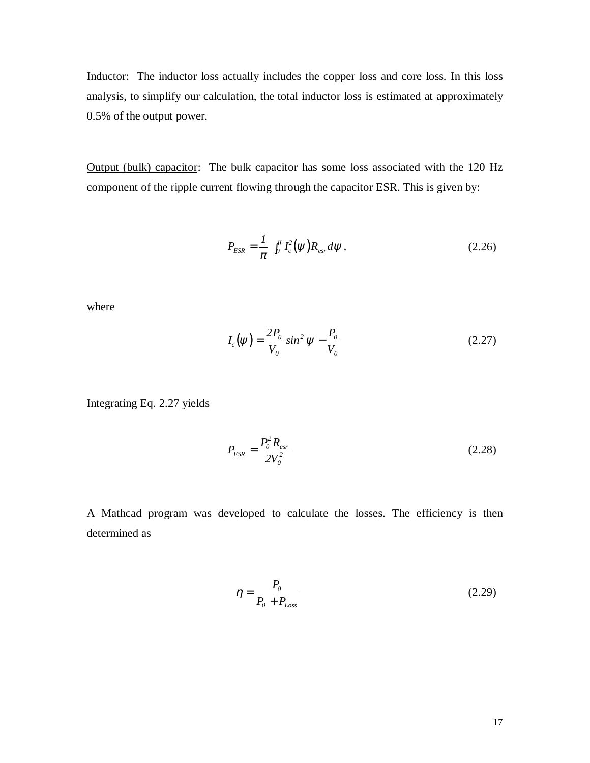Inductor: The inductor loss actually includes the copper loss and core loss. In this loss analysis, to simplify our calculation, the total inductor loss is estimated at approximately 0.5% of the output power.

Output (bulk) capacitor: The bulk capacitor has some loss associated with the 120 Hz component of the ripple current flowing through the capacitor ESR. This is given by:

$$P_{ESR} = \frac{1}{\pi} \int_0^{\pi} I_c^2(\psi) R_{esr} d\psi \,, \tag{2.26}$$

where

$$I_c(\psi) = \frac{2P_0}{V_0} \sin^2 \psi - \frac{P_0}{V_0} \tag{2.27}$$

Integrating Eq. 2.27 yields

$$P_{ESR} = \frac{P_0^2 R_{esr}}{2V_0^2} \tag{2.28}$$

A Mathcad program was developed to calculate the losses. The efficiency is then determined as

$$\eta = \frac{P_0}{P_0 + P_{Loss}} \tag{2.29}$$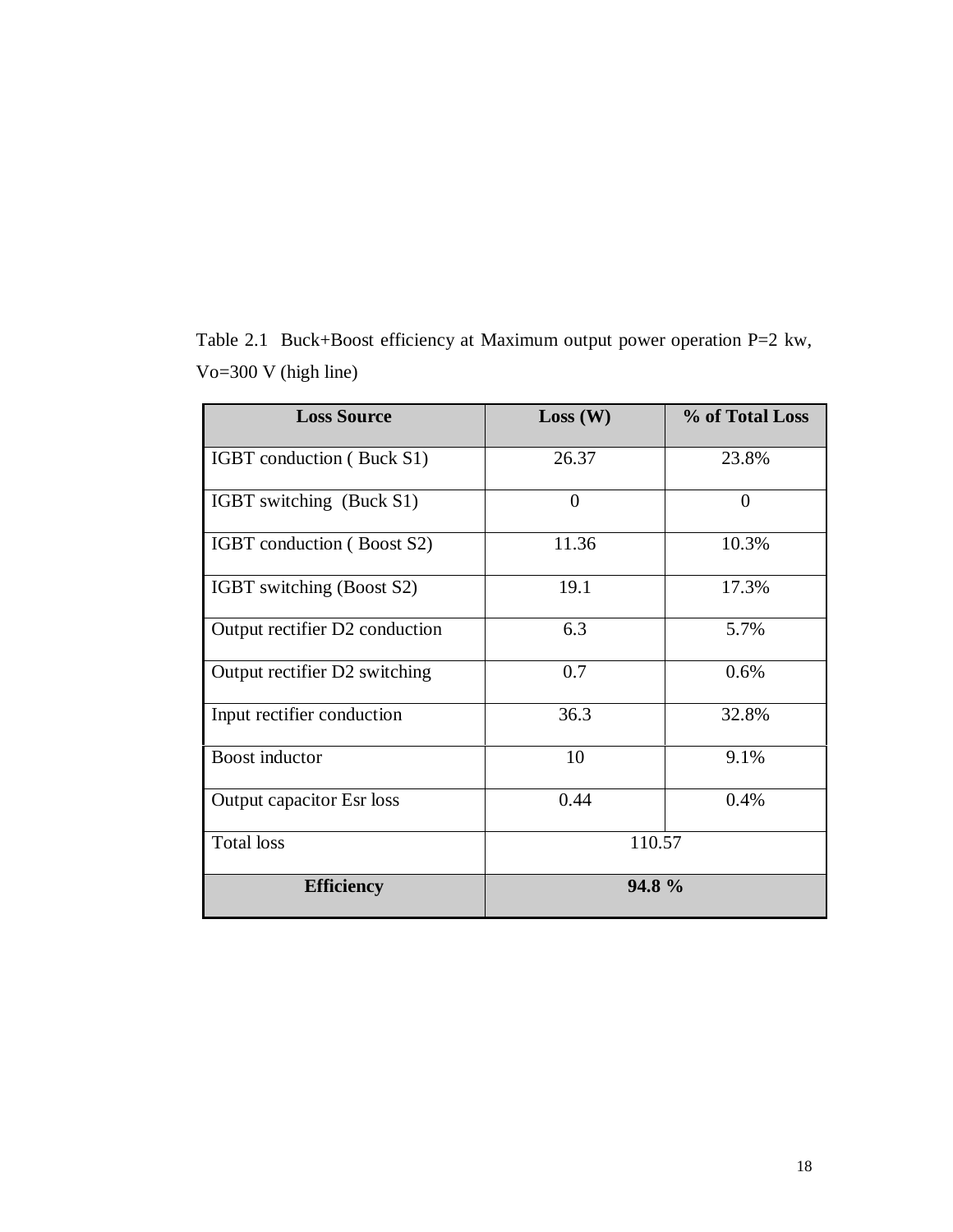Table 2.1 Buck+Boost efficiency at Maximum output power operation P=2 kw, Vo=300 V (high line)

| **Loss Source** | **Loss (W)** | **% of Total Loss** |
|---|---|---|
| IGBT conduction ( Buck S1) | 26.37 | 23.8% |
| IGBT switching (Buck S1) | 0 | 0 |
| IGBT conduction ( Boost S2) | 11.36 | 10.3% |
| IGBT switching (Boost S2) | 19.1 | 17.3% |
| Output rectifier D2 conduction | 6.3 | 5.7% |
| Output rectifier D2 switching | 0.7 | 0.6% |
| Input rectifier conduction | 36.3 | 32.8% |
| Boost inductor | 10 | 9.1% |
| Output capacitor Esr loss | 0.44 | 0.4% |
| Total loss | 110.57 | |
| **Efficiency** | **94.8 %** | |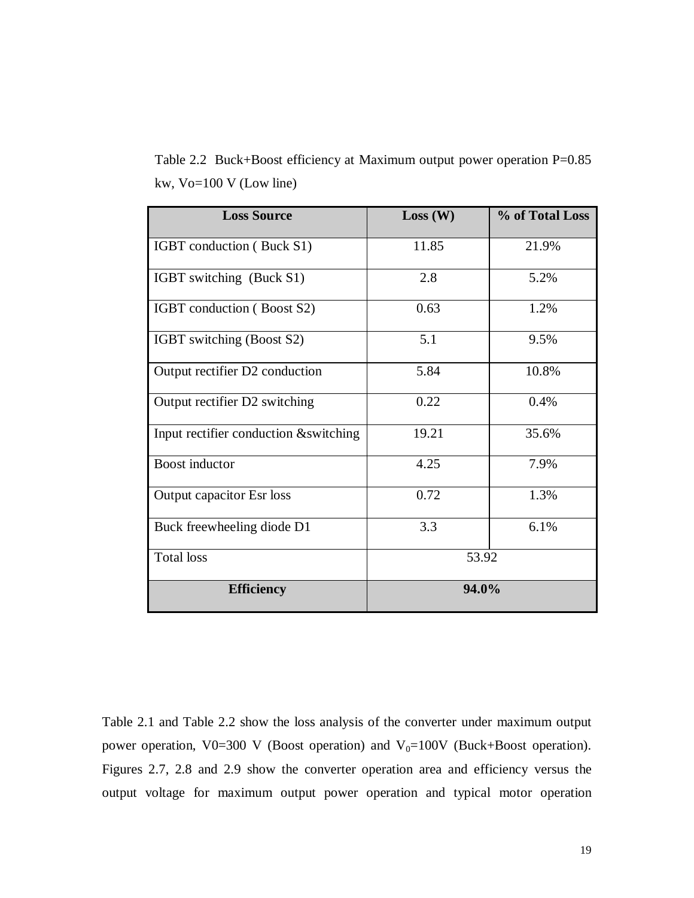Table 2.2 Buck+Boost efficiency at Maximum output power operation P=0.85 kw, Vo=100 V (Low line)

| **Loss Source** | **Loss (W)** | **% of Total Loss** |
|---|---|---|
| IGBT conduction ( Buck S1) | 11.85 | 21.9% |
| IGBT switching (Buck S1) | 2.8 | 5.2% |
| IGBT conduction ( Boost S2) | 0.63 | 1.2% |
| IGBT switching (Boost S2) | 5.1 | 9.5% |
| Output rectifier D2 conduction | 5.84 | 10.8% |
| Output rectifier D2 switching | 0.22 | 0.4% |
| Input rectifier conduction &switching | 19.21 | 35.6% |
| Boost inductor | 4.25 | 7.9% |
| Output capacitor Esr loss | 0.72 | 1.3% |
| Buck freewheeling diode D1 | 3.3 | 6.1% |
| Total loss | 53.92 | |
| **Efficiency** | **94.0%** | |

Table 2.1 and Table 2.2 show the loss analysis of the converter under maximum output power operation, V0=300 V (Boost operation) and $V_0$=100V (Buck+Boost operation). Figures 2.7, 2.8 and 2.9 show the converter operation area and efficiency versus the output voltage for maximum output power operation and typical motor operation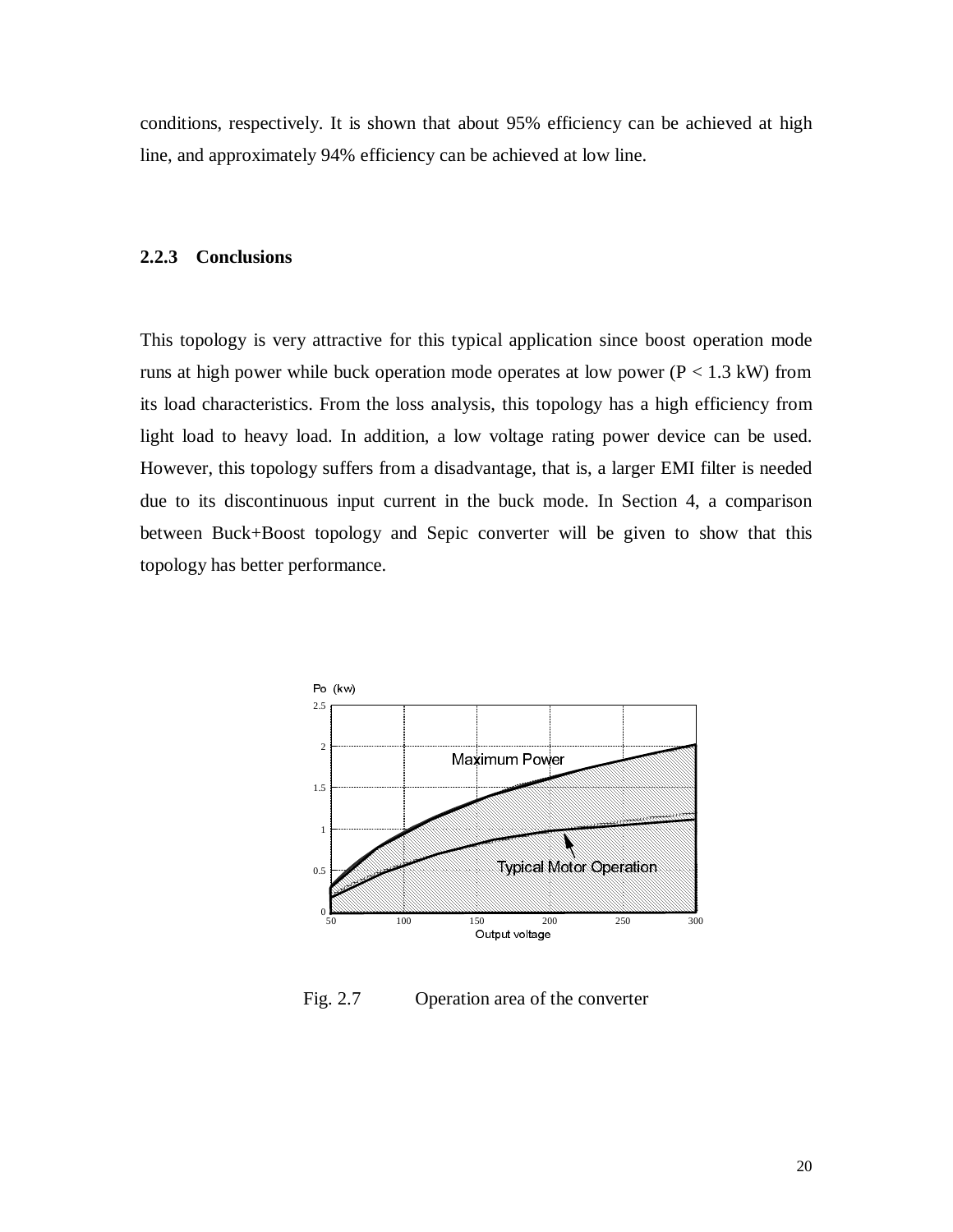conditions, respectively. It is shown that about 95% efficiency can be achieved at high line, and approximately 94% efficiency can be achieved at low line.

### 2.2.3 Conclusions

This topology is very attractive for this typical application since boost operation mode runs at high power while buck operation mode operates at low power ($P < 1.3$ kW) from its load characteristics. From the loss analysis, this topology has a high efficiency from light load to heavy load. In addition, a low voltage rating power device can be used. However, this topology suffers from a disadvantage, that is, a larger EMI filter is needed due to its discontinuous input current in the buck mode. In Section 4, a comparison between Buck+Boost topology and Sepic converter will be given to show that this topology has better performance.

Fig. 2.7 Operation area of the converter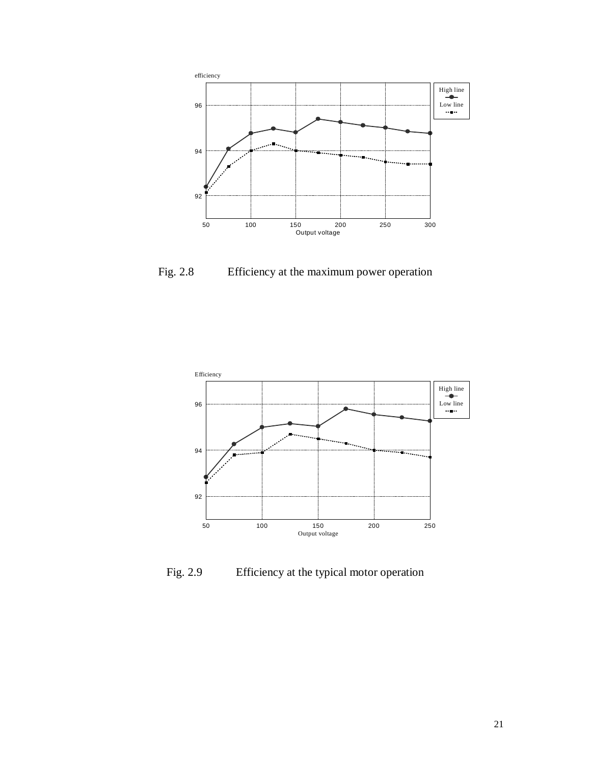Fig. 2.8 Efficiency at the maximum power operation

Fig. 2.9 Efficiency at the typical motor operation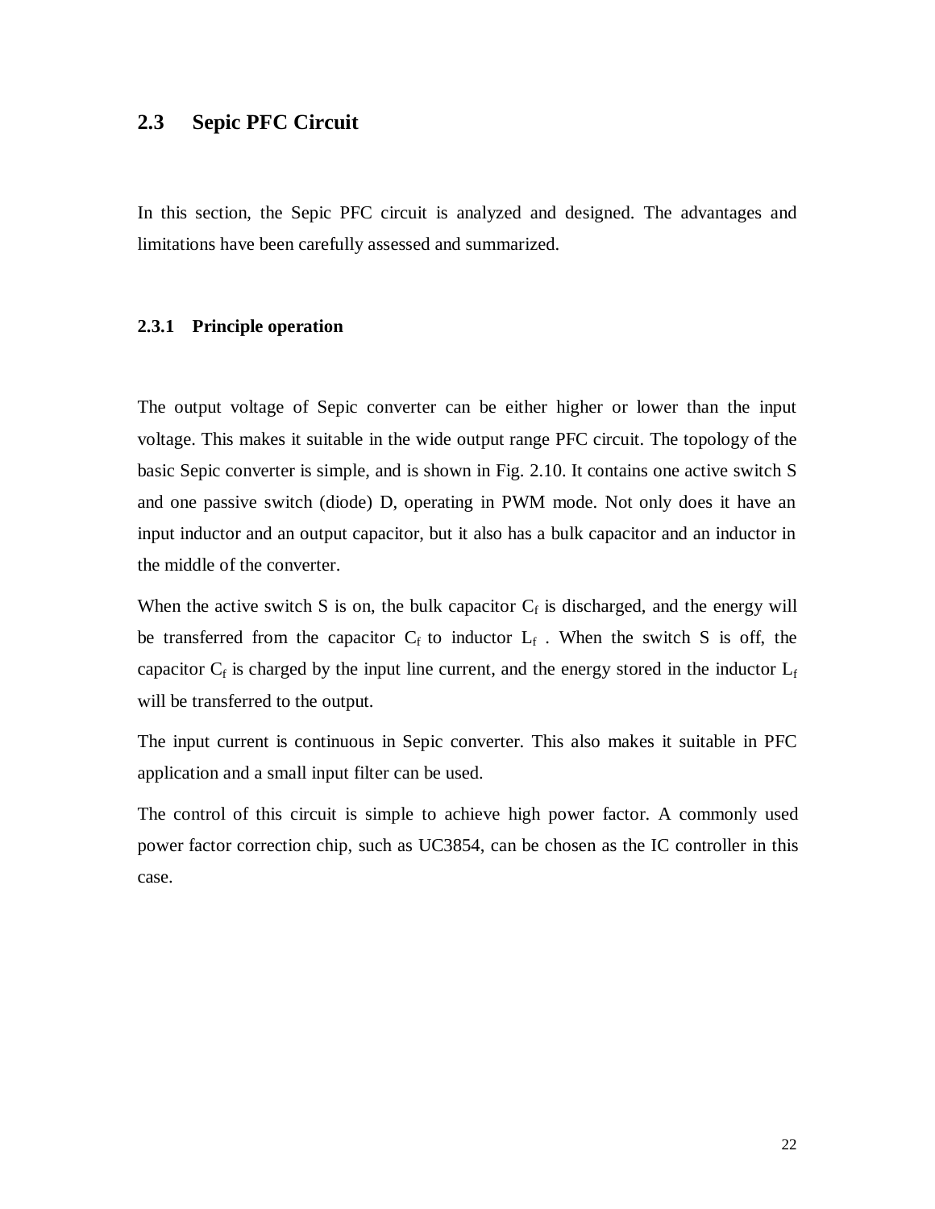## 2.3 Sepic PFC Circuit

In this section, the Sepic PFC circuit is analyzed and designed. The advantages and limitations have been carefully assessed and summarized.

### 2.3.1 Principle operation

The output voltage of Sepic converter can be either higher or lower than the input voltage. This makes it suitable in the wide output range PFC circuit. The topology of the basic Sepic converter is simple, and is shown in Fig. 2.10. It contains one active switch S and one passive switch (diode) D, operating in PWM mode. Not only does it have an input inductor and an output capacitor, but it also has a bulk capacitor and an inductor in the middle of the converter.

When the active switch S is on, the bulk capacitor $C_f$ is discharged, and the energy will be transferred from the capacitor $C_f$ to inductor $L_f$ . When the switch S is off, the capacitor $C_f$ is charged by the input line current, and the energy stored in the inductor $L_f$ will be transferred to the output.

The input current is continuous in Sepic converter. This also makes it suitable in PFC application and a small input filter can be used.

The control of this circuit is simple to achieve high power factor. A commonly used power factor correction chip, such as UC3854, can be chosen as the IC controller in this case.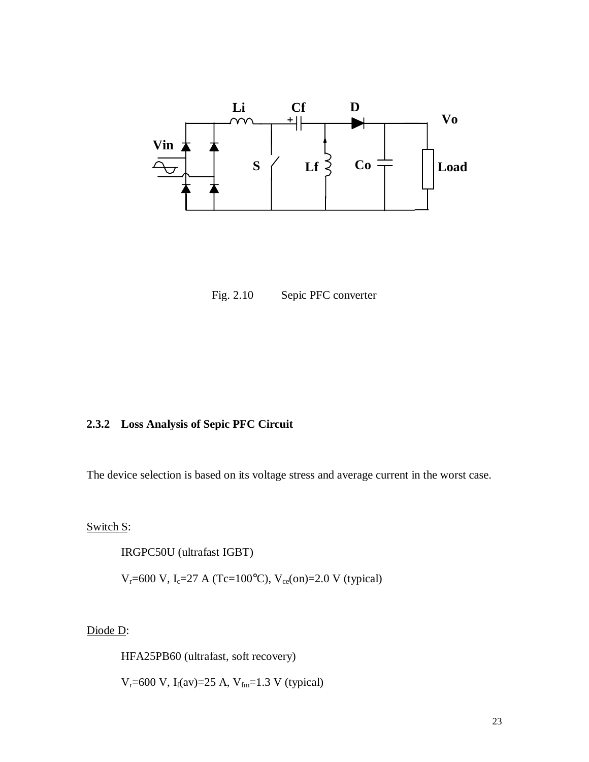Fig. 2.10 Sepic PFC converter

### 2.3.2 Loss Analysis of Sepic PFC Circuit

The device selection is based on its voltage stress and average current in the worst case.

Switch S:

IRGPC50U (ultrafast IGBT)

$V_r$=600 V, $I_c$=27 A (Tc=100°C), $V_{ce}$(on)=2.0 V (typical)

Diode D:

HFA25PB60 (ultrafast, soft recovery)

$V_r$=600 V, $I_f$(av)=25 A, $V_{fm}$=1.3 V (typical)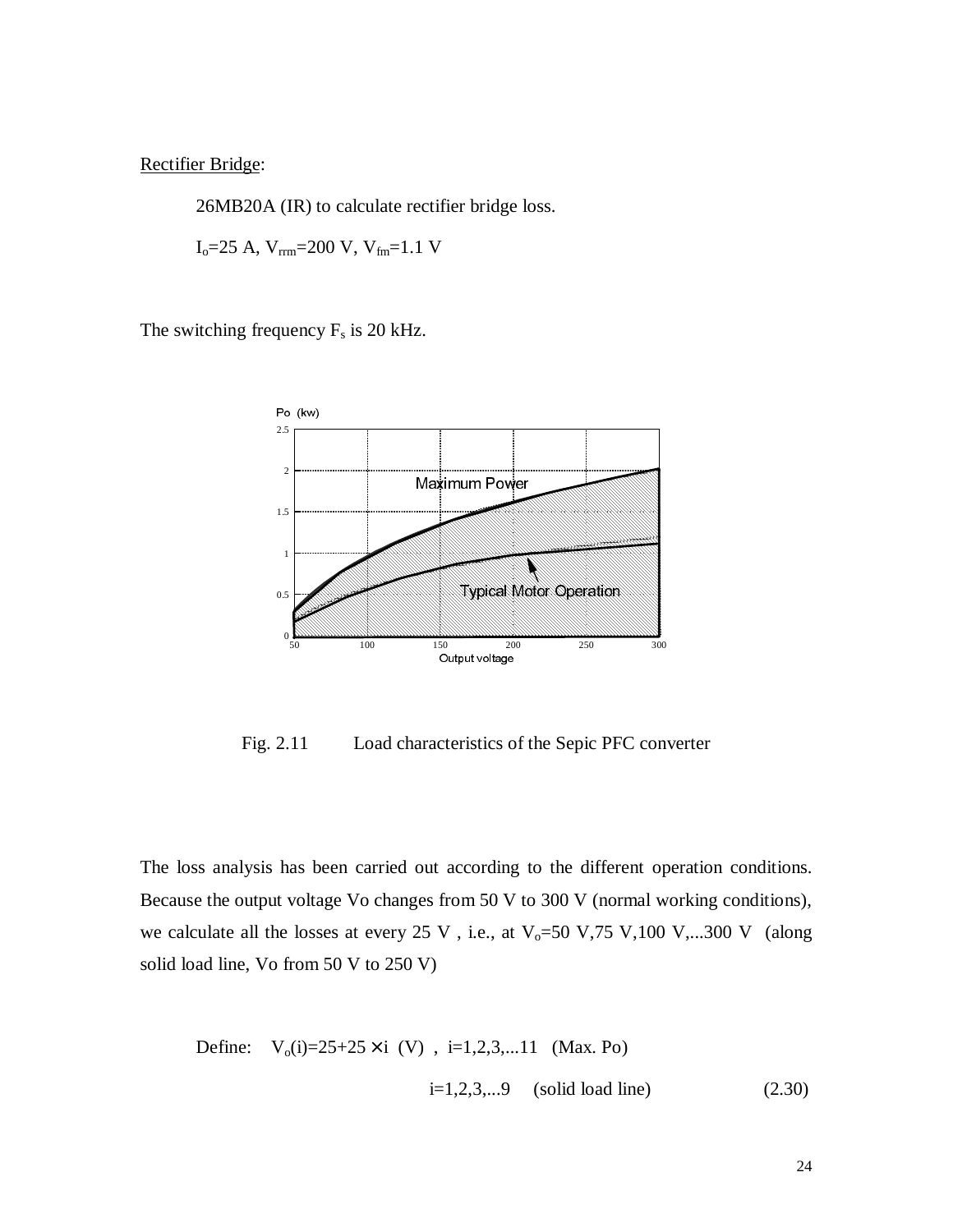Rectifier Bridge:

26MB20A (IR) to calculate rectifier bridge loss.

$I_o$=25 A, $V_{rrm}$=200 V, $V_{fm}$=1.1 V

The switching frequency $F_s$ is 20 kHz.

Fig. 2.11 Load characteristics of the Sepic PFC converter

The loss analysis has been carried out according to the different operation conditions. Because the output voltage Vo changes from 50 V to 300 V (normal working conditions), we calculate all the losses at every 25 V , i.e., at $V_o$=50 V,75 V,100 V,...300 V (along solid load line, Vo from 50 V to 250 V)

$$\text{Define:} \quad V_o(i)=25+25\times i \ \text{(V)} \ , \ i=1,2,3,...11 \ \text{(Max. Po)}$$

$$i=1,2,3,...9 \quad \text{(solid load line)} \tag{2.30}$$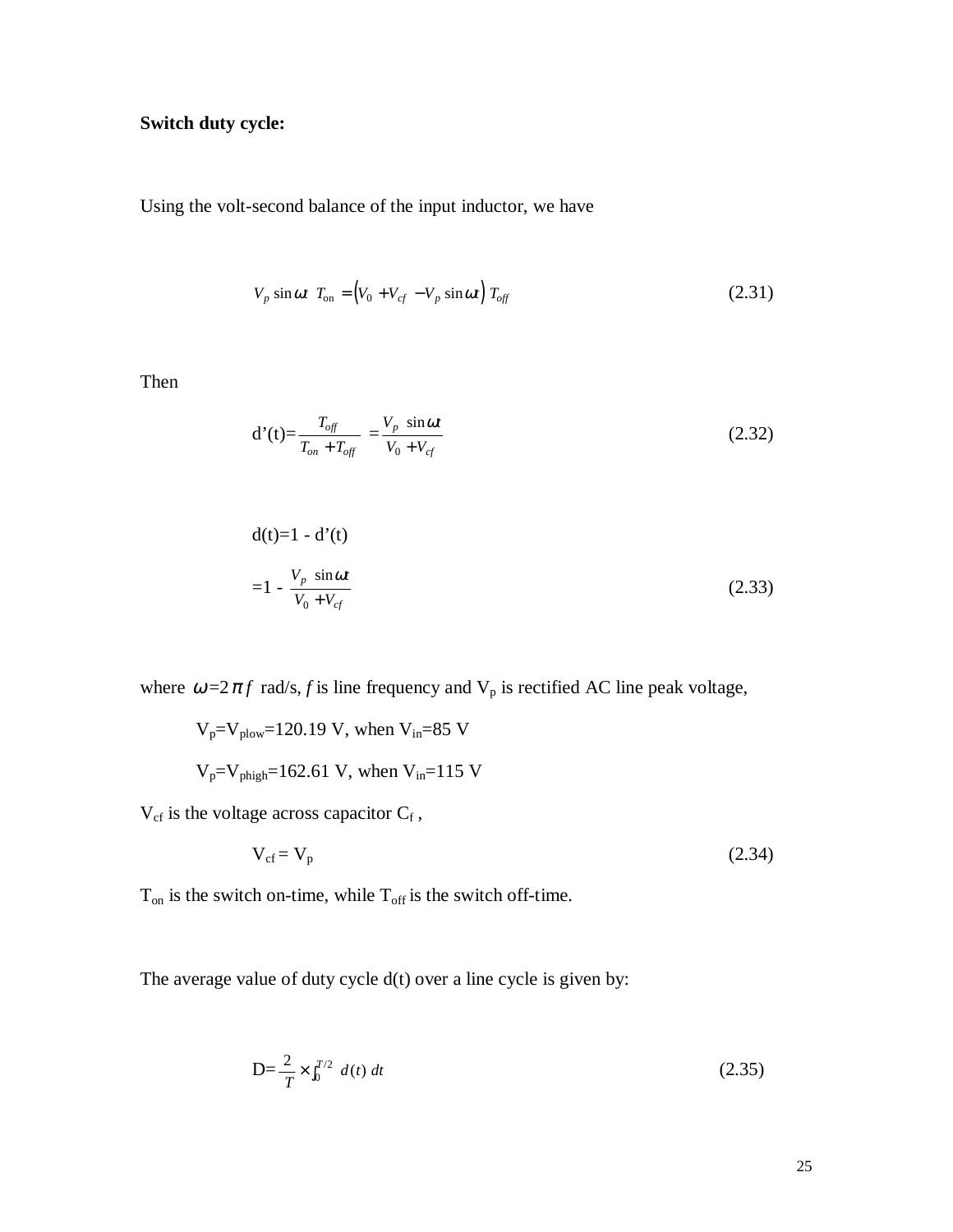**Switch duty cycle:**

Using the volt-second balance of the input inductor, we have

$$V_p \sin \omega t \; T_{\text{on}} = \left( V_0 + V_{cf} - V_p \sin \omega t \right) T_{off} \tag{2.31}$$

Then

$$\text{d'(t)} = \frac{T_{off}}{T_{on} + T_{off}} = \frac{V_p \; \sin \omega t}{V_0 + V_{cf}} \tag{2.32}$$

$$\text{d(t)} = 1 - \text{d'(t)}$$

$$= 1 - \frac{V_p \; \sin \omega t}{V_0 + V_{cf}} \tag{2.33}$$

where $\omega = 2\pi f$ rad/s, $f$ is line frequency and $V_p$ is rectified AC line peak voltage,

$V_p = V_{plow} = 120.19$ V, when $V_{in} = 85$ V

$V_p = V_{phigh} = 162.61$ V, when $V_{in} = 115$ V

$V_{cf}$ is the voltage across capacitor $C_f$ ,

$$V_{cf} = V_p \tag{2.34}$$

$T_{on}$ is the switch on-time, while $T_{off}$ is the switch off-time.

The average value of duty cycle d(t) over a line cycle is given by:

$$\text{D} = \frac{2}{T} \times \int_0^{T/2} d(t) \; dt \tag{2.35}$$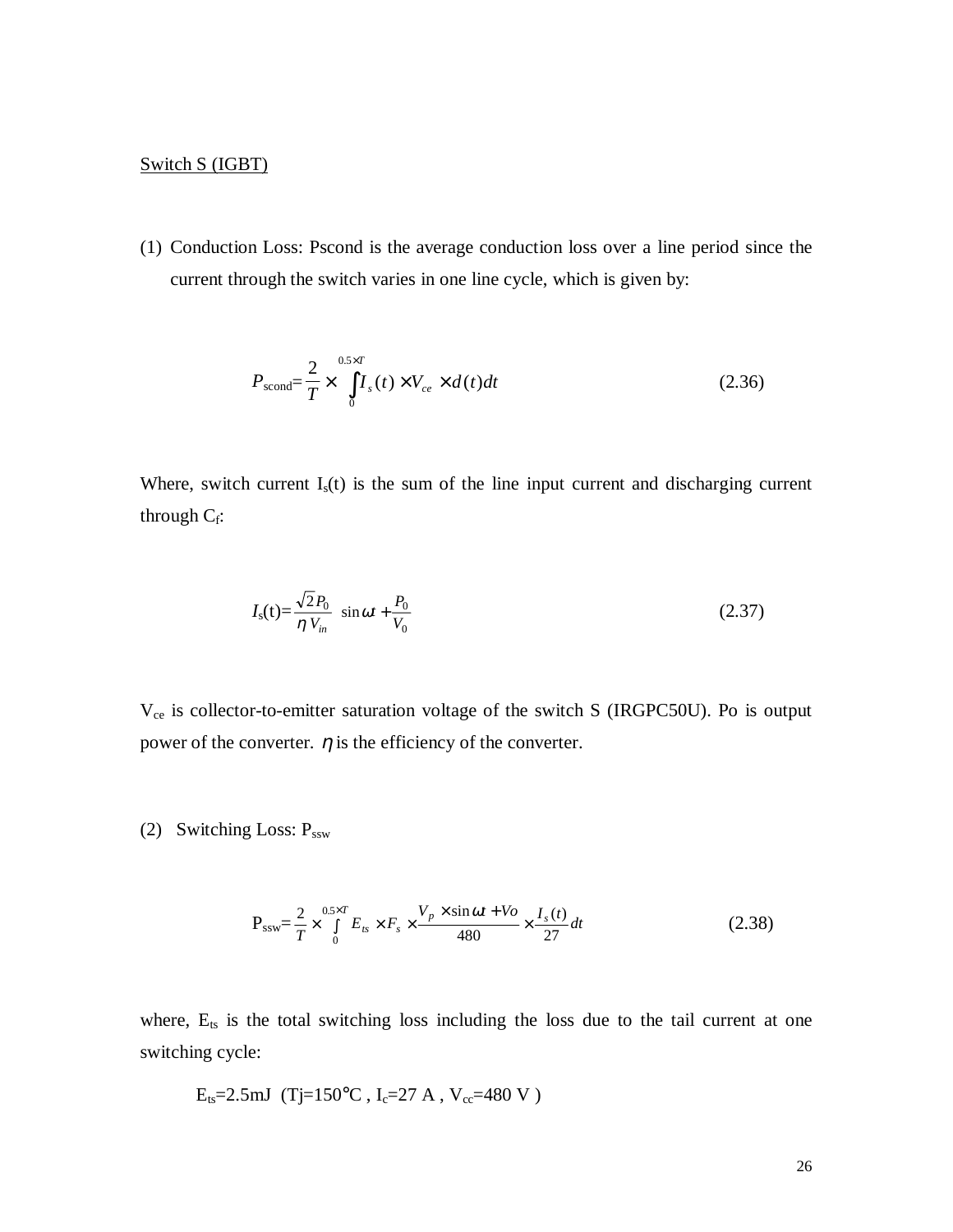Switch S (IGBT)

(1) Conduction Loss: Pscond is the average conduction loss over a line period since the current through the switch varies in one line cycle, which is given by:

$$P_{\text{scond}}=\frac{2}{T}\times \int_{0}^{0.5\times T} I_s(t)\times V_{ce} \times d(t)dt \tag{2.36}$$

Where, switch current $I_s(t)$ is the sum of the line input current and discharging current through $C_f$:

$$I_s(\text{t})=\frac{\sqrt{2}P_0}{\eta\, V_{in}} \sin\omega t+\frac{P_0}{V_0} \tag{2.37}$$

$V_{ce}$ is collector-to-emitter saturation voltage of the switch S (IRGPC50U). Po is output power of the converter. $\eta$ is the efficiency of the converter.

(2) Switching Loss: $P_{ssw}$

$$P_{\text{ssw}}=\frac{2}{T}\times \int_{0}^{0.5\times T} E_{ts}\times F_s \times \frac{V_p \times \sin\omega t+Vo}{480}\times \frac{I_s(t)}{27}dt \tag{2.38}$$

where, $E_{ts}$ is the total switching loss including the loss due to the tail current at one switching cycle:

$E_{ts}$=2.5mJ ($T_j$=150°C , $I_c$=27 A , $V_{cc}$=480 V )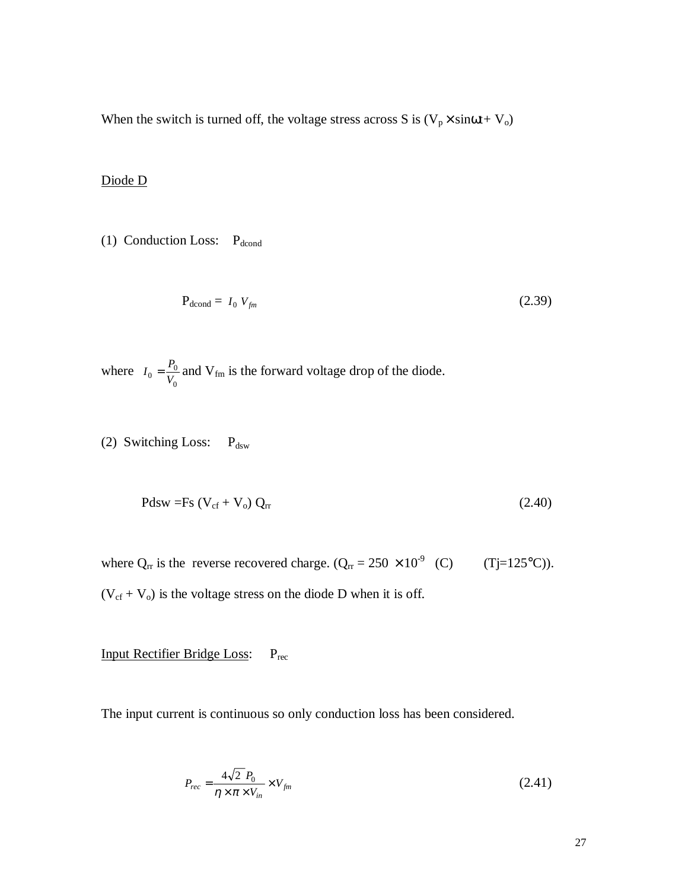When the switch is turned off, the voltage stress across S is ($V_p \times \sin\omega t + V_o$)

Diode D

(1) Conduction Loss: $P_{dcond}$

$$P_{dcond} = I_0 \, V_{fm} \tag{2.39}$$

where $I_0 = \dfrac{P_0}{V_0}$ and $V_{fm}$ is the forward voltage drop of the diode.

(2) Switching Loss: $P_{dsw}$

$$Pdsw = Fs\,(V_{cf} + V_o)\,Q_{rr} \tag{2.40}$$

where $Q_{rr}$ is the reverse recovered charge. ($Q_{rr} = 250 \times 10^{-9}$ (C) (Tj=125°C)). ($V_{cf} + V_o$) is the voltage stress on the diode D when it is off.

Input Rectifier Bridge Loss: $P_{rec}$

The input current is continuous so only conduction loss has been considered.

$$P_{rec} = \frac{4\sqrt{2}\,P_0}{\eta \times \pi \times V_{in}} \times V_{fm} \tag{2.41}$$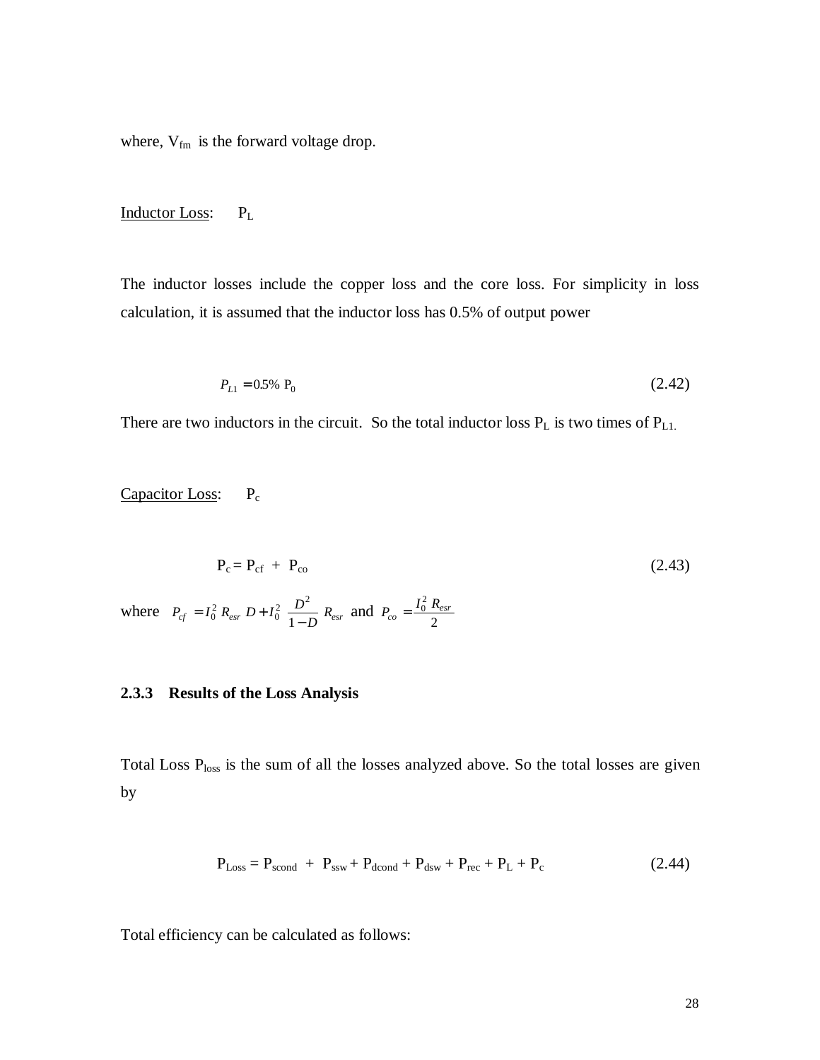where, $V_{fm}$ is the forward voltage drop.

<u>Inductor Loss</u>: $P_L$

The inductor losses include the copper loss and the core loss. For simplicity in loss calculation, it is assumed that the inductor loss has 0.5% of output power

$$P_{L1} = 0.5\%\ P_0 \tag{2.42}$$

There are two inductors in the circuit. So the total inductor loss $P_L$ is two times of $P_{L1}$.

<u>Capacitor Loss</u>: $P_c$

$$P_c = P_{cf} + P_{co} \tag{2.43}$$

where $P_{cf} = I_0^2\, R_{esr}\, D + I_0^2\, \frac{D^2}{1-D}\, R_{esr}$ and $P_{co} = \frac{I_0^2\, R_{esr}}{2}$

### 2.3.3 Results of the Loss Analysis

Total Loss $P_{loss}$ is the sum of all the losses analyzed above. So the total losses are given by

$$P_{Loss} = P_{scond} + P_{ssw} + P_{dcond} + P_{dsw} + P_{rec} + P_L + P_c \tag{2.44}$$

Total efficiency can be calculated as follows: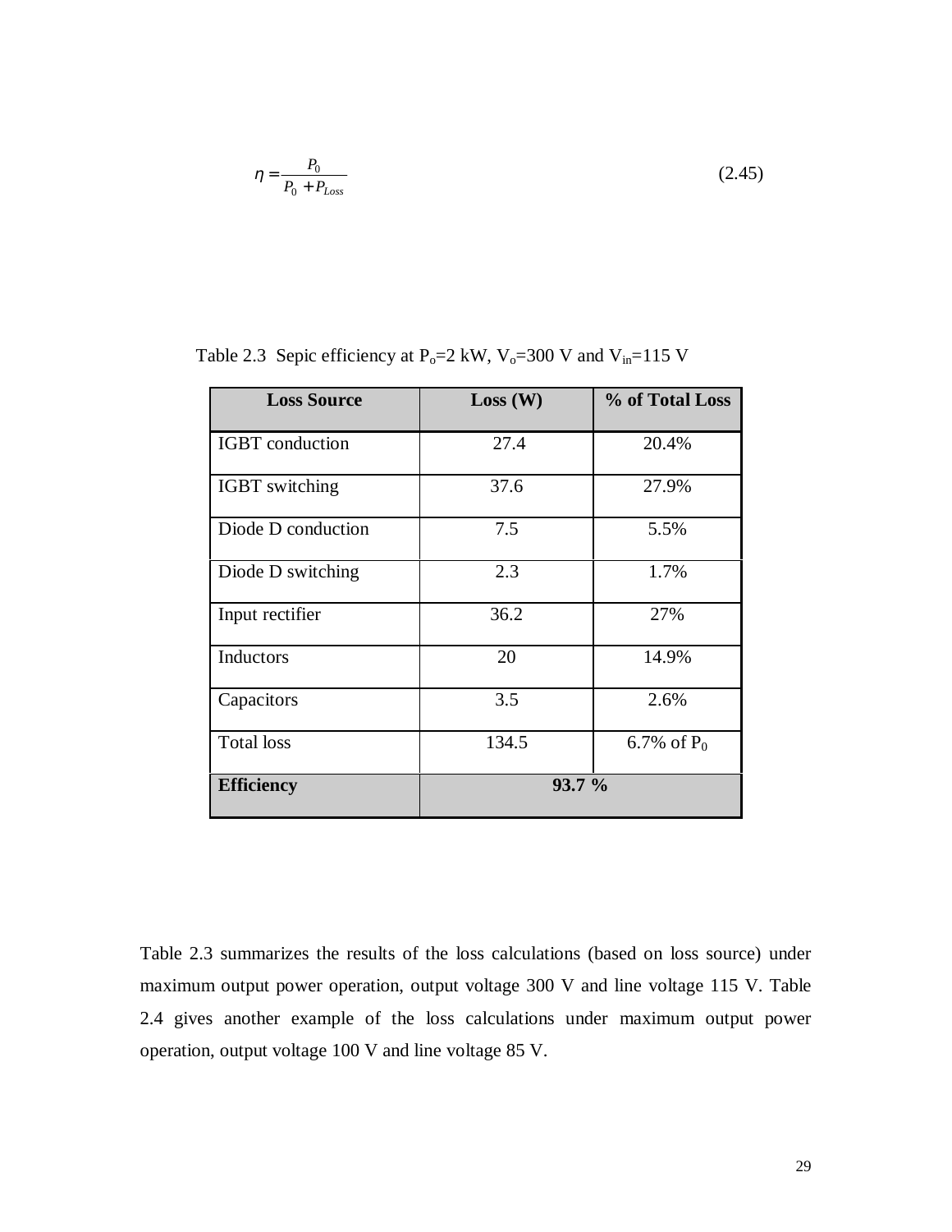$$\eta = \frac{P_0}{P_0 + P_{Loss}} \tag{2.45}$$

Table 2.3 Sepic efficiency at $P_o$=2 kW, $V_o$=300 V and $V_{in}$=115 V

| Loss Source | Loss (W) | % of Total Loss |
|---|---|---|
| IGBT conduction | 27.4 | 20.4% |
| IGBT switching | 37.6 | 27.9% |
| Diode D conduction | 7.5 | 5.5% |
| Diode D switching | 2.3 | 1.7% |
| Input rectifier | 36.2 | 27% |
| Inductors | 20 | 14.9% |
| Capacitors | 3.5 | 2.6% |
| Total loss | 134.5 | 6.7% of $P_0$ |
| **Efficiency** | **93.7 %** | |

Table 2.3 summarizes the results of the loss calculations (based on loss source) under maximum output power operation, output voltage 300 V and line voltage 115 V. Table 2.4 gives another example of the loss calculations under maximum output power operation, output voltage 100 V and line voltage 85 V.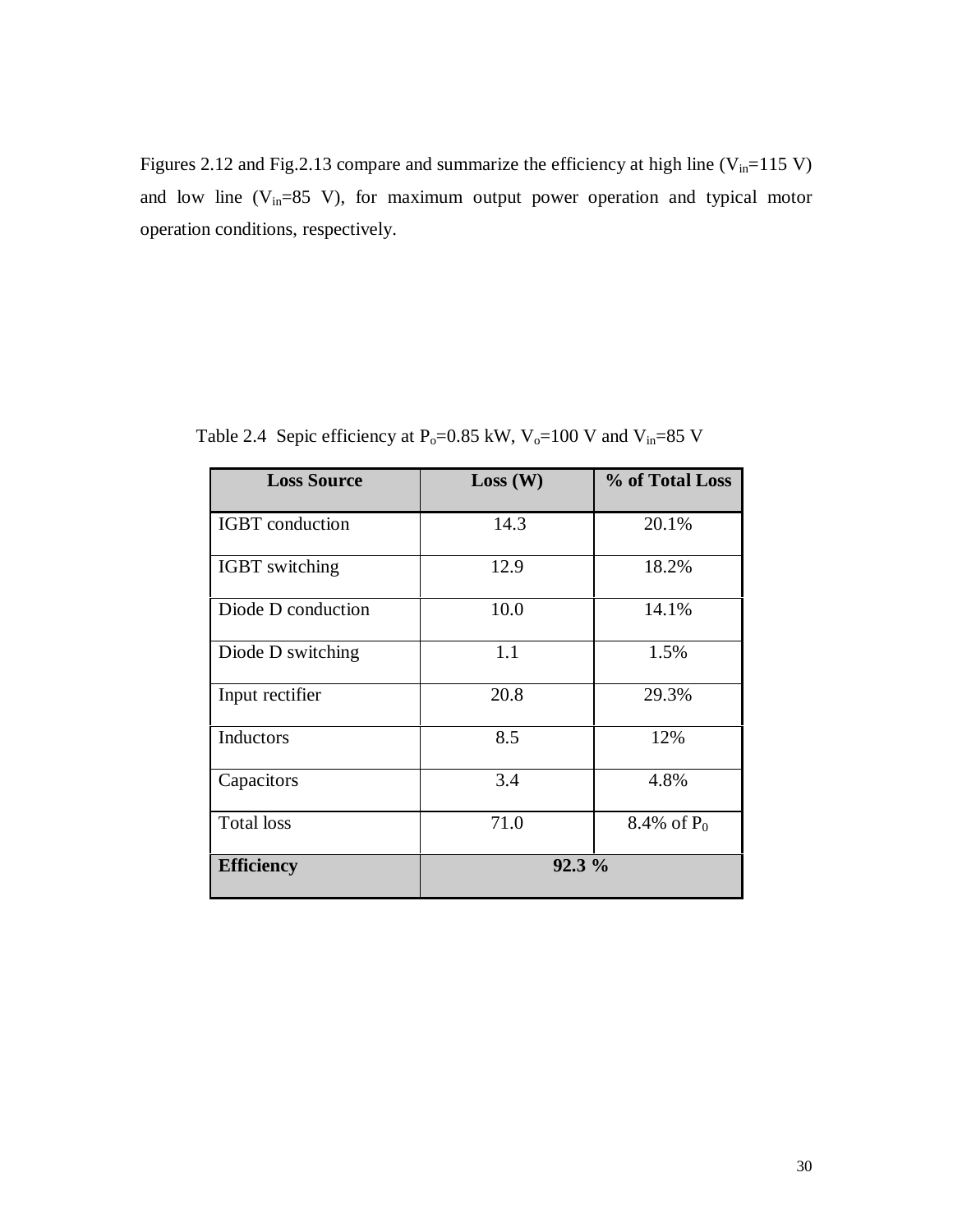Figures 2.12 and Fig.2.13 compare and summarize the efficiency at high line ($V_{in}$=115 V) and low line ($V_{in}$=85 V), for maximum output power operation and typical motor operation conditions, respectively.

Table 2.4 Sepic efficiency at $P_o$=0.85 kW, $V_o$=100 V and $V_{in}$=85 V

| **Loss Source** | **Loss (W)** | **% of Total Loss** |
|---|---|---|
| IGBT conduction | 14.3 | 20.1% |
| IGBT switching | 12.9 | 18.2% |
| Diode D conduction | 10.0 | 14.1% |
| Diode D switching | 1.1 | 1.5% |
| Input rectifier | 20.8 | 29.3% |
| Inductors | 8.5 | 12% |
| Capacitors | 3.4 | 4.8% |
| Total loss | 71.0 | 8.4% of $P_0$ |
| **Efficiency** | **92.3 %** | |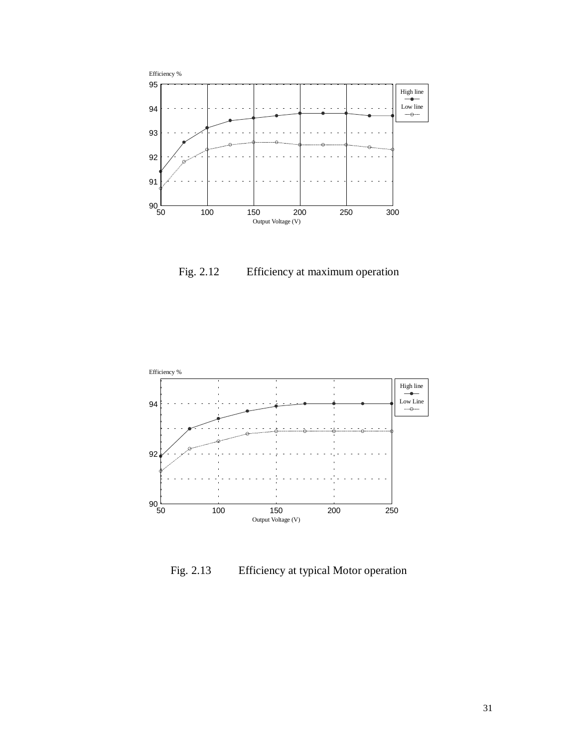Fig. 2.12 Efficiency at maximum operation

Fig. 2.13 Efficiency at typical Motor operation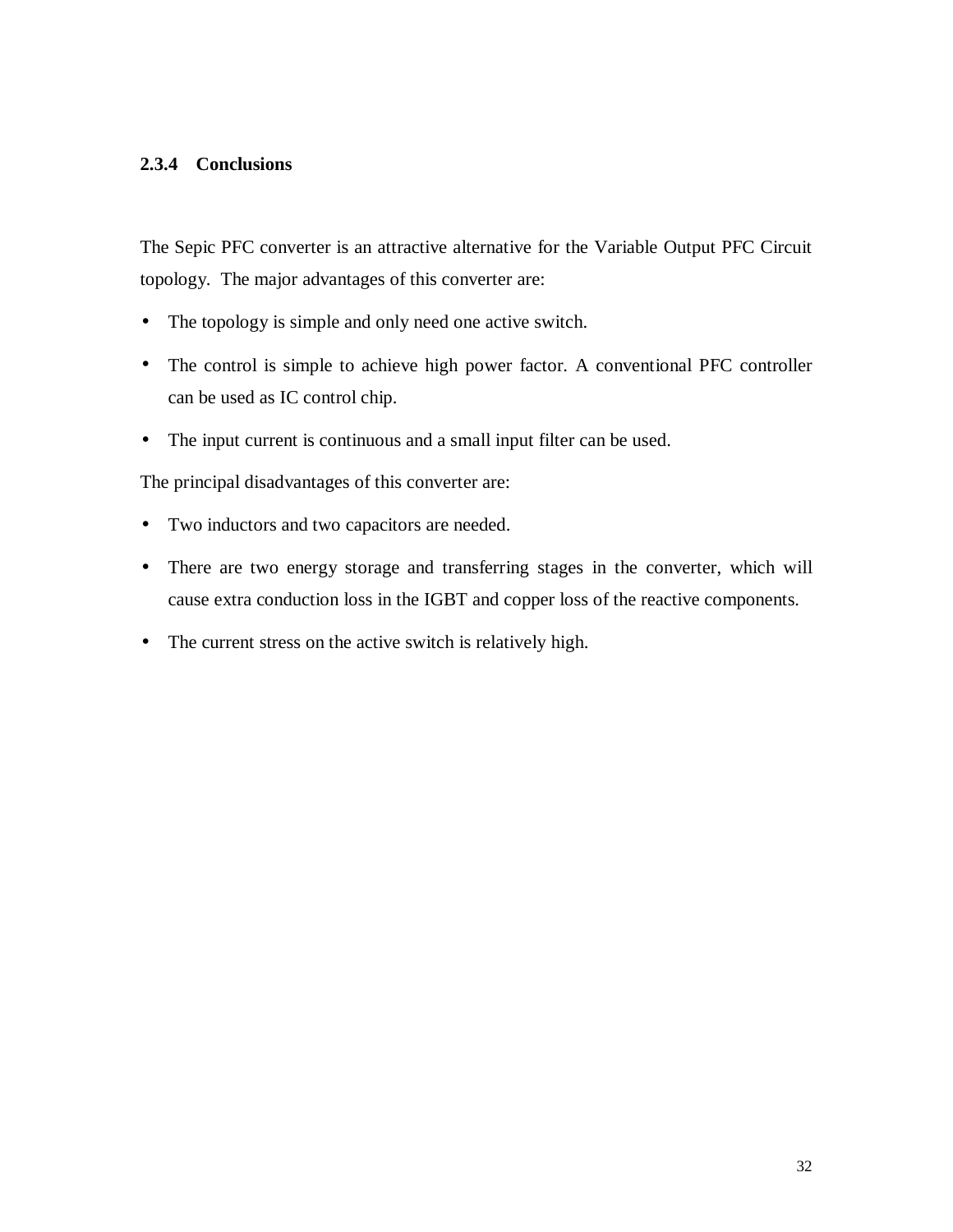### 2.3.4 Conclusions

The Sepic PFC converter is an attractive alternative for the Variable Output PFC Circuit topology. The major advantages of this converter are:

- The topology is simple and only need one active switch.
- The control is simple to achieve high power factor. A conventional PFC controller can be used as IC control chip.
- The input current is continuous and a small input filter can be used.

The principal disadvantages of this converter are:

- Two inductors and two capacitors are needed.
- There are two energy storage and transferring stages in the converter, which will cause extra conduction loss in the IGBT and copper loss of the reactive components.
- The current stress on the active switch is relatively high.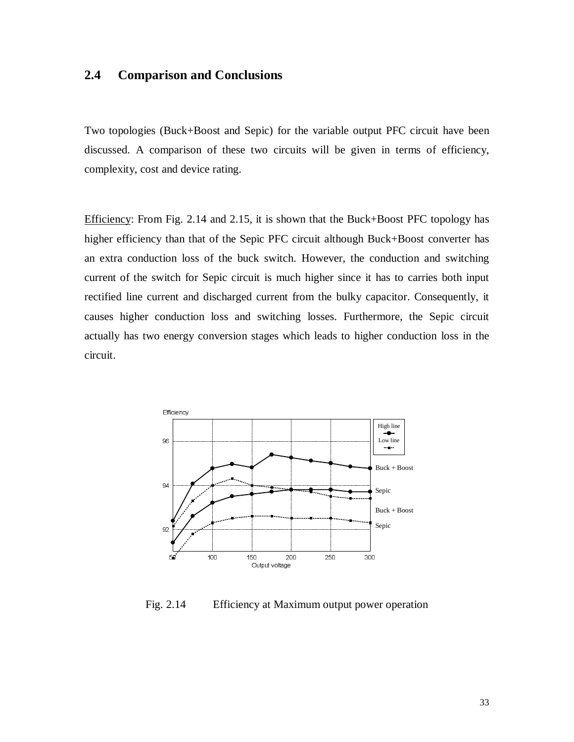## 2.4 Comparison and Conclusions

Two topologies (Buck+Boost and Sepic) for the variable output PFC circuit have been discussed. A comparison of these two circuits will be given in terms of efficiency, complexity, cost and device rating.

Efficiency: From Fig. 2.14 and 2.15, it is shown that the Buck+Boost PFC topology has higher efficiency than that of the Sepic PFC circuit although Buck+Boost converter has an extra conduction loss of the buck switch. However, the conduction and switching current of the switch for Sepic circuit is much higher since it has to carries both input rectified line current and discharged current from the bulky capacitor. Consequently, it causes higher conduction loss and switching losses. Furthermore, the Sepic circuit actually has two energy conversion stages which leads to higher conduction loss in the circuit.

Fig. 2.14 Efficiency at Maximum output power operation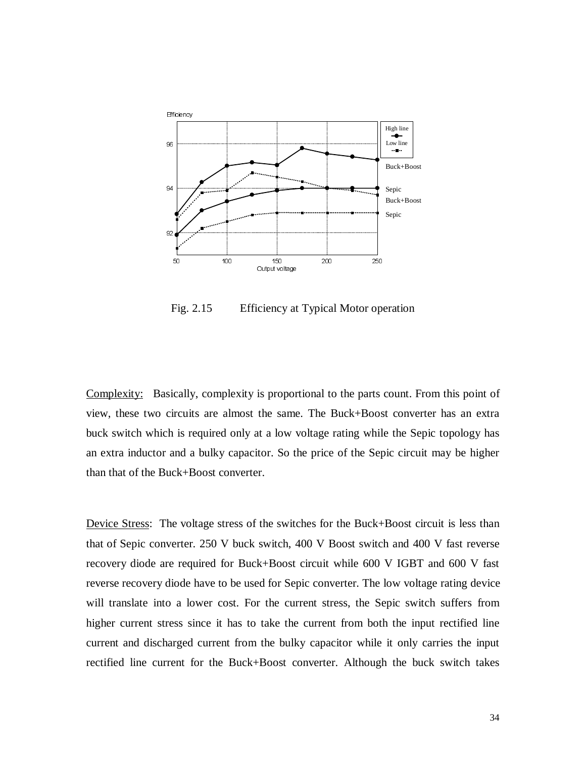Fig. 2.15 Efficiency at Typical Motor operation

Complexity: Basically, complexity is proportional to the parts count. From this point of view, these two circuits are almost the same. The Buck+Boost converter has an extra buck switch which is required only at a low voltage rating while the Sepic topology has an extra inductor and a bulky capacitor. So the price of the Sepic circuit may be higher than that of the Buck+Boost converter.

Device Stress: The voltage stress of the switches for the Buck+Boost circuit is less than that of Sepic converter. 250 V buck switch, 400 V Boost switch and 400 V fast reverse recovery diode are required for Buck+Boost circuit while 600 V IGBT and 600 V fast reverse recovery diode have to be used for Sepic converter. The low voltage rating device will translate into a lower cost. For the current stress, the Sepic switch suffers from higher current stress since it has to take the current from both the input rectified line current and discharged current from the bulky capacitor while it only carries the input rectified line current for the Buck+Boost converter. Although the buck switch takes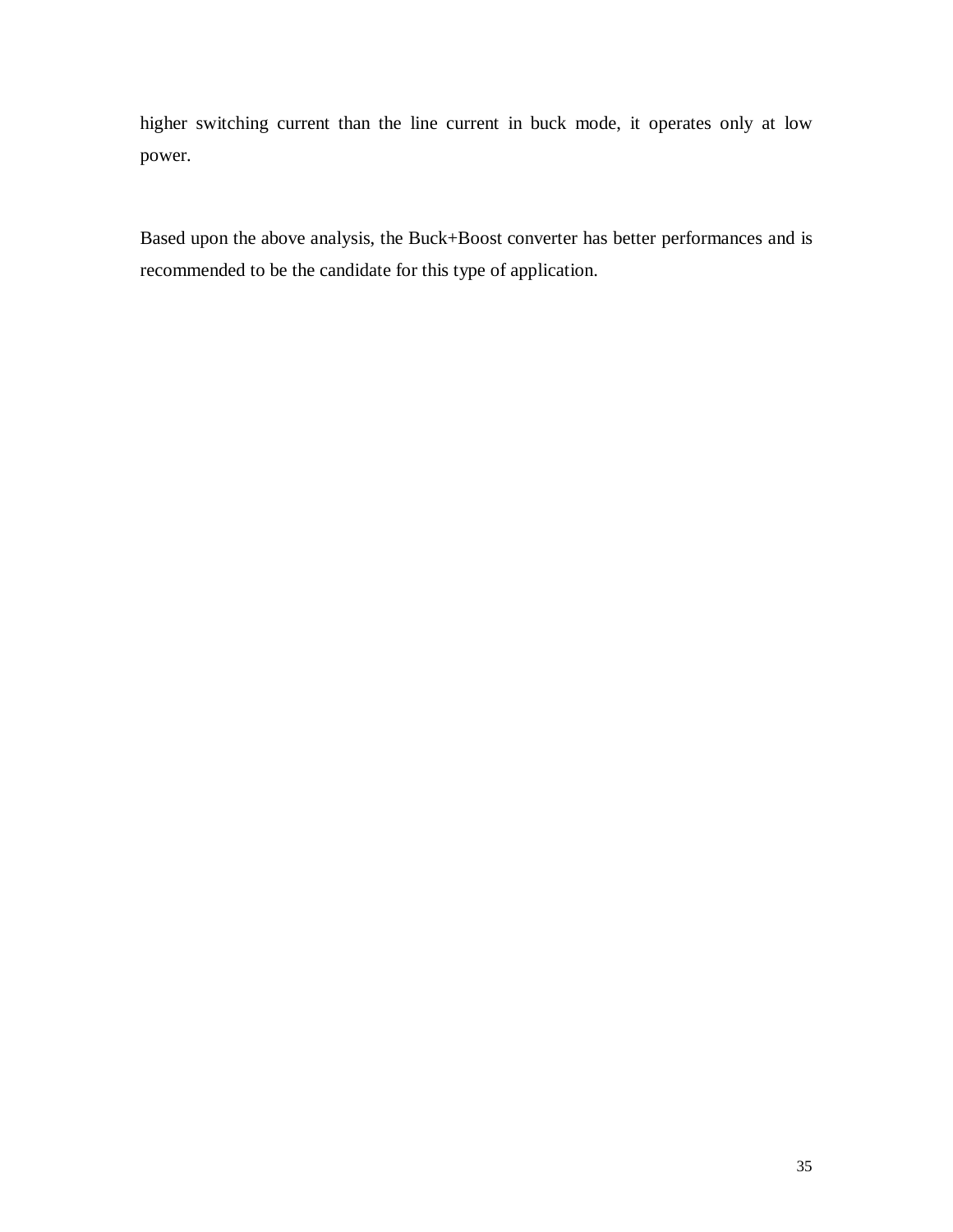higher switching current than the line current in buck mode, it operates only at low power.

Based upon the above analysis, the Buck+Boost converter has better performances and is recommended to be the candidate for this type of application.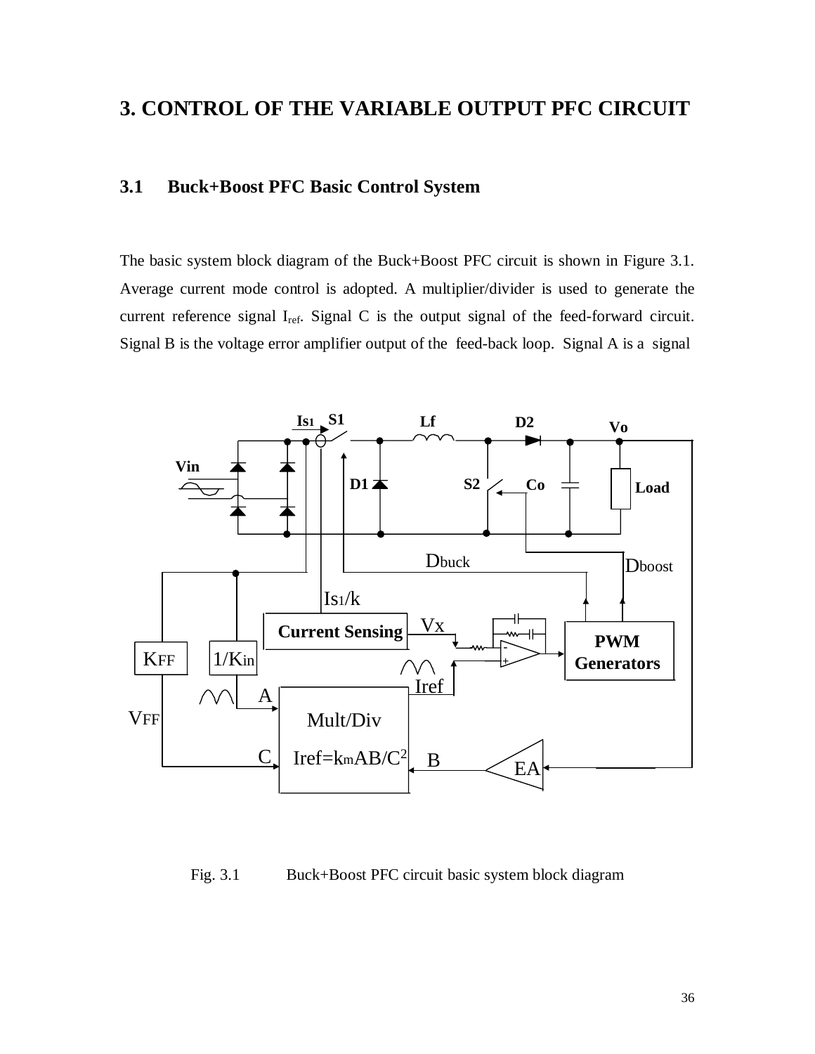# 3. CONTROL OF THE VARIABLE OUTPUT PFC CIRCUIT

## 3.1 Buck+Boost PFC Basic Control System

The basic system block diagram of the Buck+Boost PFC circuit is shown in Figure 3.1. Average current mode control is adopted. A multiplier/divider is used to generate the current reference signal $I_{ref}$. Signal C is the output signal of the feed-forward circuit. Signal B is the voltage error amplifier output of the feed-back loop. Signal A is a signal

Fig. 3.1 Buck+Boost PFC circuit basic system block diagram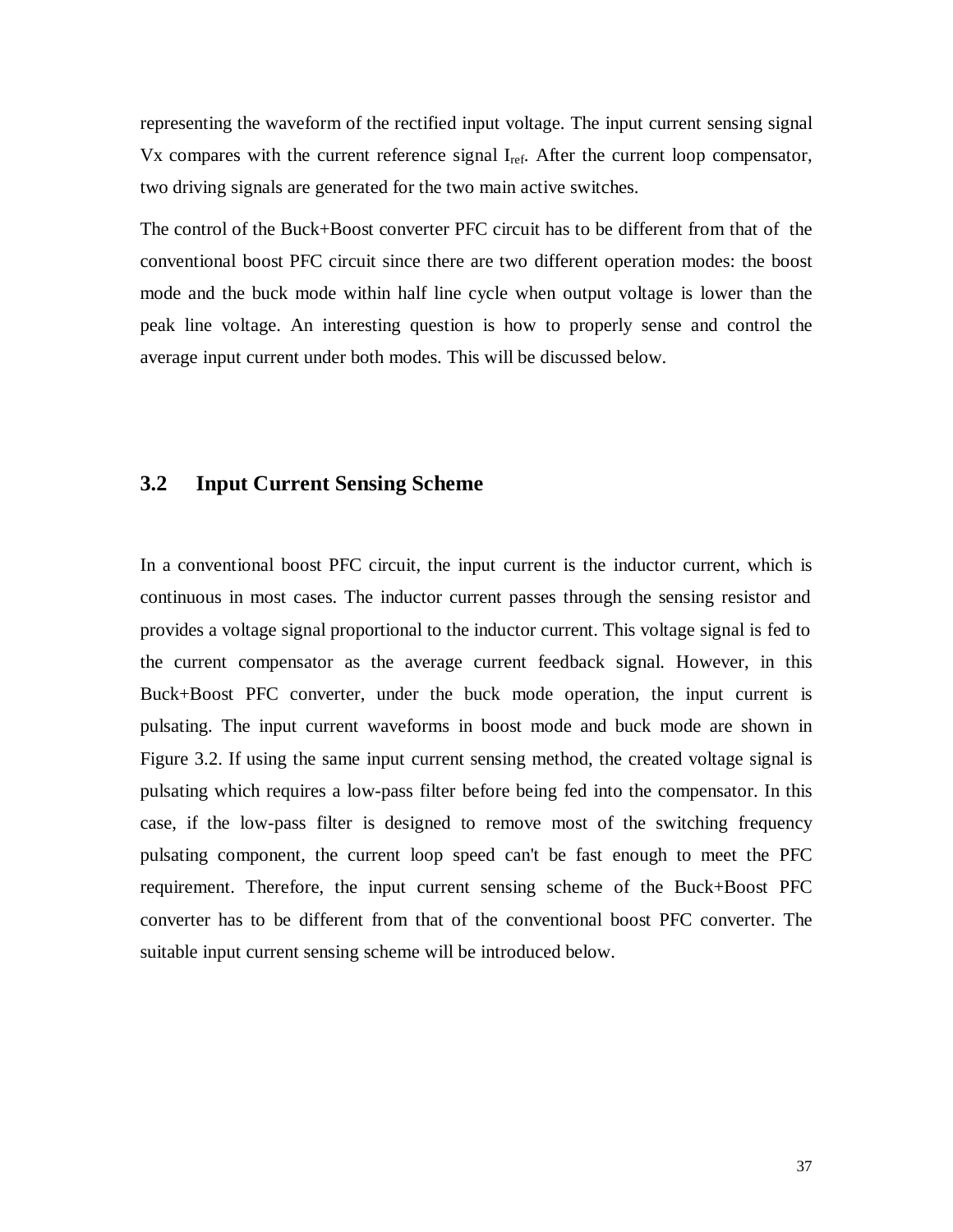representing the waveform of the rectified input voltage. The input current sensing signal Vx compares with the current reference signal $I_{ref}$. After the current loop compensator, two driving signals are generated for the two main active switches.

The control of the Buck+Boost converter PFC circuit has to be different from that of the conventional boost PFC circuit since there are two different operation modes: the boost mode and the buck mode within half line cycle when output voltage is lower than the peak line voltage. An interesting question is how to properly sense and control the average input current under both modes. This will be discussed below.

## 3.2 Input Current Sensing Scheme

In a conventional boost PFC circuit, the input current is the inductor current, which is continuous in most cases. The inductor current passes through the sensing resistor and provides a voltage signal proportional to the inductor current. This voltage signal is fed to the current compensator as the average current feedback signal. However, in this Buck+Boost PFC converter, under the buck mode operation, the input current is pulsating. The input current waveforms in boost mode and buck mode are shown in Figure 3.2. If using the same input current sensing method, the created voltage signal is pulsating which requires a low-pass filter before being fed into the compensator. In this case, if the low-pass filter is designed to remove most of the switching frequency pulsating component, the current loop speed can't be fast enough to meet the PFC requirement. Therefore, the input current sensing scheme of the Buck+Boost PFC converter has to be different from that of the conventional boost PFC converter. The suitable input current sensing scheme will be introduced below.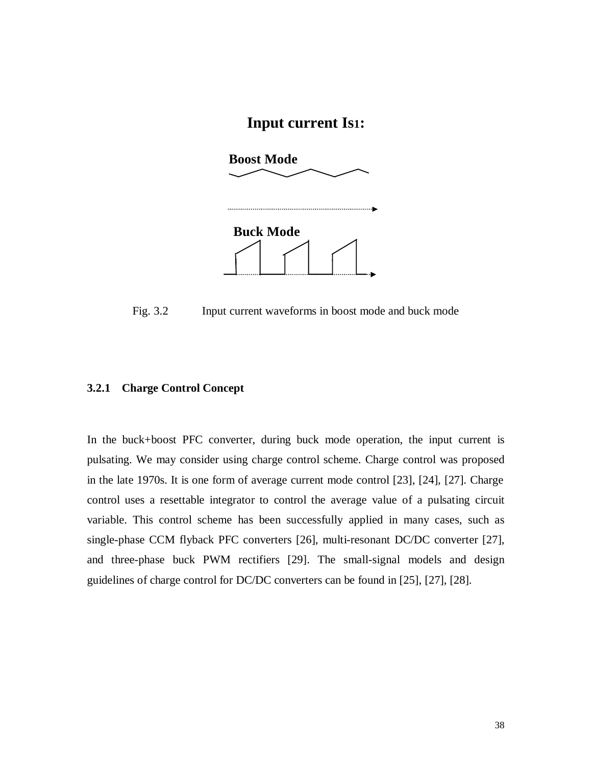**Input current $I_{S1}$:**

**Boost Mode**

**Buck Mode**

Fig. 3.2 Input current waveforms in boost mode and buck mode

### 3.2.1 Charge Control Concept

In the buck+boost PFC converter, during buck mode operation, the input current is pulsating. We may consider using charge control scheme. Charge control was proposed in the late 1970s. It is one form of average current mode control [23], [24], [27]. Charge control uses a resettable integrator to control the average value of a pulsating circuit variable. This control scheme has been successfully applied in many cases, such as single-phase CCM flyback PFC converters [26], multi-resonant DC/DC converter [27], and three-phase buck PWM rectifiers [29]. The small-signal models and design guidelines of charge control for DC/DC converters can be found in [25], [27], [28].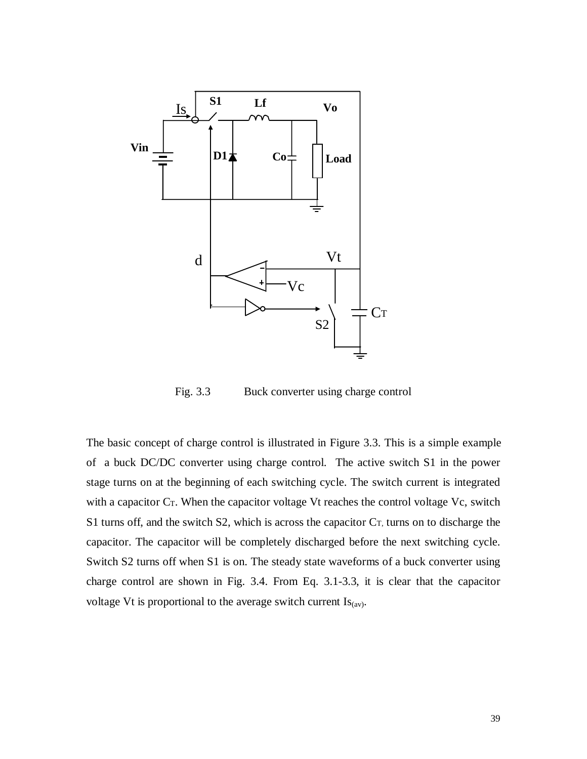Fig. 3.3 Buck converter using charge control

The basic concept of charge control is illustrated in Figure 3.3. This is a simple example of a buck DC/DC converter using charge control. The active switch S1 in the power stage turns on at the beginning of each switching cycle. The switch current is integrated with a capacitor $C_T$. When the capacitor voltage Vt reaches the control voltage Vc, switch S1 turns off, and the switch S2, which is across the capacitor $C_T$, turns on to discharge the capacitor. The capacitor will be completely discharged before the next switching cycle. Switch S2 turns off when S1 is on. The steady state waveforms of a buck converter using charge control are shown in Fig. 3.4. From Eq. 3.1-3.3, it is clear that the capacitor voltage Vt is proportional to the average switch current $Is_{(av)}$.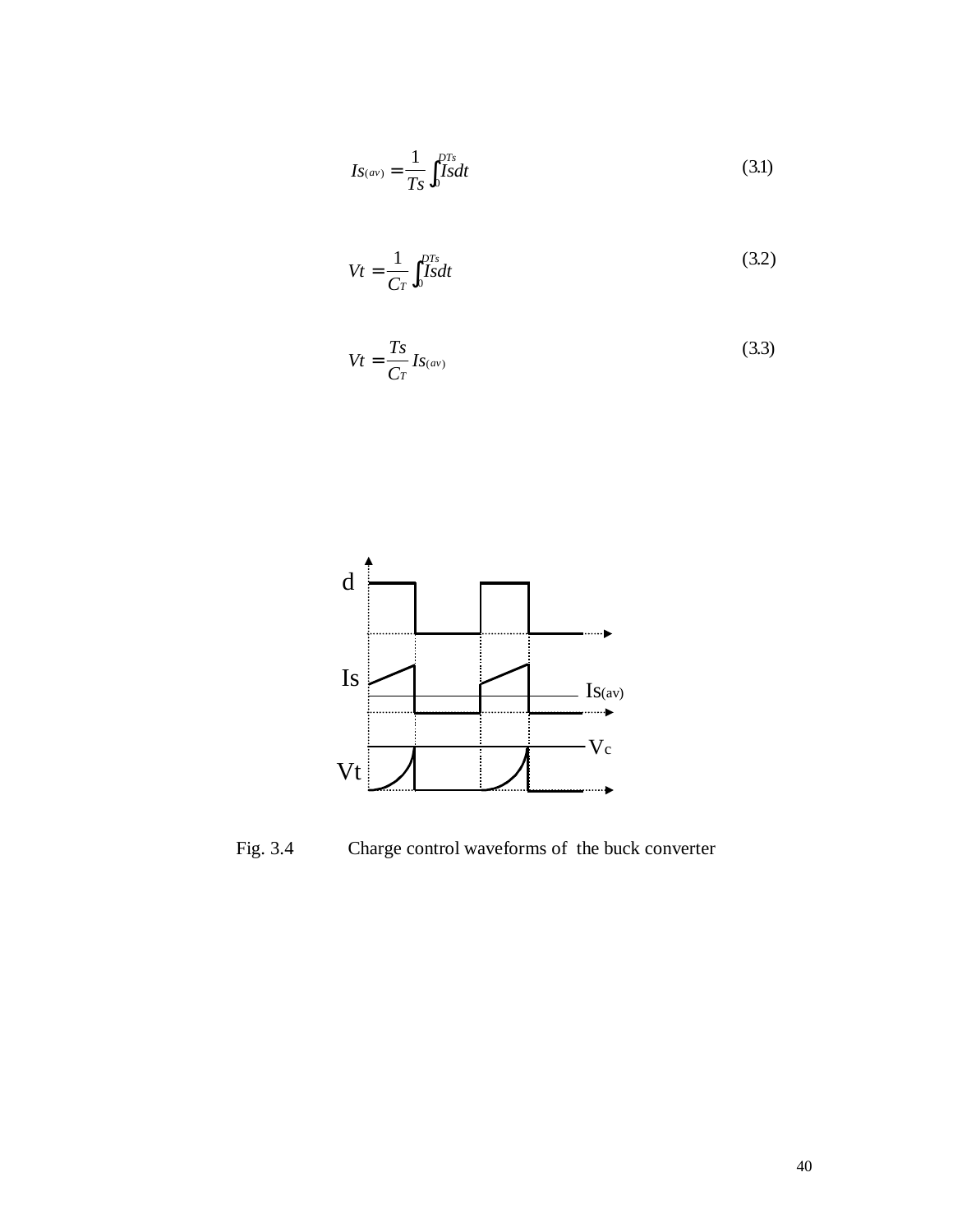$$Is_{(av)} = \frac{1}{Ts}\int_{0}^{DTs} Is\,dt \tag{3.1}$$

$$Vt = \frac{1}{C_T}\int_{0}^{DTs} Is\,dt \tag{3.2}$$

$$Vt = \frac{Ts}{C_T} Is_{(av)} \tag{3.3}$$

Fig. 3.4 Charge control waveforms of the buck converter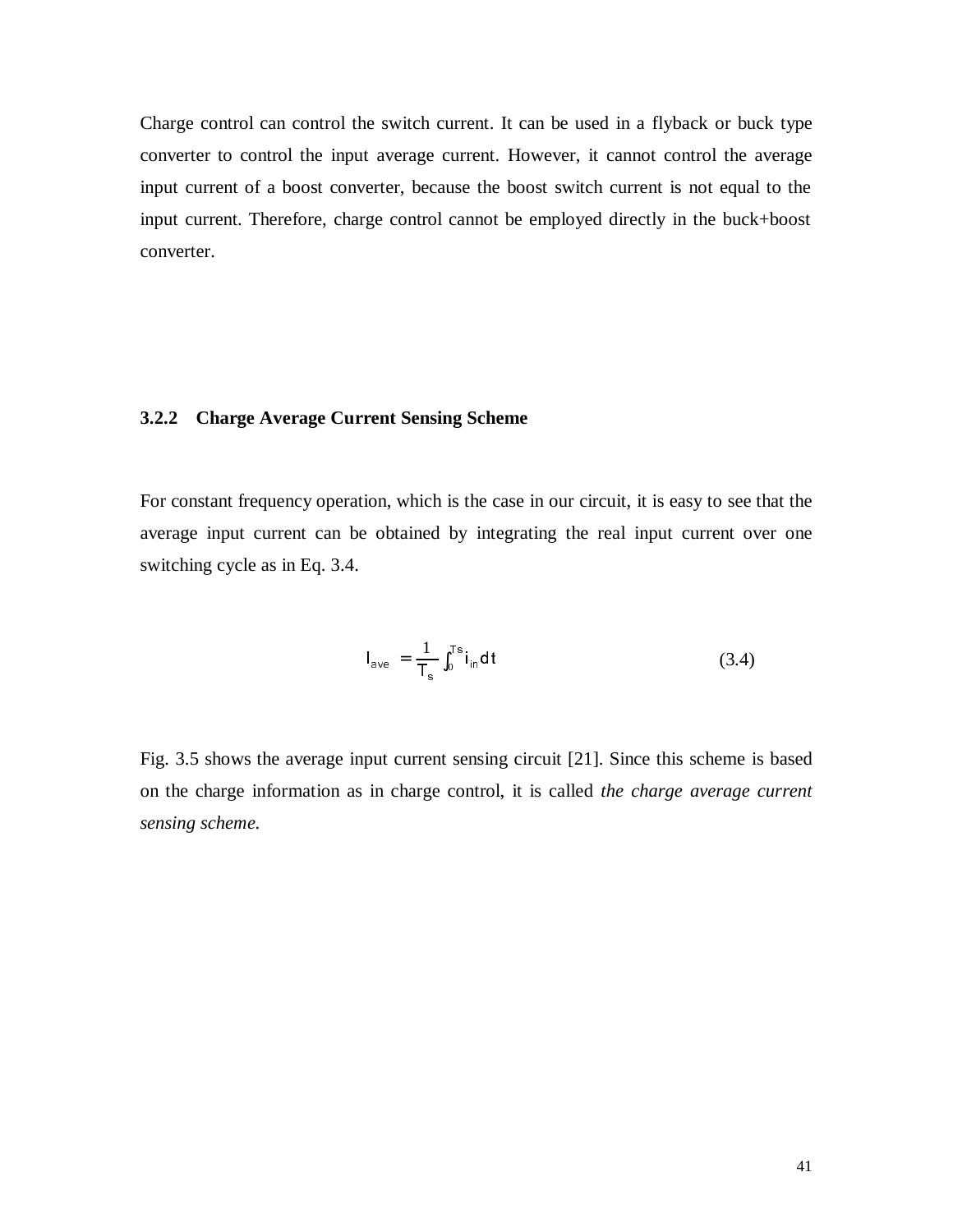Charge control can control the switch current. It can be used in a flyback or buck type converter to control the input average current. However, it cannot control the average input current of a boost converter, because the boost switch current is not equal to the input current. Therefore, charge control cannot be employed directly in the buck+boost converter.

### 3.2.2 Charge Average Current Sensing Scheme

For constant frequency operation, which is the case in our circuit, it is easy to see that the average input current can be obtained by integrating the real input current over one switching cycle as in Eq. 3.4.

$$I_{ave} = \frac{1}{T_s} \int_0^{Ts} i_{in} dt \tag{3.4}$$

Fig. 3.5 shows the average input current sensing circuit [21]. Since this scheme is based on the charge information as in charge control, it is called *the charge average current sensing scheme.*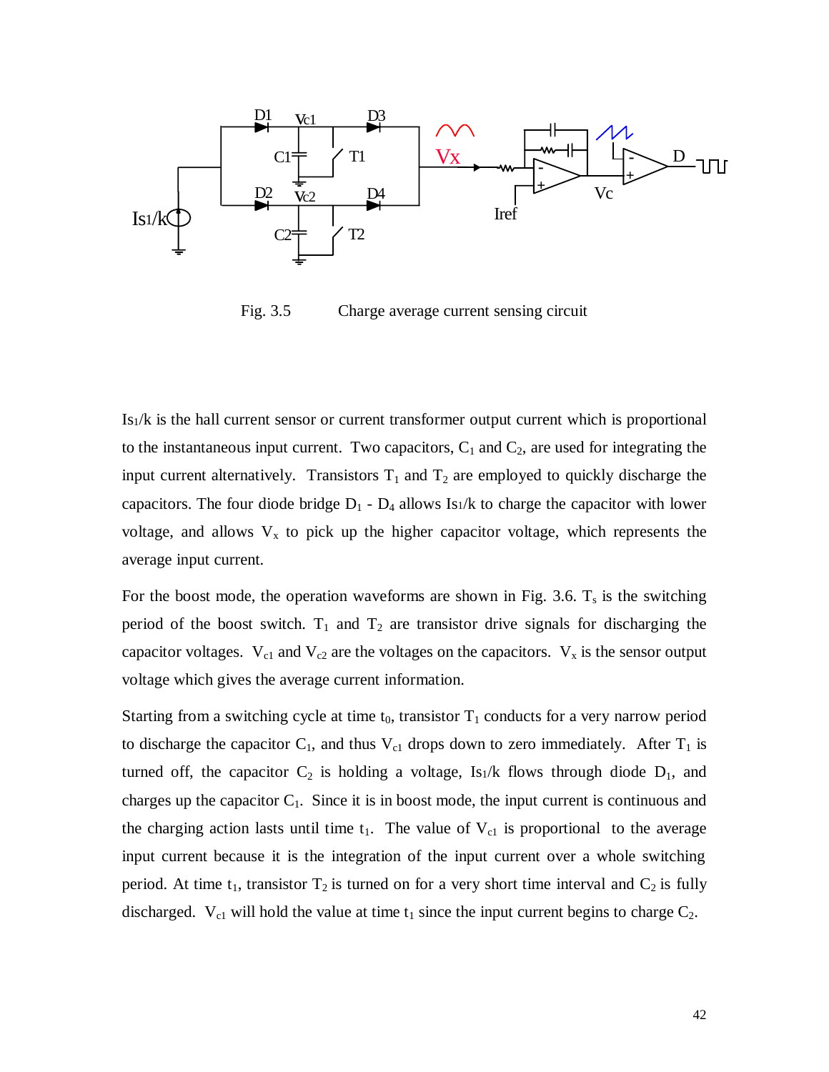Fig. 3.5 Charge average current sensing circuit

Is1/k is the hall current sensor or current transformer output current which is proportional to the instantaneous input current. Two capacitors, $C_1$ and $C_2$, are used for integrating the input current alternatively. Transistors $T_1$ and $T_2$ are employed to quickly discharge the capacitors. The four diode bridge $D_1$ - $D_4$ allows Is1/k to charge the capacitor with lower voltage, and allows $V_x$ to pick up the higher capacitor voltage, which represents the average input current.

For the boost mode, the operation waveforms are shown in Fig. 3.6. $T_s$ is the switching period of the boost switch. $T_1$ and $T_2$ are transistor drive signals for discharging the capacitor voltages. $V_{c1}$ and $V_{c2}$ are the voltages on the capacitors. $V_x$ is the sensor output voltage which gives the average current information.

Starting from a switching cycle at time $t_0$, transistor $T_1$ conducts for a very narrow period to discharge the capacitor $C_1$, and thus $V_{c1}$ drops down to zero immediately. After $T_1$ is turned off, the capacitor $C_2$ is holding a voltage, Is1/k flows through diode $D_1$, and charges up the capacitor $C_1$. Since it is in boost mode, the input current is continuous and the charging action lasts until time $t_1$. The value of $V_{c1}$ is proportional to the average input current because it is the integration of the input current over a whole switching period. At time $t_1$, transistor $T_2$ is turned on for a very short time interval and $C_2$ is fully discharged. $V_{c1}$ will hold the value at time $t_1$ since the input current begins to charge $C_2$.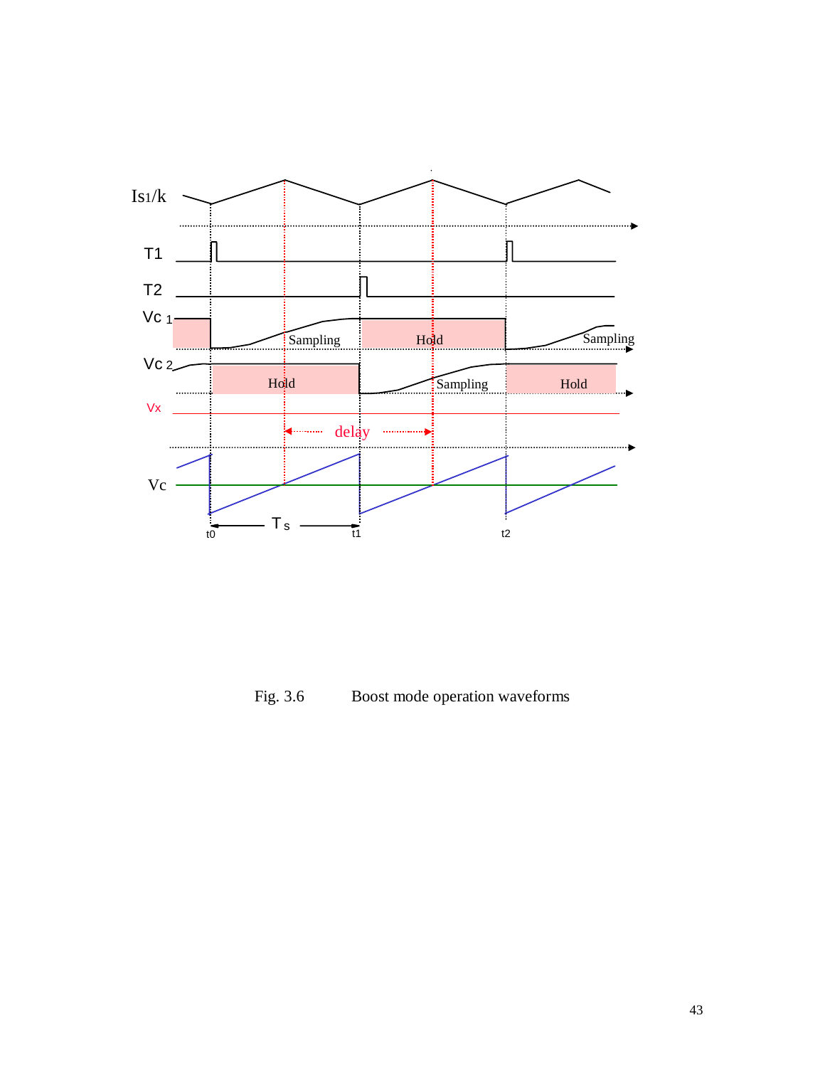Fig. 3.6 Boost mode operation waveforms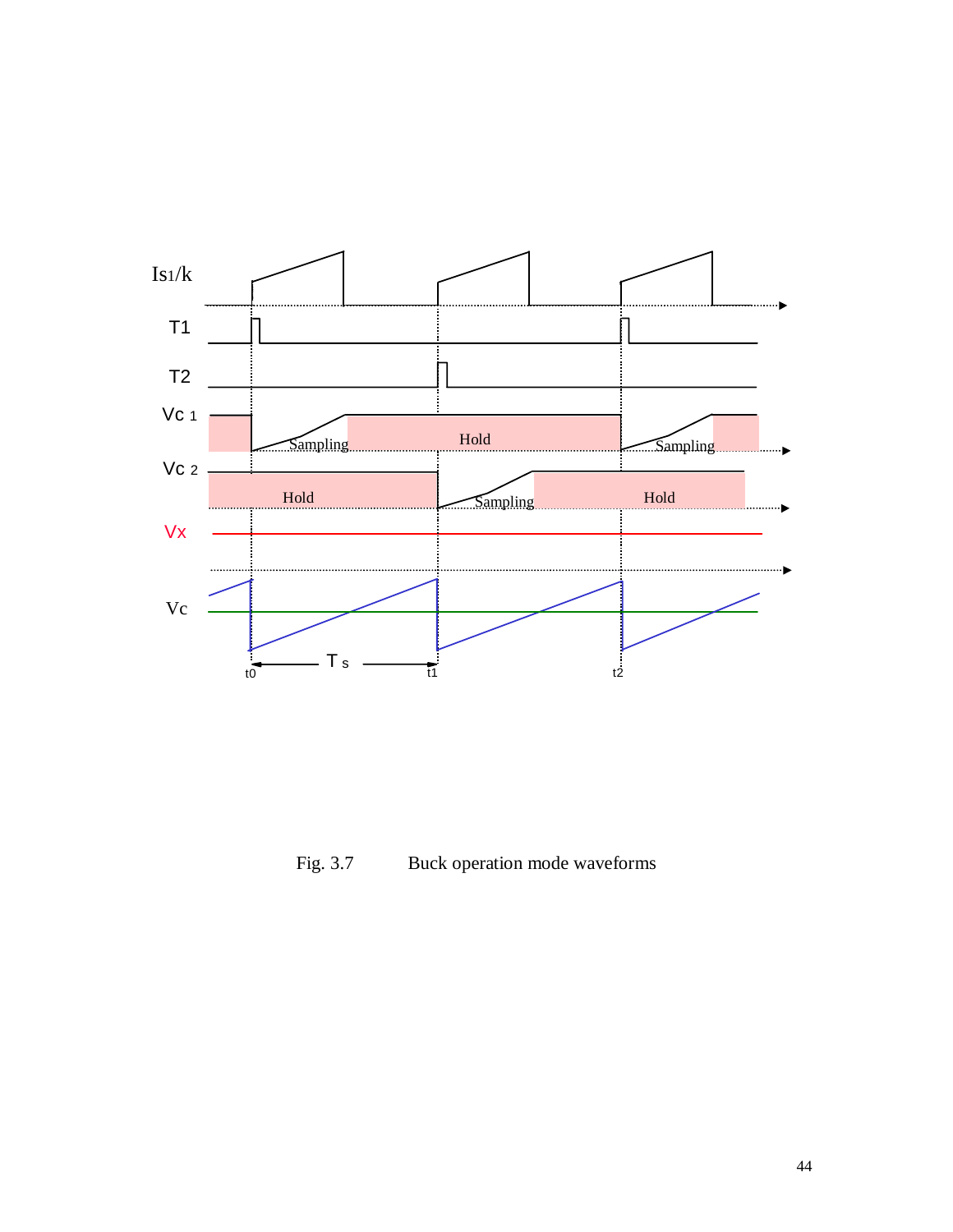Fig. 3.7        Buck operation mode waveforms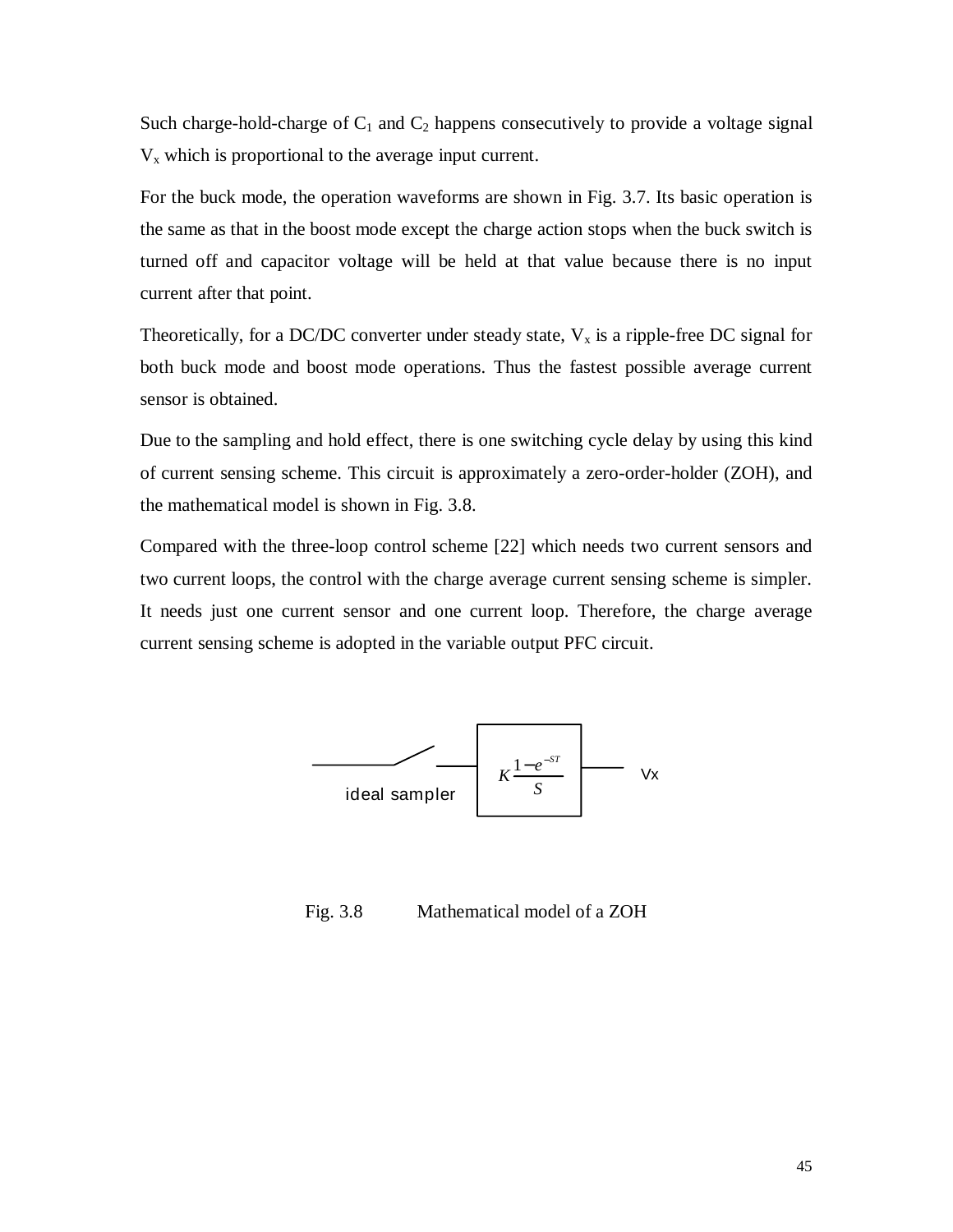Such charge-hold-charge of $C_1$ and $C_2$ happens consecutively to provide a voltage signal $V_x$ which is proportional to the average input current.

For the buck mode, the operation waveforms are shown in Fig. 3.7. Its basic operation is the same as that in the boost mode except the charge action stops when the buck switch is turned off and capacitor voltage will be held at that value because there is no input current after that point.

Theoretically, for a DC/DC converter under steady state, $V_x$ is a ripple-free DC signal for both buck mode and boost mode operations. Thus the fastest possible average current sensor is obtained.

Due to the sampling and hold effect, there is one switching cycle delay by using this kind of current sensing scheme. This circuit is approximately a zero-order-holder (ZOH), and the mathematical model is shown in Fig. 3.8.

Compared with the three-loop control scheme [22] which needs two current sensors and two current loops, the control with the charge average current sensing scheme is simpler. It needs just one current sensor and one current loop. Therefore, the charge average current sensing scheme is adopted in the variable output PFC circuit.

ideal sampler → $K\dfrac{1-e^{-ST}}{S}$ → Vx

Fig. 3.8 Mathematical model of a ZOH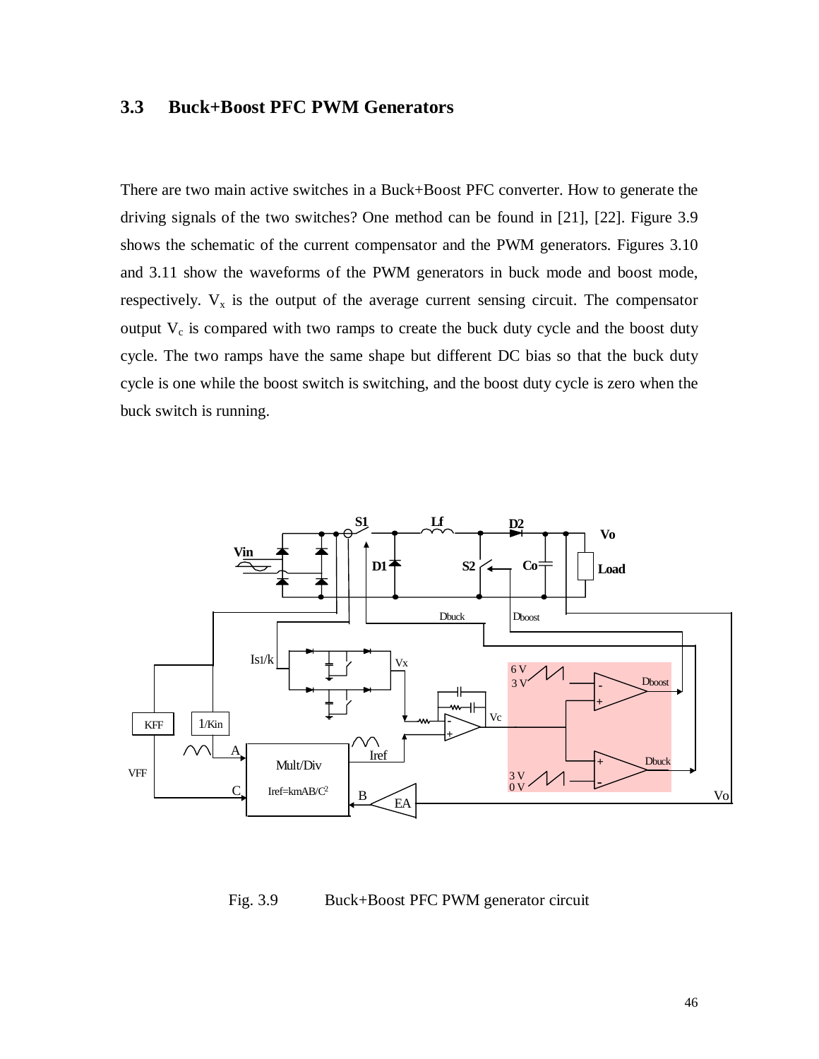## 3.3 Buck+Boost PFC PWM Generators

There are two main active switches in a Buck+Boost PFC converter. How to generate the driving signals of the two switches? One method can be found in [21], [22]. Figure 3.9 shows the schematic of the current compensator and the PWM generators. Figures 3.10 and 3.11 show the waveforms of the PWM generators in buck mode and boost mode, respectively. $V_x$ is the output of the average current sensing circuit. The compensator output $V_c$ is compared with two ramps to create the buck duty cycle and the boost duty cycle. The two ramps have the same shape but different DC bias so that the buck duty cycle is one while the boost switch is switching, and the boost duty cycle is zero when the buck switch is running.

Fig. 3.9 Buck+Boost PFC PWM generator circuit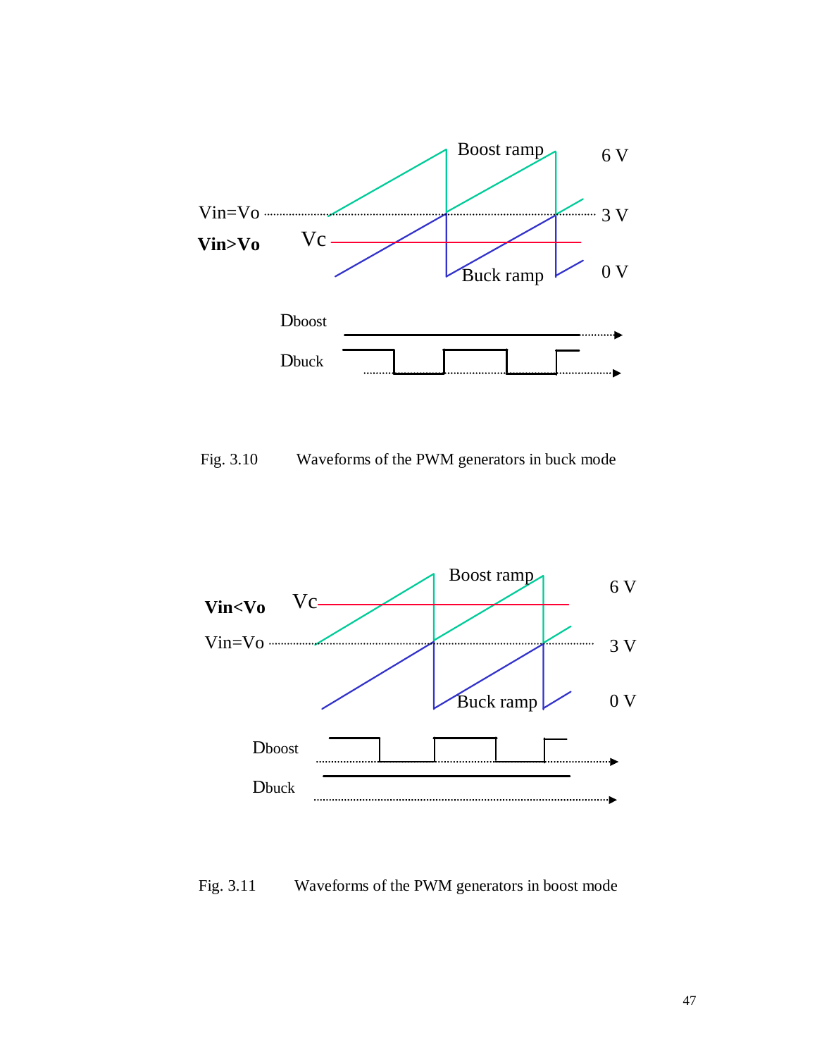Fig. 3.10 Waveforms of the PWM generators in buck mode

Fig. 3.11 Waveforms of the PWM generators in boost mode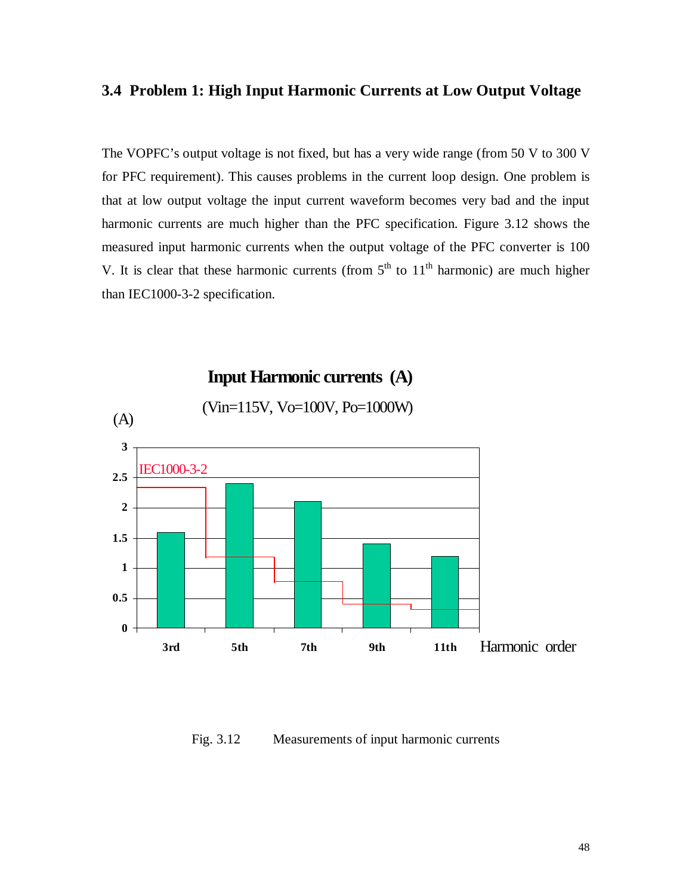### 3.4 Problem 1: High Input Harmonic Currents at Low Output Voltage

The VOPFC's output voltage is not fixed, but has a very wide range (from 50 V to 300 V for PFC requirement). This causes problems in the current loop design. One problem is that at low output voltage the input current waveform becomes very bad and the input harmonic currents are much higher than the PFC specification. Figure 3.12 shows the measured input harmonic currents when the output voltage of the PFC converter is 100 V. It is clear that these harmonic currents (from 5th to 11th harmonic) are much higher than IEC1000-3-2 specification.

**Input Harmonic currents (A)**

(Vin=115V, Vo=100V, Po=1000W)

Fig. 3.12 Measurements of input harmonic currents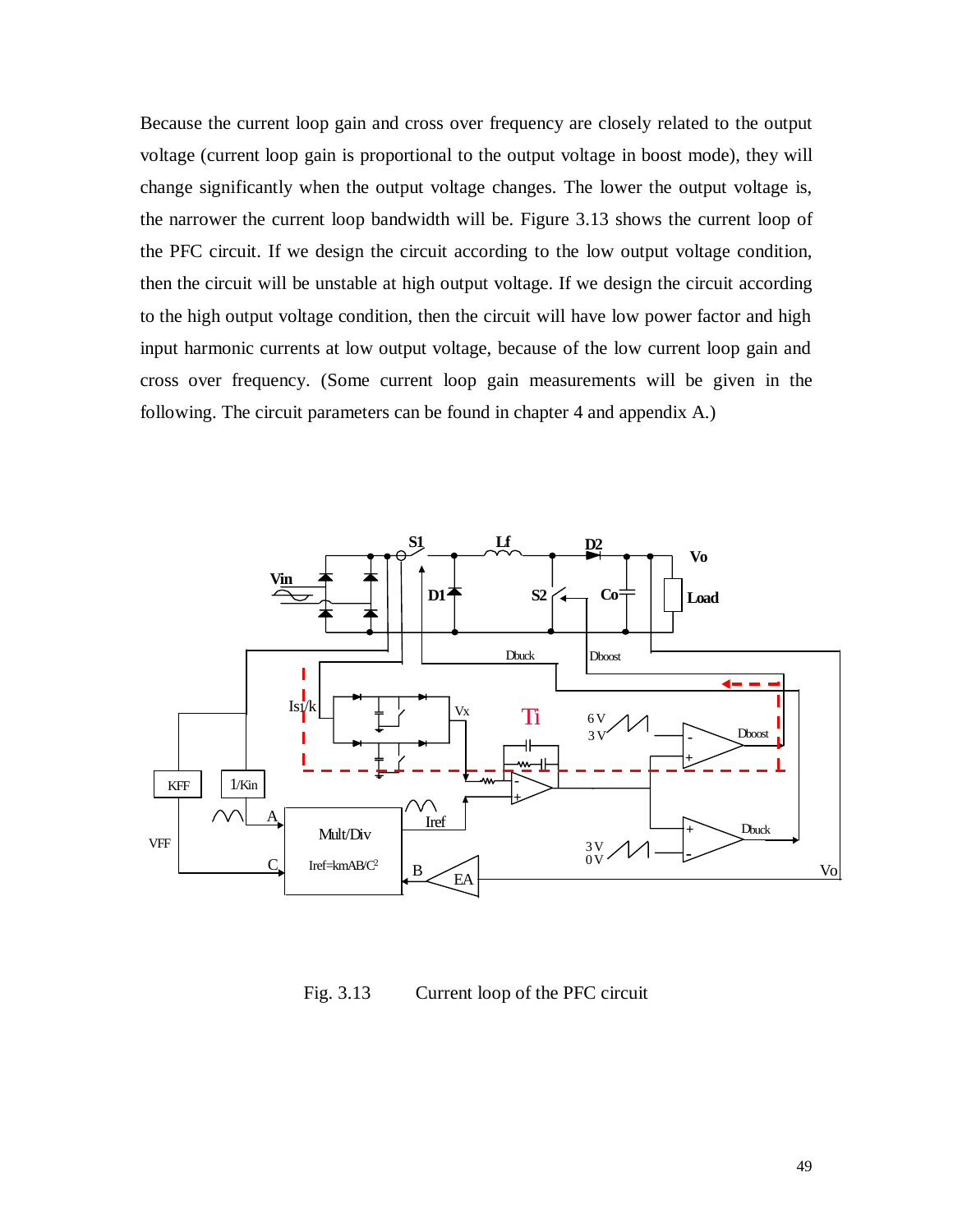Because the current loop gain and cross over frequency are closely related to the output voltage (current loop gain is proportional to the output voltage in boost mode), they will change significantly when the output voltage changes. The lower the output voltage is, the narrower the current loop bandwidth will be. Figure 3.13 shows the current loop of the PFC circuit. If we design the circuit according to the low output voltage condition, then the circuit will be unstable at high output voltage. If we design the circuit according to the high output voltage condition, then the circuit will have low power factor and high input harmonic currents at low output voltage, because of the low current loop gain and cross over frequency. (Some current loop gain measurements will be given in the following. The circuit parameters can be found in chapter 4 and appendix A.)

Fig. 3.13 Current loop of the PFC circuit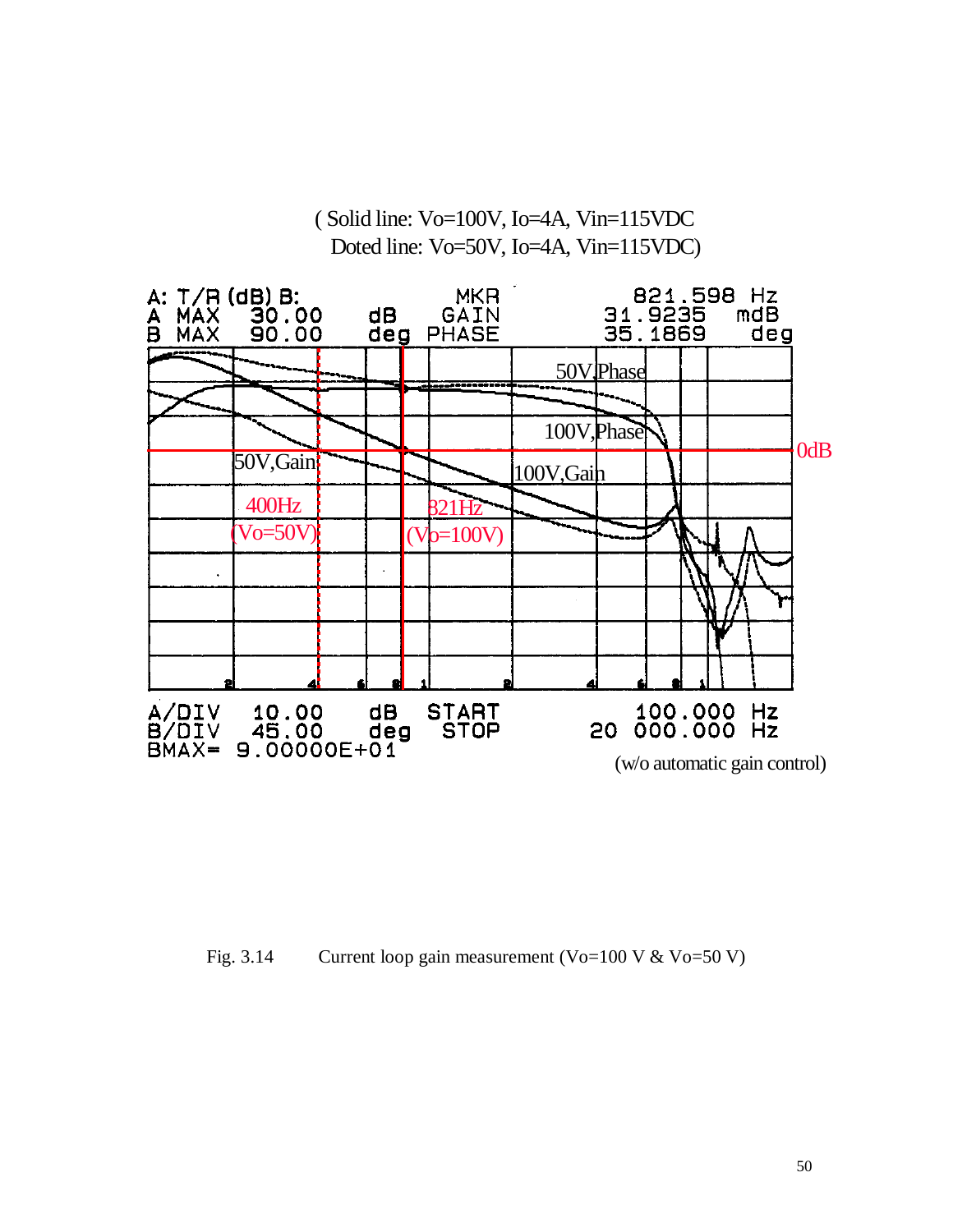( Solid line: Vo=100V, Io=4A, Vin=115VDC
Doted line: Vo=50V, Io=4A, Vin=115VDC)

A: T/R (dB) B:  
A MAX 30.00 dB  MKR GAIN 821.598 Hz 31.9235 mdB  
B MAX 90.00 deg  PHASE 35.1869 deg

50V,Phase  
100V,Phase  
0dB  
50V,Gain  
100V,Gain  
400Hz (Vo=50V)  
821Hz (Vo=100V)

A/DIV 10.00 dB  START 100.000 Hz  
B/DIV 45.00 deg  STOP 20 000.000 Hz  
BMAX= 9.00000E+01

(w/o automatic gain control)

Fig. 3.14 Current loop gain measurement (Vo=100 V & Vo=50 V)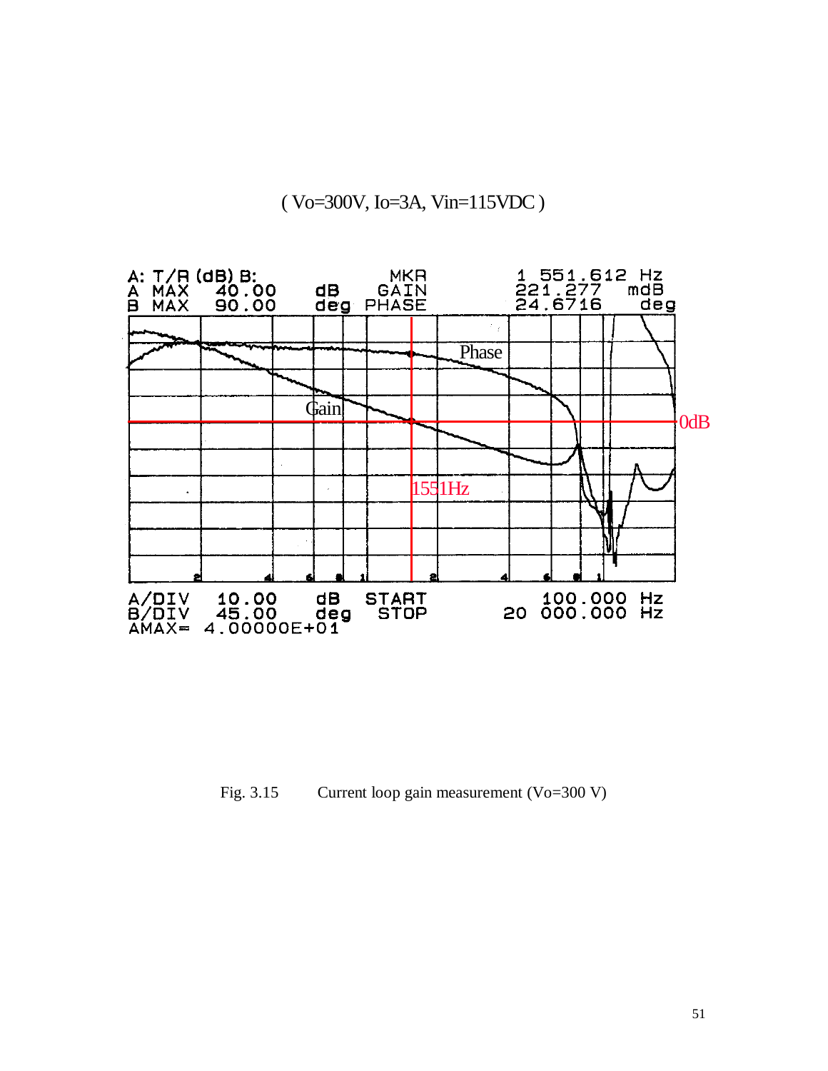( Vo=300V, Io=3A, Vin=115VDC )

A: T/R (dB) B:
A MAX 40.00 dB
B MAX 90.00 deg

MKR
GAIN
PHASE

1 551.612 Hz
221.277 mdB
24.6716 deg

Phase

Gain

0dB

1551Hz

A/DIV 10.00 dB
B/DIV 45.00 deg
AMAX= 4.00000E+01

START 100.000 Hz
STOP 20 000.000 Hz

Fig. 3.15 Current loop gain measurement (Vo=300 V)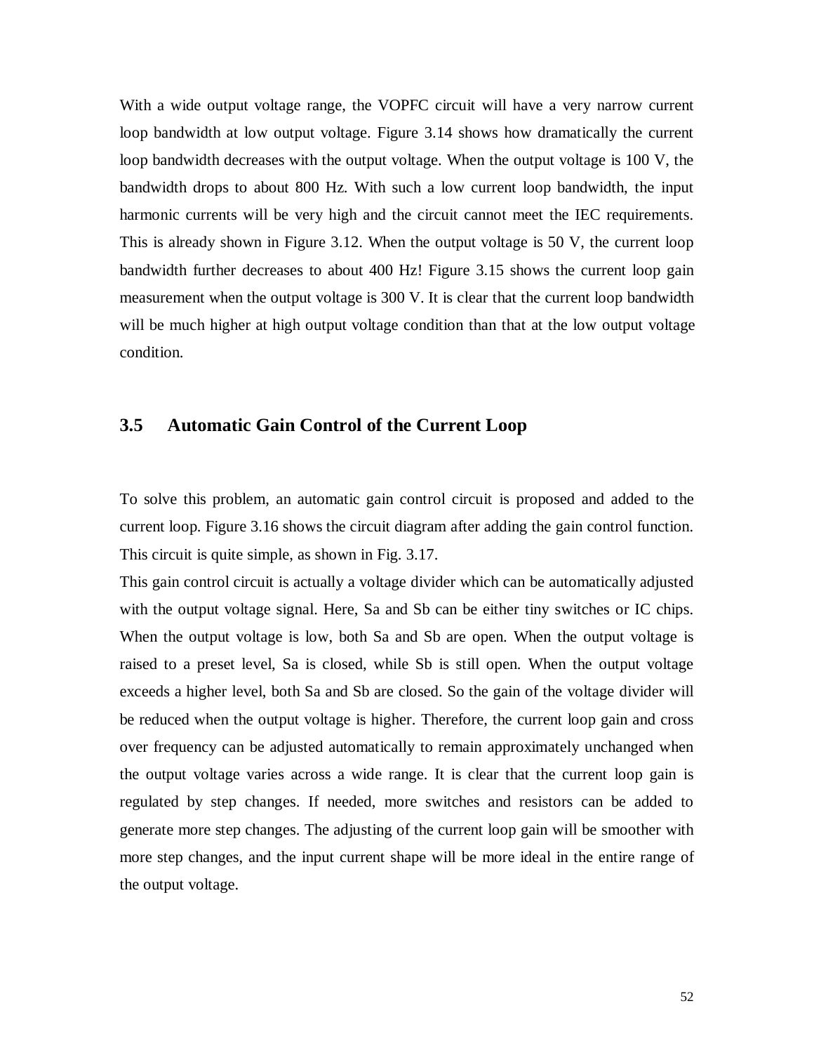With a wide output voltage range, the VOPFC circuit will have a very narrow current loop bandwidth at low output voltage. Figure 3.14 shows how dramatically the current loop bandwidth decreases with the output voltage. When the output voltage is 100 V, the bandwidth drops to about 800 Hz. With such a low current loop bandwidth, the input harmonic currents will be very high and the circuit cannot meet the IEC requirements. This is already shown in Figure 3.12. When the output voltage is 50 V, the current loop bandwidth further decreases to about 400 Hz! Figure 3.15 shows the current loop gain measurement when the output voltage is 300 V. It is clear that the current loop bandwidth will be much higher at high output voltage condition than that at the low output voltage condition.

## 3.5 Automatic Gain Control of the Current Loop

To solve this problem, an automatic gain control circuit is proposed and added to the current loop. Figure 3.16 shows the circuit diagram after adding the gain control function. This circuit is quite simple, as shown in Fig. 3.17.

This gain control circuit is actually a voltage divider which can be automatically adjusted with the output voltage signal. Here, Sa and Sb can be either tiny switches or IC chips. When the output voltage is low, both Sa and Sb are open. When the output voltage is raised to a preset level, Sa is closed, while Sb is still open. When the output voltage exceeds a higher level, both Sa and Sb are closed. So the gain of the voltage divider will be reduced when the output voltage is higher. Therefore, the current loop gain and cross over frequency can be adjusted automatically to remain approximately unchanged when the output voltage varies across a wide range. It is clear that the current loop gain is regulated by step changes. If needed, more switches and resistors can be added to generate more step changes. The adjusting of the current loop gain will be smoother with more step changes, and the input current shape will be more ideal in the entire range of the output voltage.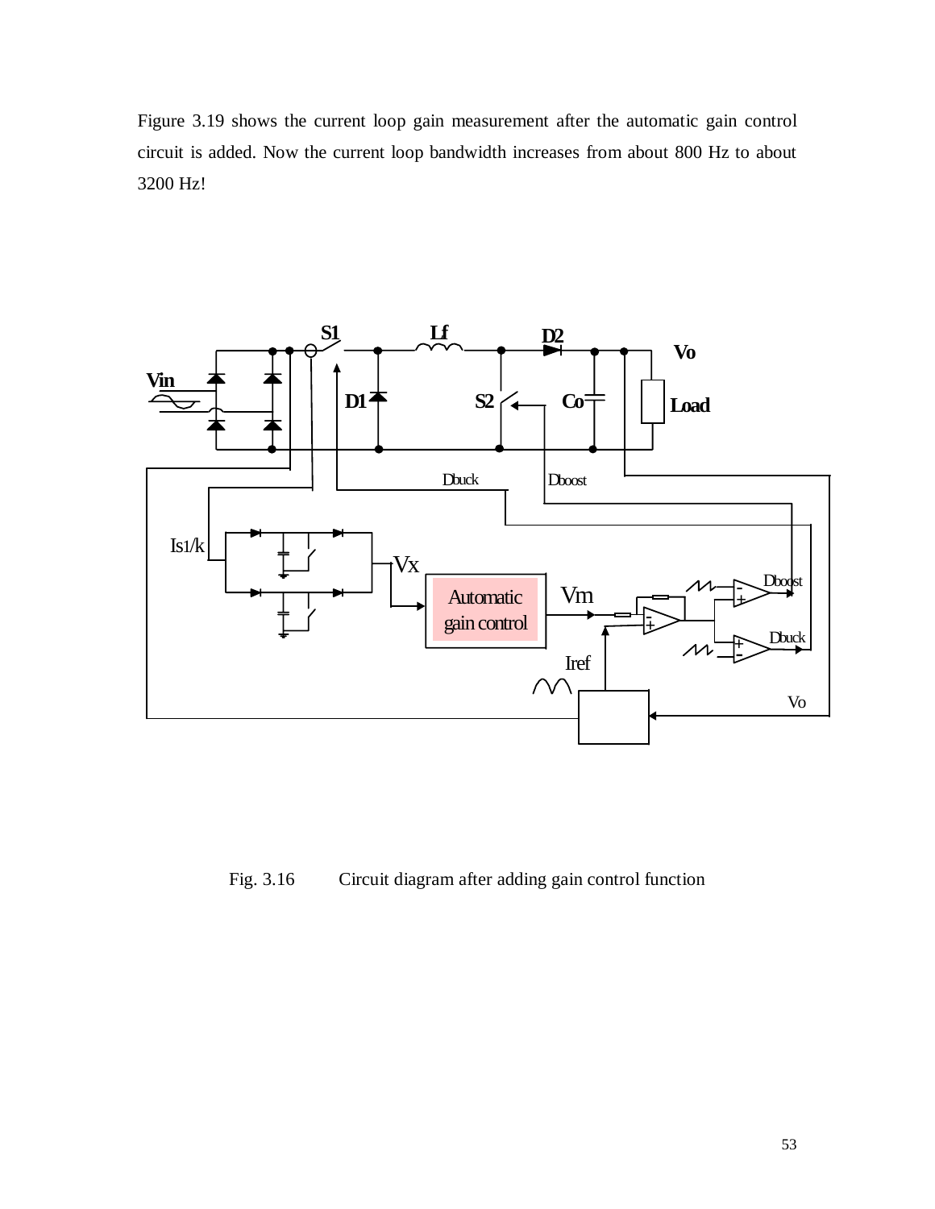Figure 3.19 shows the current loop gain measurement after the automatic gain control circuit is added. Now the current loop bandwidth increases from about 800 Hz to about 3200 Hz!

Fig. 3.16 Circuit diagram after adding gain control function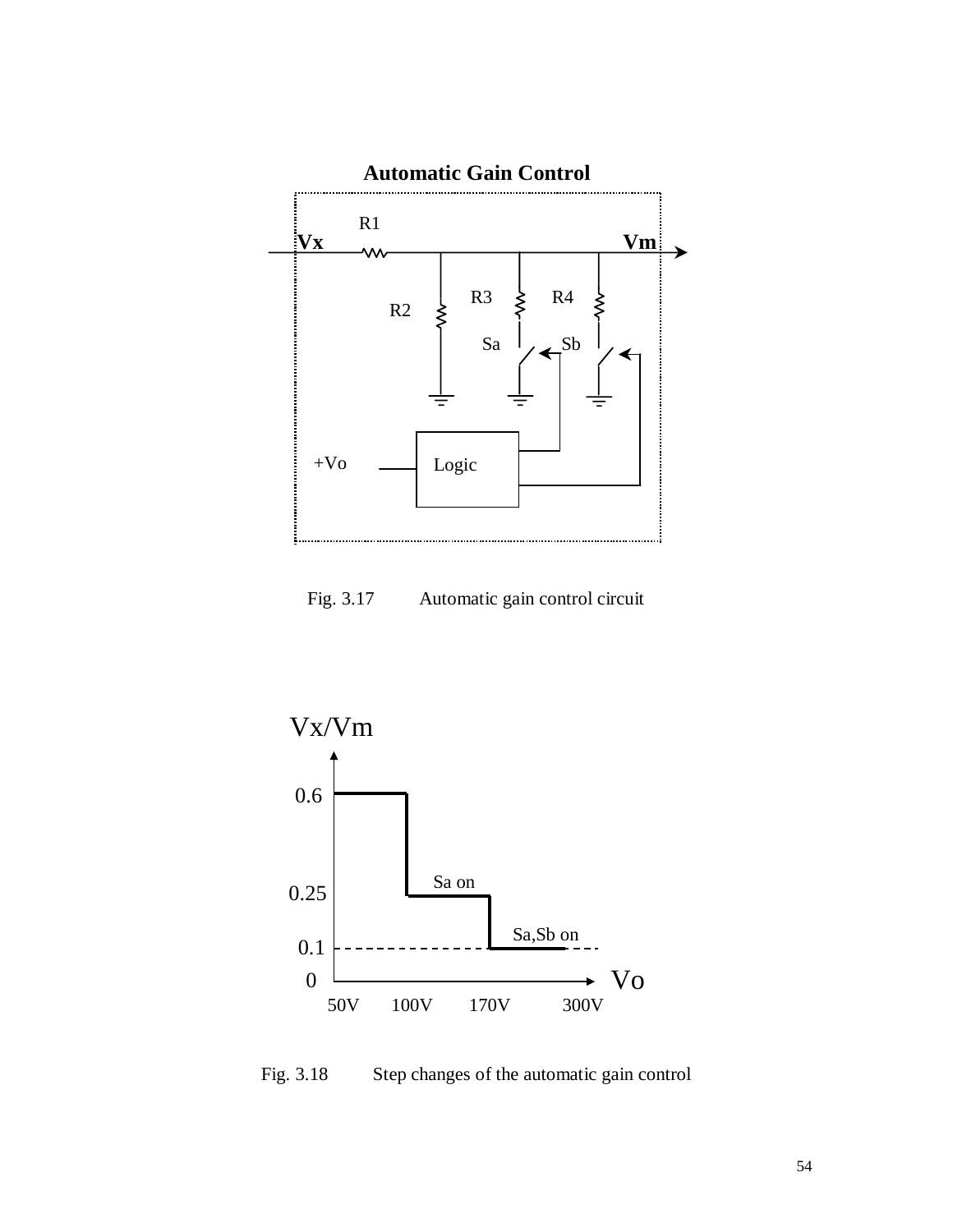Fig. 3.17 Automatic gain control circuit

Fig. 3.18 Step changes of the automatic gain control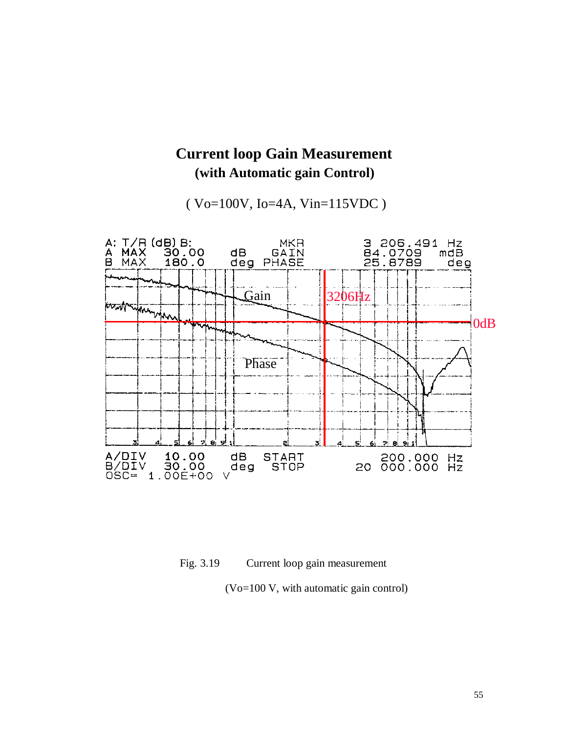## Current loop Gain Measurement
### (with Automatic gain Control)

( Vo=100V, Io=4A, Vin=115VDC )

```
A: T/R (dB) B:                    MKR          3 206.491  Hz
A  MAX    30.00     dB     GAIN          84.0709    mdB
B  MAX    180.0     deg    PHASE         25.8789     deg

A/DIV     10.00     dB     START         200.000   Hz
B/DIV     30.00     deg    STOP       20 000.000   Hz
OSC=  1.00E+00   V
```

Gain

Phase

3206Hz

0dB

Fig. 3.19 Current loop gain measurement

(Vo=100 V, with automatic gain control)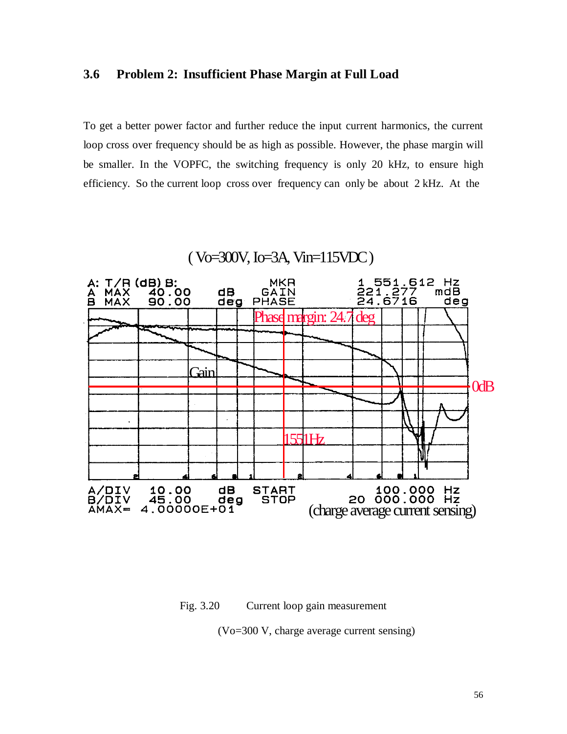## 3.6 Problem 2: Insufficient Phase Margin at Full Load

To get a better power factor and further reduce the input current harmonics, the current loop cross over frequency should be as high as possible. However, the phase margin will be smaller. In the VOPFC, the switching frequency is only 20 kHz, to ensure high efficiency. So the current loop cross over frequency can only be about 2 kHz. At the

( Vo=300V, Io=3A, Vin=115VDC )

A: T/R (dB) B:
A MAX 40.00 dB
B MAX 90.00 deg

MKR
GAIN
PHASE

1 551.612 Hz
221.277 mdB
24.6716 deg

Phase margin: 24.7 deg

Gain

0dB

1551Hz

A/DIV 10.00 dB
B/DIV 45.00 deg
AMAX= 4.00000E+01

START 100.000 Hz
STOP 20 000.000 Hz

(charge average current sensing)

Fig. 3.20 Current loop gain measurement

(Vo=300 V, charge average current sensing)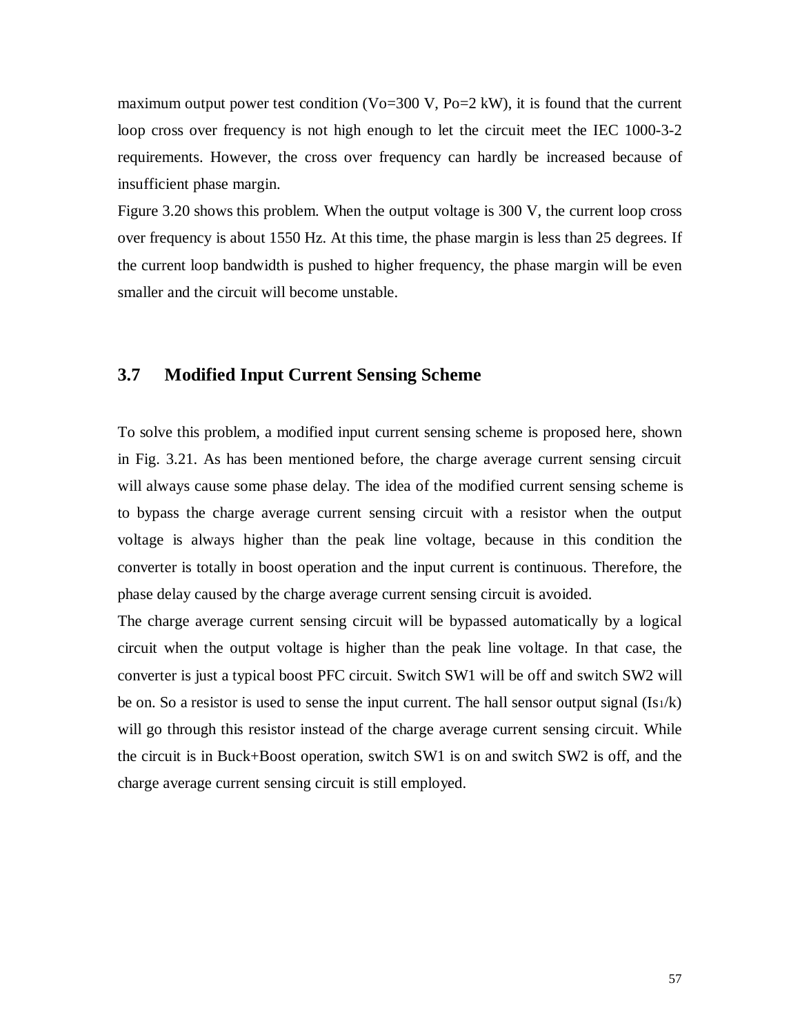maximum output power test condition (Vo=300 V, Po=2 kW), it is found that the current loop cross over frequency is not high enough to let the circuit meet the IEC 1000-3-2 requirements. However, the cross over frequency can hardly be increased because of insufficient phase margin.

Figure 3.20 shows this problem. When the output voltage is 300 V, the current loop cross over frequency is about 1550 Hz. At this time, the phase margin is less than 25 degrees. If the current loop bandwidth is pushed to higher frequency, the phase margin will be even smaller and the circuit will become unstable.

## 3.7 Modified Input Current Sensing Scheme

To solve this problem, a modified input current sensing scheme is proposed here, shown in Fig. 3.21. As has been mentioned before, the charge average current sensing circuit will always cause some phase delay. The idea of the modified current sensing scheme is to bypass the charge average current sensing circuit with a resistor when the output voltage is always higher than the peak line voltage, because in this condition the converter is totally in boost operation and the input current is continuous. Therefore, the phase delay caused by the charge average current sensing circuit is avoided.

The charge average current sensing circuit will be bypassed automatically by a logical circuit when the output voltage is higher than the peak line voltage. In that case, the converter is just a typical boost PFC circuit. Switch SW1 will be off and switch SW2 will be on. So a resistor is used to sense the input current. The hall sensor output signal ($I_{S1}/k$) will go through this resistor instead of the charge average current sensing circuit. While the circuit is in Buck+Boost operation, switch SW1 is on and switch SW2 is off, and the charge average current sensing circuit is still employed.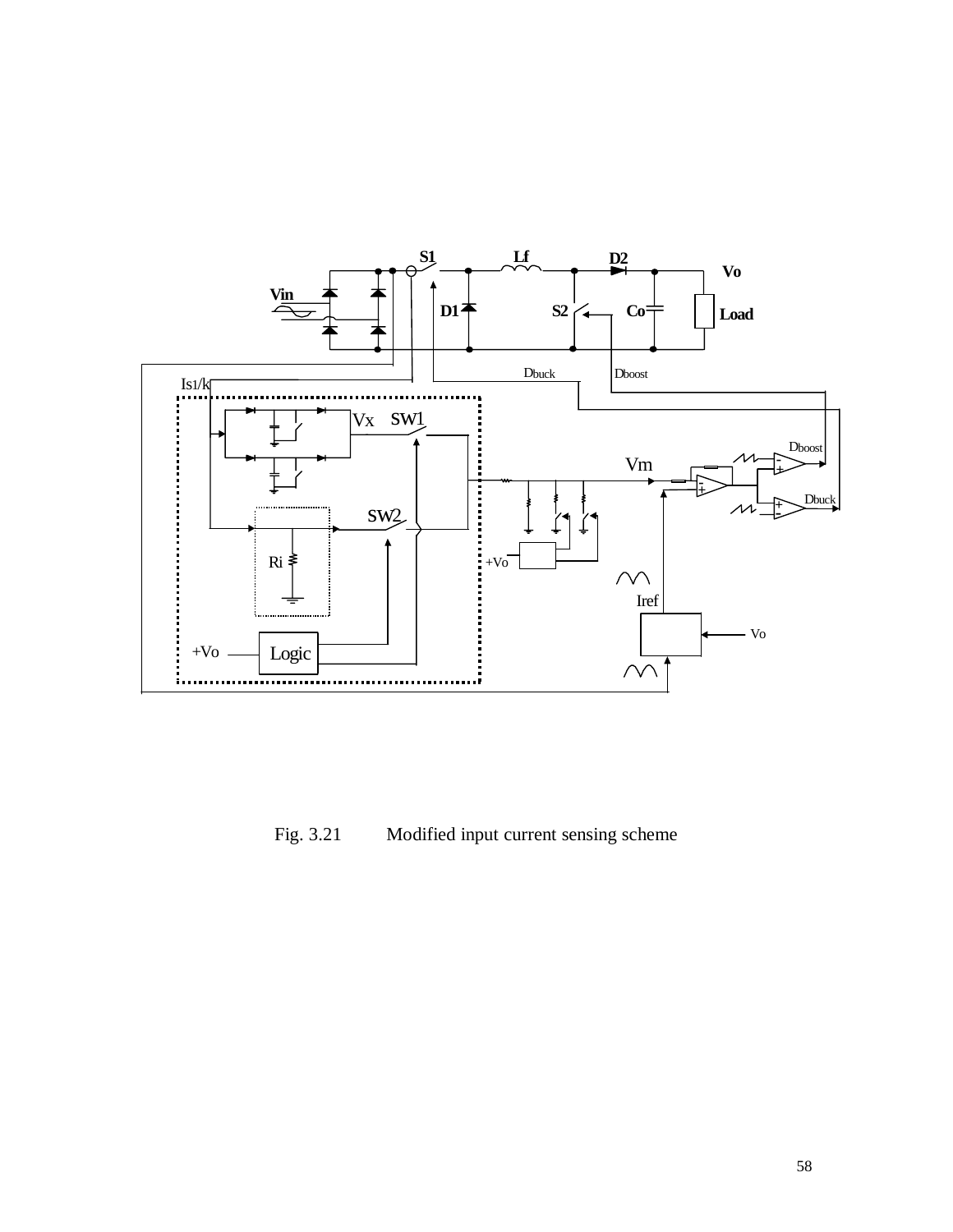Fig. 3.21 Modified input current sensing scheme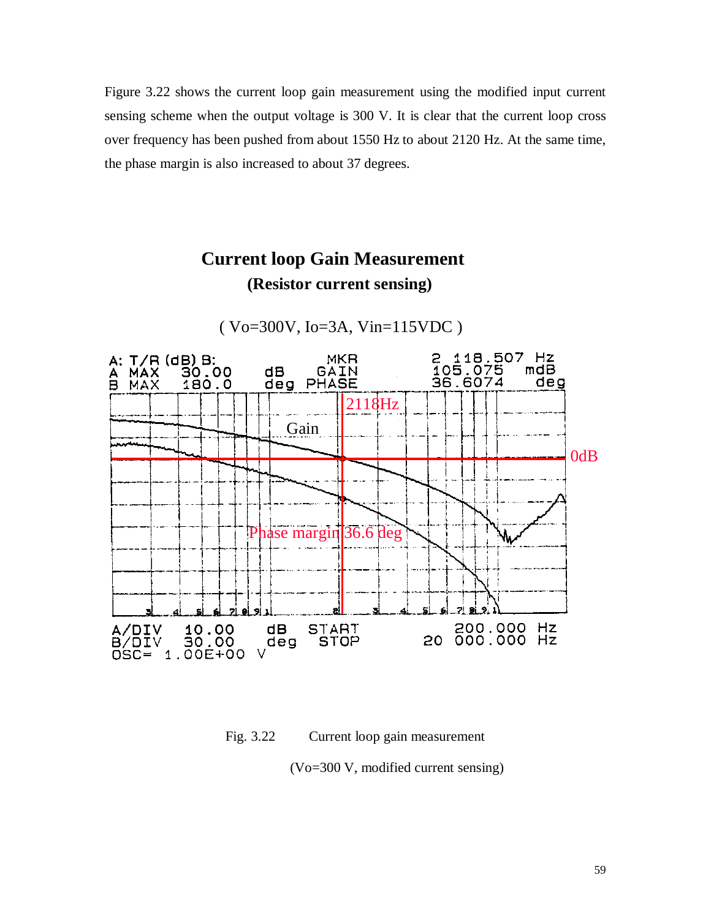Figure 3.22 shows the current loop gain measurement using the modified input current sensing scheme when the output voltage is 300 V. It is clear that the current loop cross over frequency has been pushed from about 1550 Hz to about 2120 Hz. At the same time, the phase margin is also increased to about 37 degrees.

**Current loop Gain Measurement**

**(Resistor current sensing)**

( Vo=300V, Io=3A, Vin=115VDC )

A: T/R (dB) B:  
A MAX 30.00 dB  
B MAX 180.0 deg  

MKR 2 118.507 Hz  
GAIN 105.075 mdB  
PHASE 36.6074 deg  

2118Hz  
Gain  
0dB  
Phase margin 36.6 deg  

A/DIV 10.00 dB  
B/DIV 30.00 deg  
OSC= 1.00E+00 V  
START 200.000 Hz  
STOP 20 000.000 Hz

Fig. 3.22 Current loop gain measurement

(Vo=300 V, modified current sensing)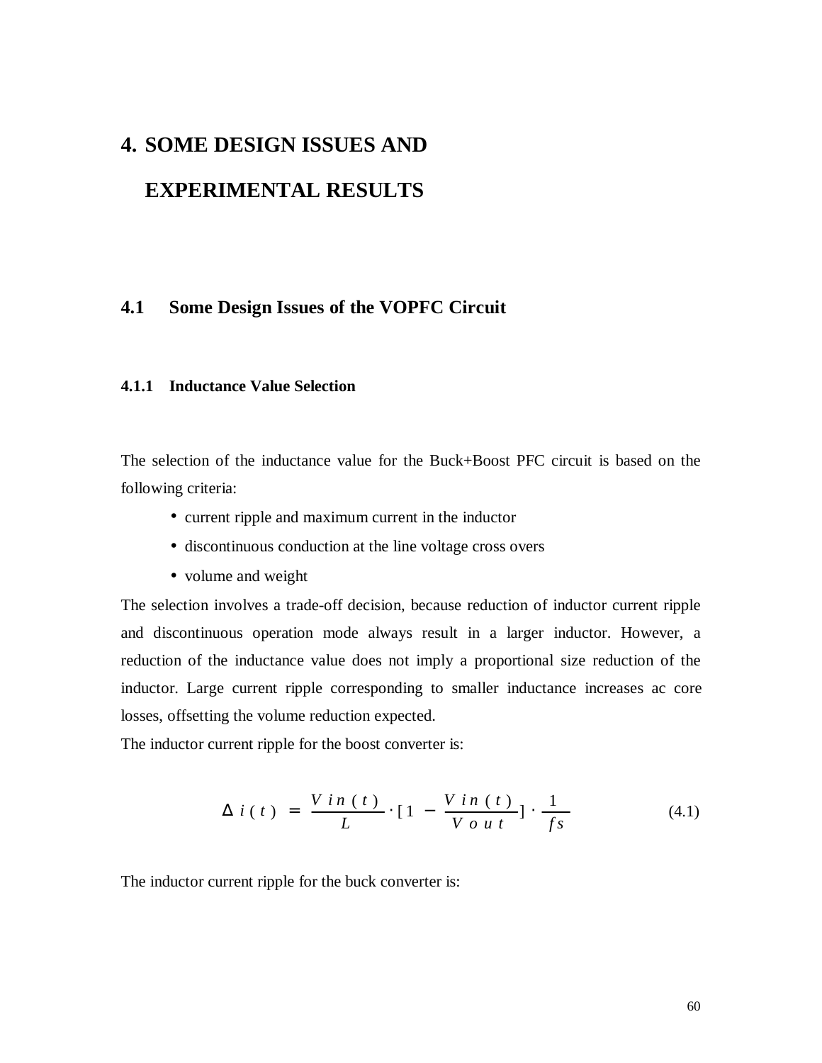# 4. SOME DESIGN ISSUES AND EXPERIMENTAL RESULTS

## 4.1 Some Design Issues of the VOPFC Circuit

### 4.1.1 Inductance Value Selection

The selection of the inductance value for the Buck+Boost PFC circuit is based on the following criteria:

- current ripple and maximum current in the inductor
- discontinuous conduction at the line voltage cross overs
- volume and weight

The selection involves a trade-off decision, because reduction of inductor current ripple and discontinuous operation mode always result in a larger inductor. However, a reduction of the inductance value does not imply a proportional size reduction of the inductor. Large current ripple corresponding to smaller inductance increases ac core losses, offsetting the volume reduction expected.

The inductor current ripple for the boost converter is:

$$\Delta i(t) = \frac{Vin(t)}{L} \cdot \left[1 - \frac{Vin(t)}{Vout}\right] \cdot \frac{1}{fs} \tag{4.1}$$

The inductor current ripple for the buck converter is: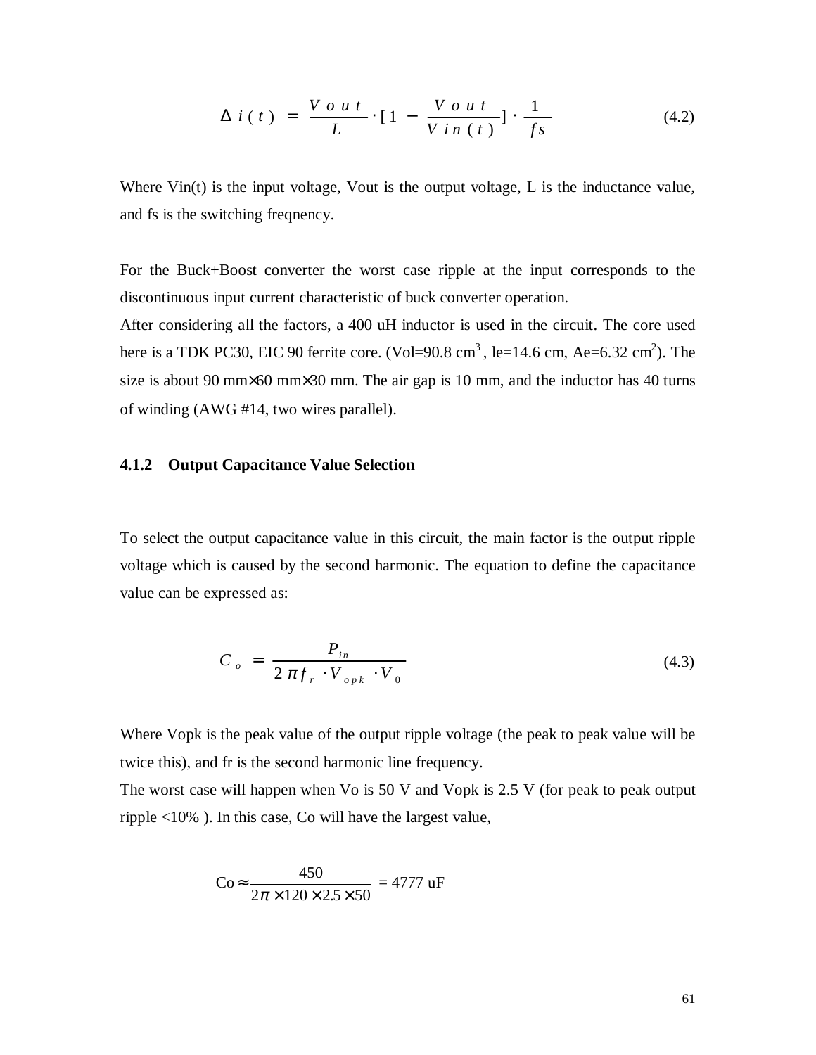$$\Delta i(t) = \frac{Vout}{L} \cdot [1 - \frac{Vout}{Vin(t)}] \cdot \frac{1}{fs} \tag{4.2}$$

Where Vin(t) is the input voltage, Vout is the output voltage, L is the inductance value, and fs is the switching freqnency.

For the Buck+Boost converter the worst case ripple at the input corresponds to the discontinuous input current characteristic of buck converter operation.

After considering all the factors, a 400 uH inductor is used in the circuit. The core used here is a TDK PC30, EIC 90 ferrite core. (Vol=90.8 $cm^3$, le=14.6 cm, Ae=6.32 $cm^2$). The size is about 90 mm×60 mm×30 mm. The air gap is 10 mm, and the inductor has 40 turns of winding (AWG #14, two wires parallel).

### 4.1.2 Output Capacitance Value Selection

To select the output capacitance value in this circuit, the main factor is the output ripple voltage which is caused by the second harmonic. The equation to define the capacitance value can be expressed as:

$$C_o = \frac{P_{in}}{2\pi f_r \cdot V_{opk} \cdot V_0} \tag{4.3}$$

Where Vopk is the peak value of the output ripple voltage (the peak to peak value will be twice this), and fr is the second harmonic line frequency.

The worst case will happen when Vo is 50 V and Vopk is 2.5 V (for peak to peak output ripple <10% ). In this case, Co will have the largest value,

$$\text{Co} \approx \frac{450}{2\pi \times 120 \times 2.5 \times 50} = 4777 \text{ uF}$$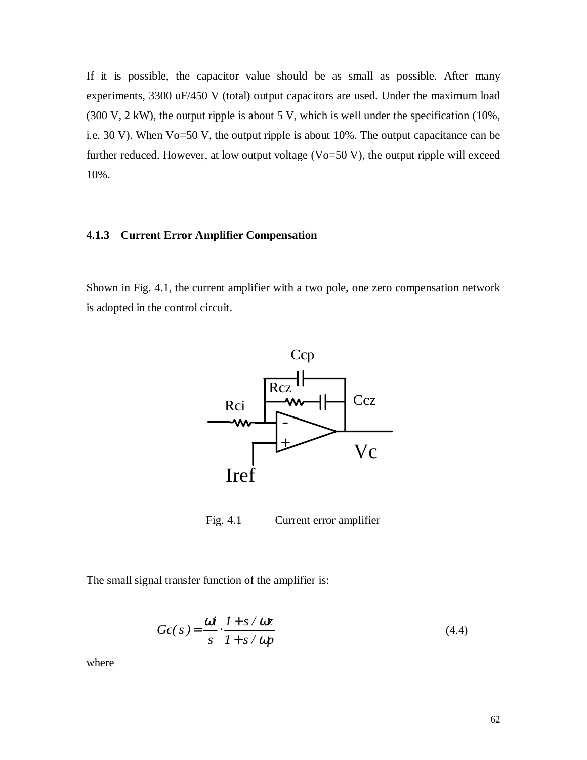If it is possible, the capacitor value should be as small as possible. After many experiments, 3300 uF/450 V (total) output capacitors are used. Under the maximum load (300 V, 2 kW), the output ripple is about 5 V, which is well under the specification (10%, i.e. 30 V). When Vo=50 V, the output ripple is about 10%. The output capacitance can be further reduced. However, at low output voltage (Vo=50 V), the output ripple will exceed 10%.

### 4.1.3 Current Error Amplifier Compensation

Shown in Fig. 4.1, the current amplifier with a two pole, one zero compensation network is adopted in the control circuit.

Fig. 4.1 Current error amplifier

The small signal transfer function of the amplifier is:

$$Gc(s) = \frac{\omega i}{s} \cdot \frac{1 + s / \omega z}{1 + s / \omega p} \tag{4.4}$$

where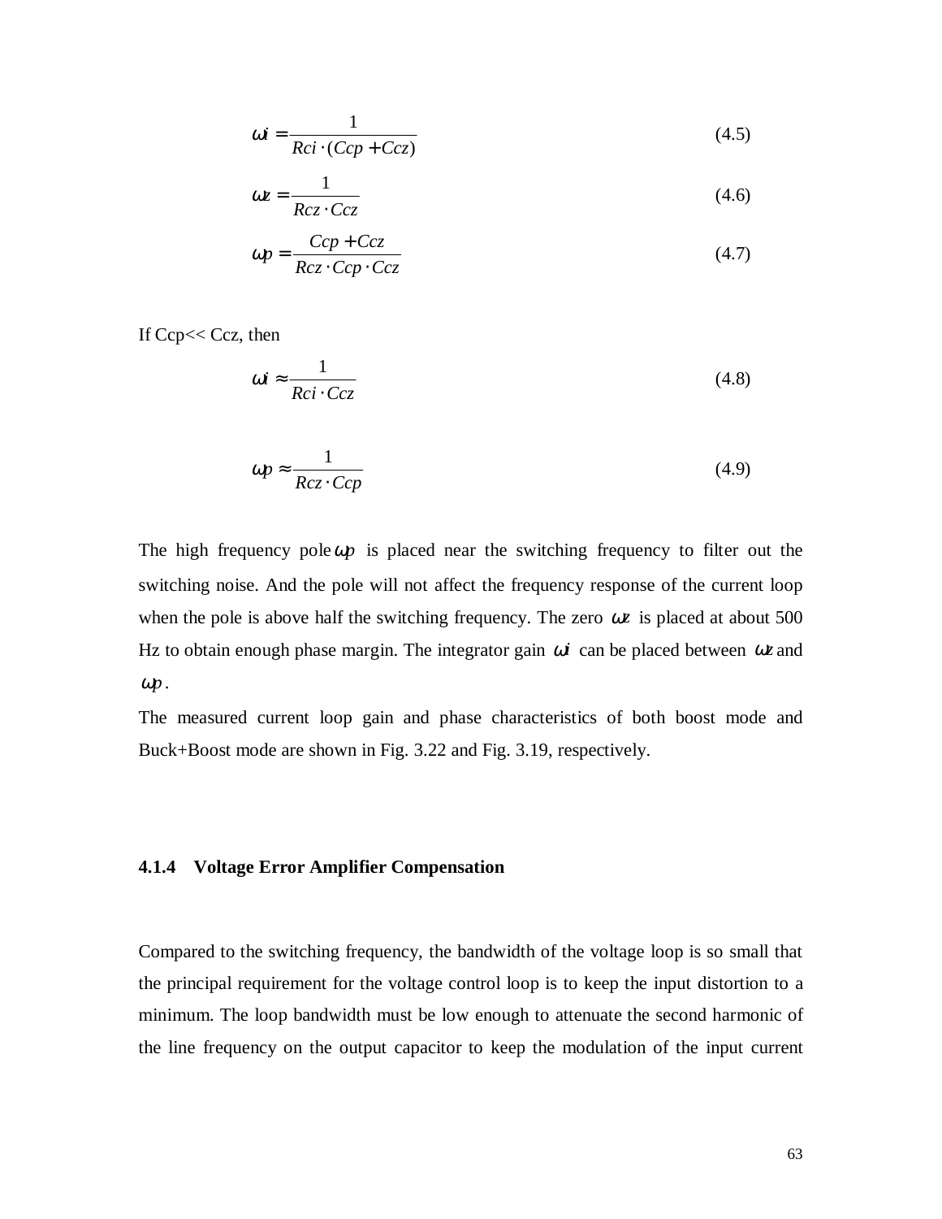$$\omega i = \frac{1}{Rci \cdot (Ccp + Ccz)} \tag{4.5}$$

$$\omega z = \frac{1}{Rcz \cdot Ccz} \tag{4.6}$$

$$\omega p = \frac{Ccp + Ccz}{Rcz \cdot Ccp \cdot Ccz} \tag{4.7}$$

If Ccp<< Ccz, then

$$\omega i \approx \frac{1}{Rci \cdot Ccz} \tag{4.8}$$

$$\omega p \approx \frac{1}{Rcz \cdot Ccp} \tag{4.9}$$

The high frequency pole $\omega p$ is placed near the switching frequency to filter out the switching noise. And the pole will not affect the frequency response of the current loop when the pole is above half the switching frequency. The zero $\omega z$ is placed at about 500 Hz to obtain enough phase margin. The integrator gain $\omega i$ can be placed between $\omega z$ and $\omega p$.

The measured current loop gain and phase characteristics of both boost mode and Buck+Boost mode are shown in Fig. 3.22 and Fig. 3.19, respectively.

### 4.1.4 Voltage Error Amplifier Compensation

Compared to the switching frequency, the bandwidth of the voltage loop is so small that the principal requirement for the voltage control loop is to keep the input distortion to a minimum. The loop bandwidth must be low enough to attenuate the second harmonic of the line frequency on the output capacitor to keep the modulation of the input current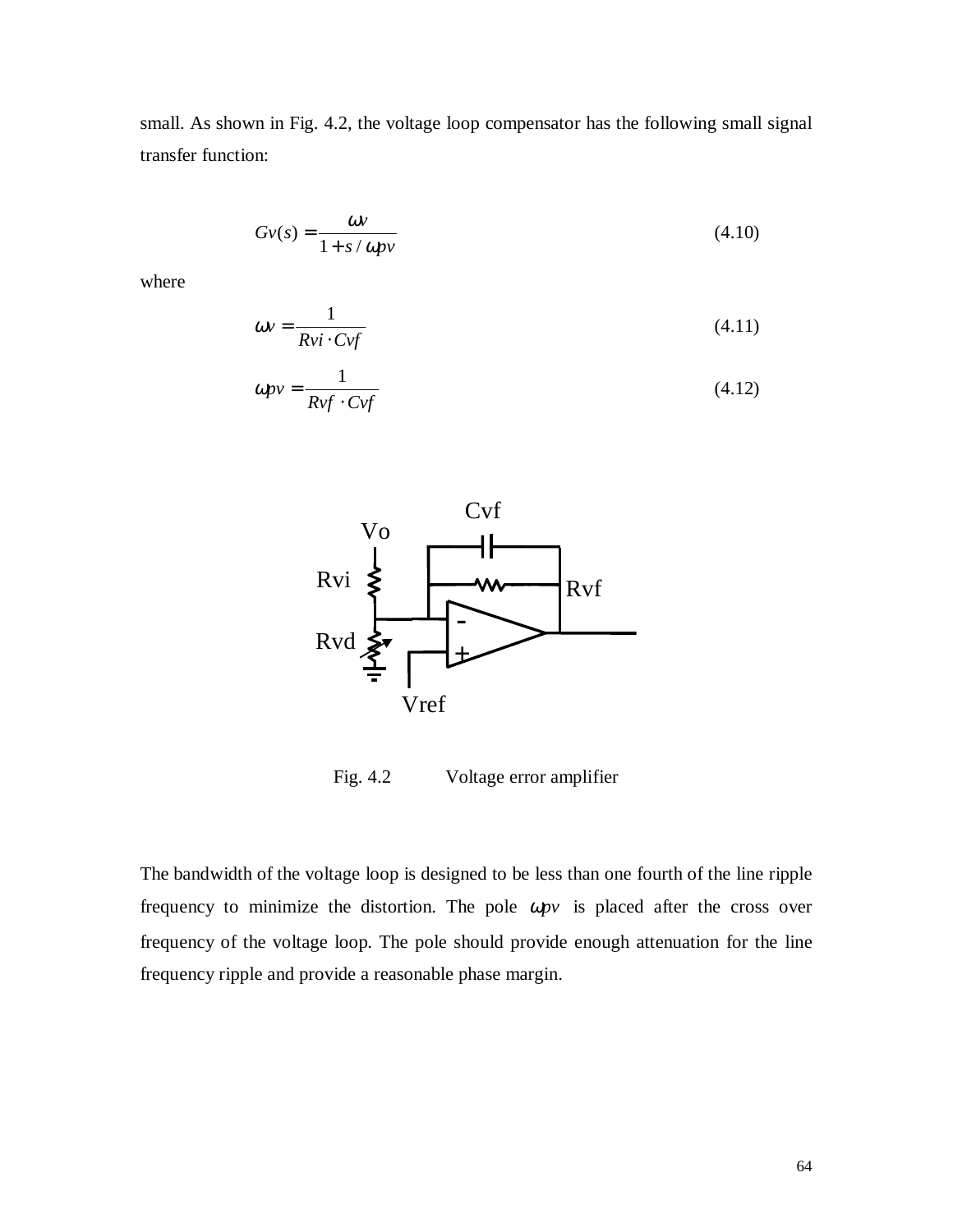small. As shown in Fig. 4.2, the voltage loop compensator has the following small signal transfer function:

$$Gv(s) = \frac{\omega v}{1 + s / \omega pv} \tag{4.10}$$

where

$$\omega v = \frac{1}{Rvi \cdot Cvf} \tag{4.11}$$

$$\omega pv = \frac{1}{Rvf \cdot Cvf} \tag{4.12}$$

Fig. 4.2 Voltage error amplifier

The bandwidth of the voltage loop is designed to be less than one fourth of the line ripple frequency to minimize the distortion. The pole $\omega pv$ is placed after the cross over frequency of the voltage loop. The pole should provide enough attenuation for the line frequency ripple and provide a reasonable phase margin.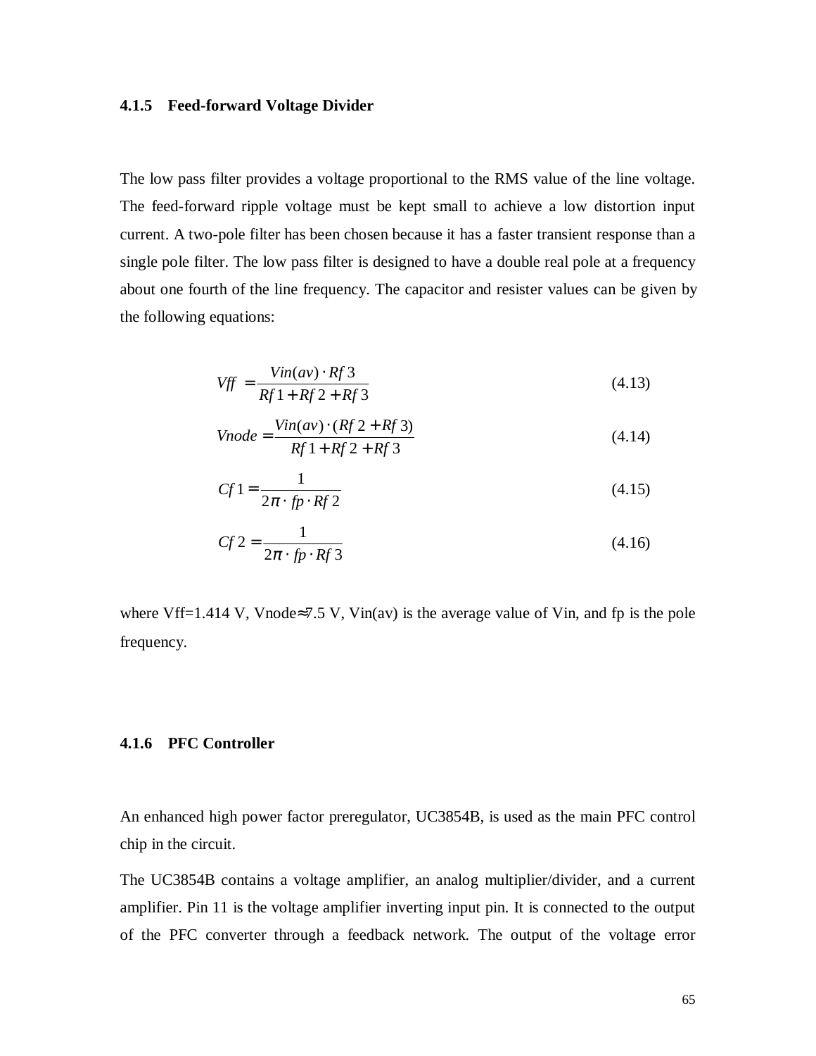### 4.1.5 Feed-forward Voltage Divider

The low pass filter provides a voltage proportional to the RMS value of the line voltage. The feed-forward ripple voltage must be kept small to achieve a low distortion input current. A two-pole filter has been chosen because it has a faster transient response than a single pole filter. The low pass filter is designed to have a double real pole at a frequency about one fourth of the line frequency. The capacitor and resister values can be given by the following equations:

$$Vff = \frac{Vin(av) \cdot Rf3}{Rf1 + Rf2 + Rf3} \tag{4.13}$$

$$Vnode = \frac{Vin(av) \cdot (Rf2 + Rf3)}{Rf1 + Rf2 + Rf3} \tag{4.14}$$

$$Cf1 = \frac{1}{2\pi \cdot fp \cdot Rf2} \tag{4.15}$$

$$Cf2 = \frac{1}{2\pi \cdot fp \cdot Rf3} \tag{4.16}$$

where Vff=1.414 V, Vnode≈7.5 V, Vin(av) is the average value of Vin, and fp is the pole frequency.

### 4.1.6 PFC Controller

An enhanced high power factor preregulator, UC3854B, is used as the main PFC control chip in the circuit.

The UC3854B contains a voltage amplifier, an analog multiplier/divider, and a current amplifier. Pin 11 is the voltage amplifier inverting input pin. It is connected to the output of the PFC converter through a feedback network. The output of the voltage error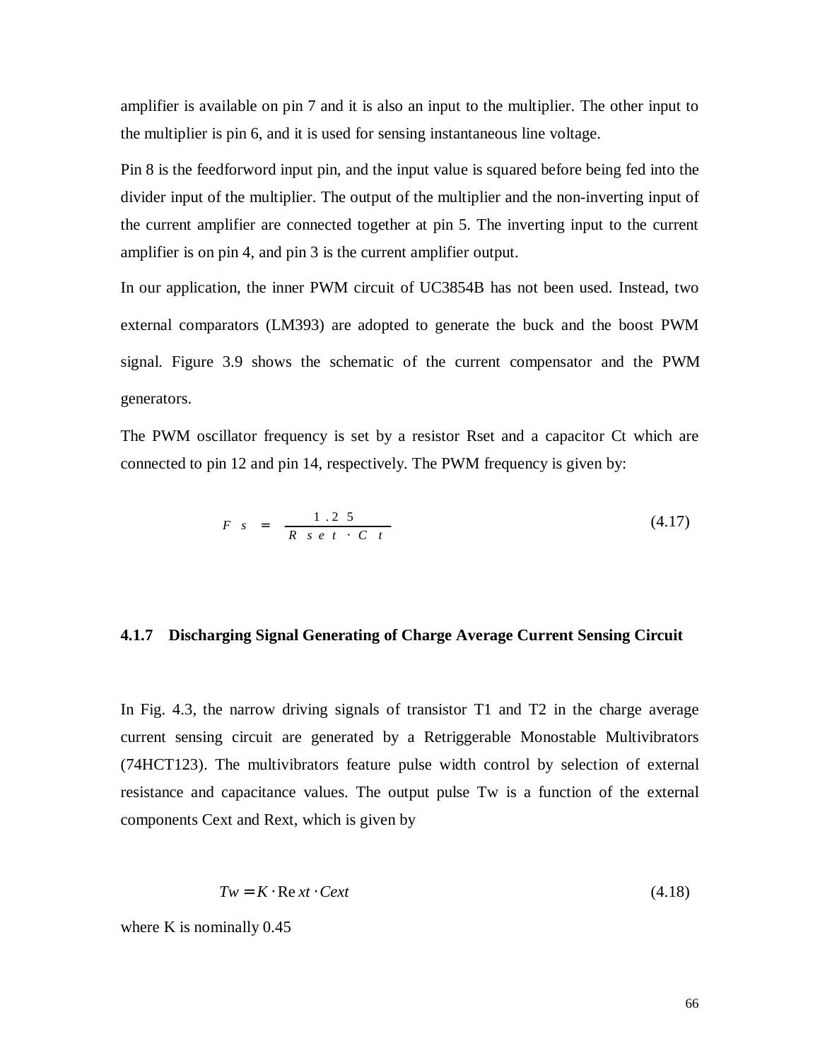amplifier is available on pin 7 and it is also an input to the multiplier. The other input to the multiplier is pin 6, and it is used for sensing instantaneous line voltage.

Pin 8 is the feedforword input pin, and the input value is squared before being fed into the divider input of the multiplier. The output of the multiplier and the non-inverting input of the current amplifier are connected together at pin 5. The inverting input to the current amplifier is on pin 4, and pin 3 is the current amplifier output.

In our application, the inner PWM circuit of UC3854B has not been used. Instead, two external comparators (LM393) are adopted to generate the buck and the boost PWM signal. Figure 3.9 shows the schematic of the current compensator and the PWM generators.

The PWM oscillator frequency is set by a resistor Rset and a capacitor Ct which are connected to pin 12 and pin 14, respectively. The PWM frequency is given by:

$$Fs = \frac{1.25}{Rset \cdot Ct} \tag{4.17}$$

### 4.1.7 Discharging Signal Generating of Charge Average Current Sensing Circuit

In Fig. 4.3, the narrow driving signals of transistor T1 and T2 in the charge average current sensing circuit are generated by a Retriggerable Monostable Multivibrators (74HCT123). The multivibrators feature pulse width control by selection of external resistance and capacitance values. The output pulse Tw is a function of the external components Cext and Rext, which is given by

$$Tw = K \cdot Rext \cdot Cext \tag{4.18}$$

where K is nominally 0.45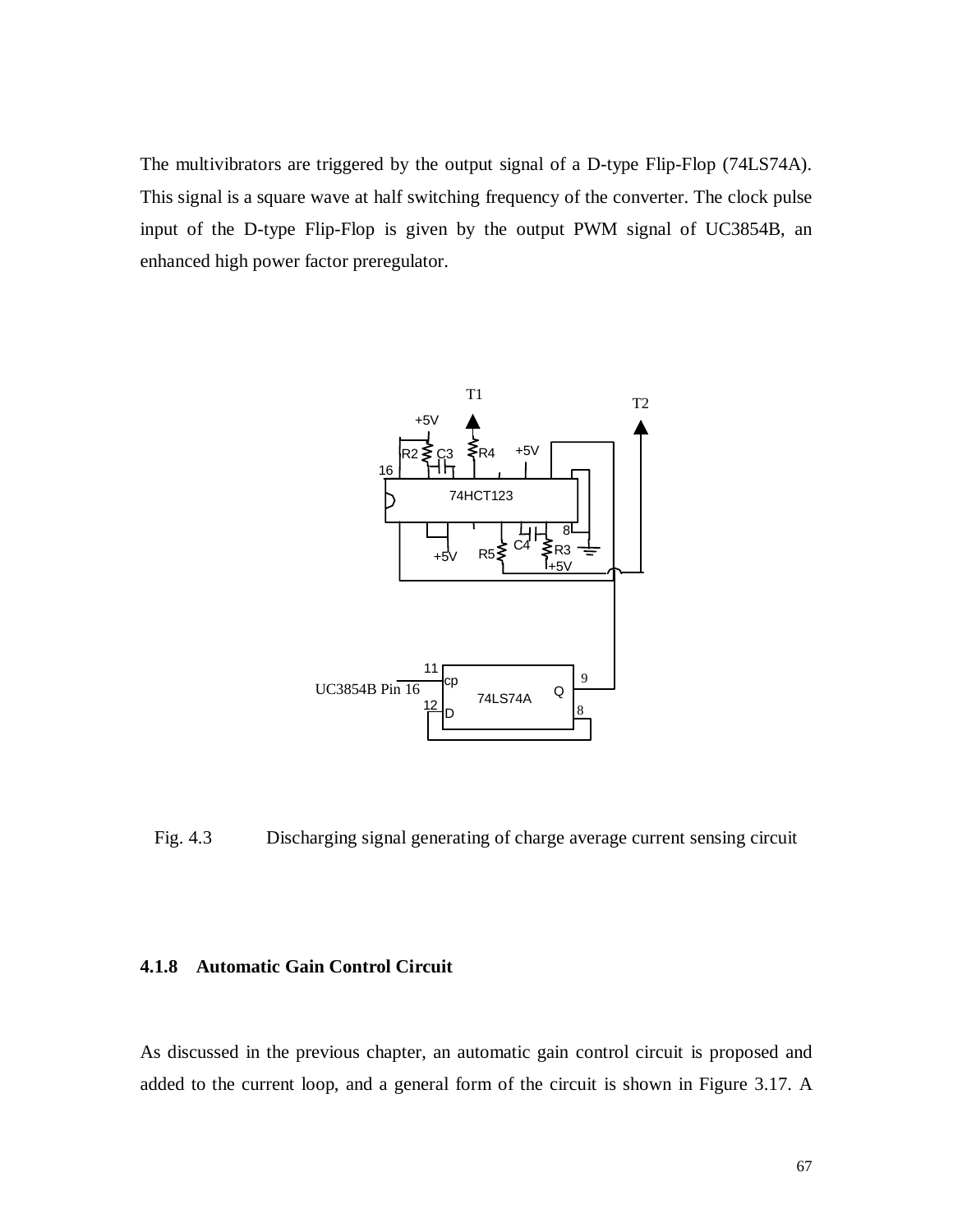The multivibrators are triggered by the output signal of a D-type Flip-Flop (74LS74A). This signal is a square wave at half switching frequency of the converter. The clock pulse input of the D-type Flip-Flop is given by the output PWM signal of UC3854B, an enhanced high power factor preregulator.

Fig. 4.3 Discharging signal generating of charge average current sensing circuit

### 4.1.8 Automatic Gain Control Circuit

As discussed in the previous chapter, an automatic gain control circuit is proposed and added to the current loop, and a general form of the circuit is shown in Figure 3.17. A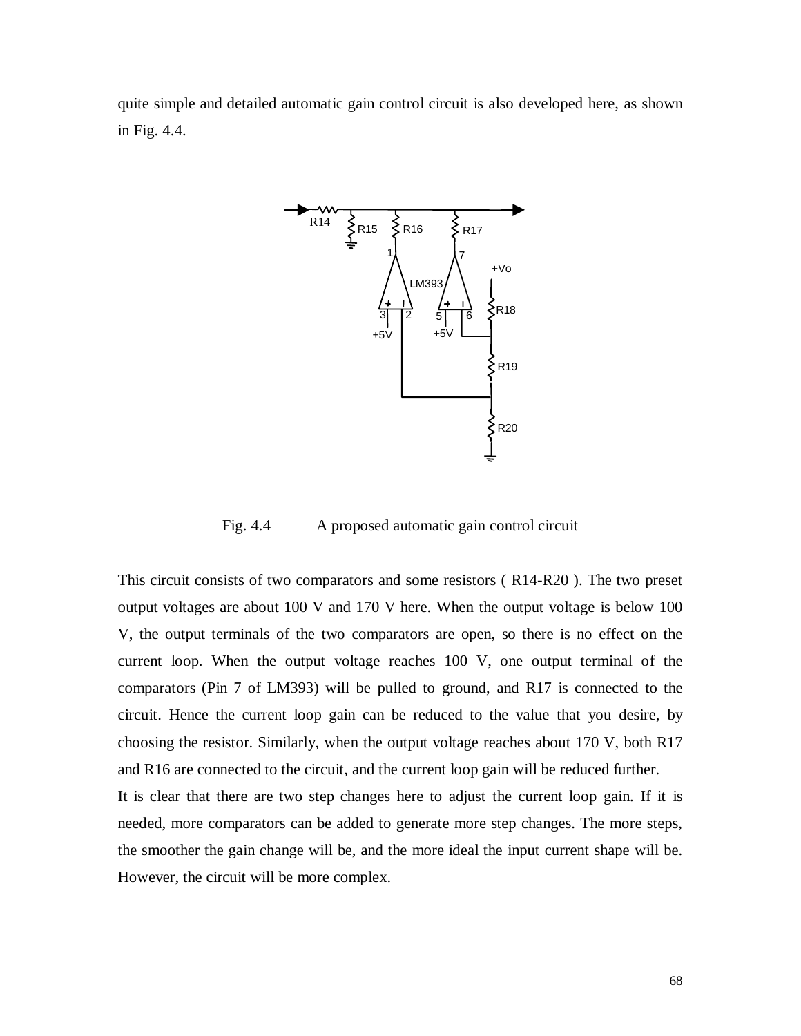quite simple and detailed automatic gain control circuit is also developed here, as shown in Fig. 4.4.

Fig. 4.4 A proposed automatic gain control circuit

This circuit consists of two comparators and some resistors ( R14-R20 ). The two preset output voltages are about 100 V and 170 V here. When the output voltage is below 100 V, the output terminals of the two comparators are open, so there is no effect on the current loop. When the output voltage reaches 100 V, one output terminal of the comparators (Pin 7 of LM393) will be pulled to ground, and R17 is connected to the circuit. Hence the current loop gain can be reduced to the value that you desire, by choosing the resistor. Similarly, when the output voltage reaches about 170 V, both R17 and R16 are connected to the circuit, and the current loop gain will be reduced further.

It is clear that there are two step changes here to adjust the current loop gain. If it is needed, more comparators can be added to generate more step changes. The more steps, the smoother the gain change will be, and the more ideal the input current shape will be. However, the circuit will be more complex.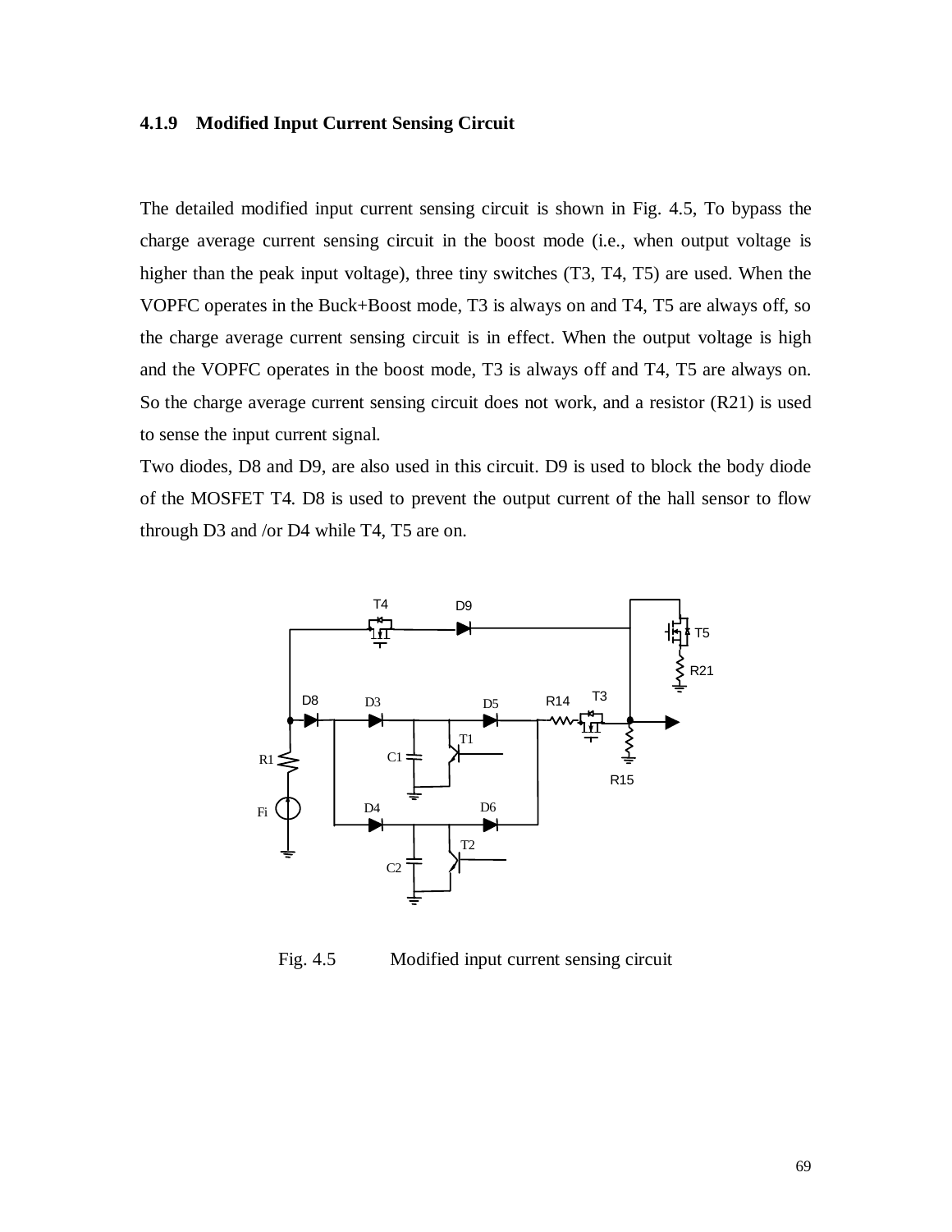### 4.1.9 Modified Input Current Sensing Circuit

The detailed modified input current sensing circuit is shown in Fig. 4.5, To bypass the charge average current sensing circuit in the boost mode (i.e., when output voltage is higher than the peak input voltage), three tiny switches (T3, T4, T5) are used. When the VOPFC operates in the Buck+Boost mode, T3 is always on and T4, T5 are always off, so the charge average current sensing circuit is in effect. When the output voltage is high and the VOPFC operates in the boost mode, T3 is always off and T4, T5 are always on. So the charge average current sensing circuit does not work, and a resistor (R21) is used to sense the input current signal.

Two diodes, D8 and D9, are also used in this circuit. D9 is used to block the body diode of the MOSFET T4. D8 is used to prevent the output current of the hall sensor to flow through D3 and /or D4 while T4, T5 are on.

Fig. 4.5 Modified input current sensing circuit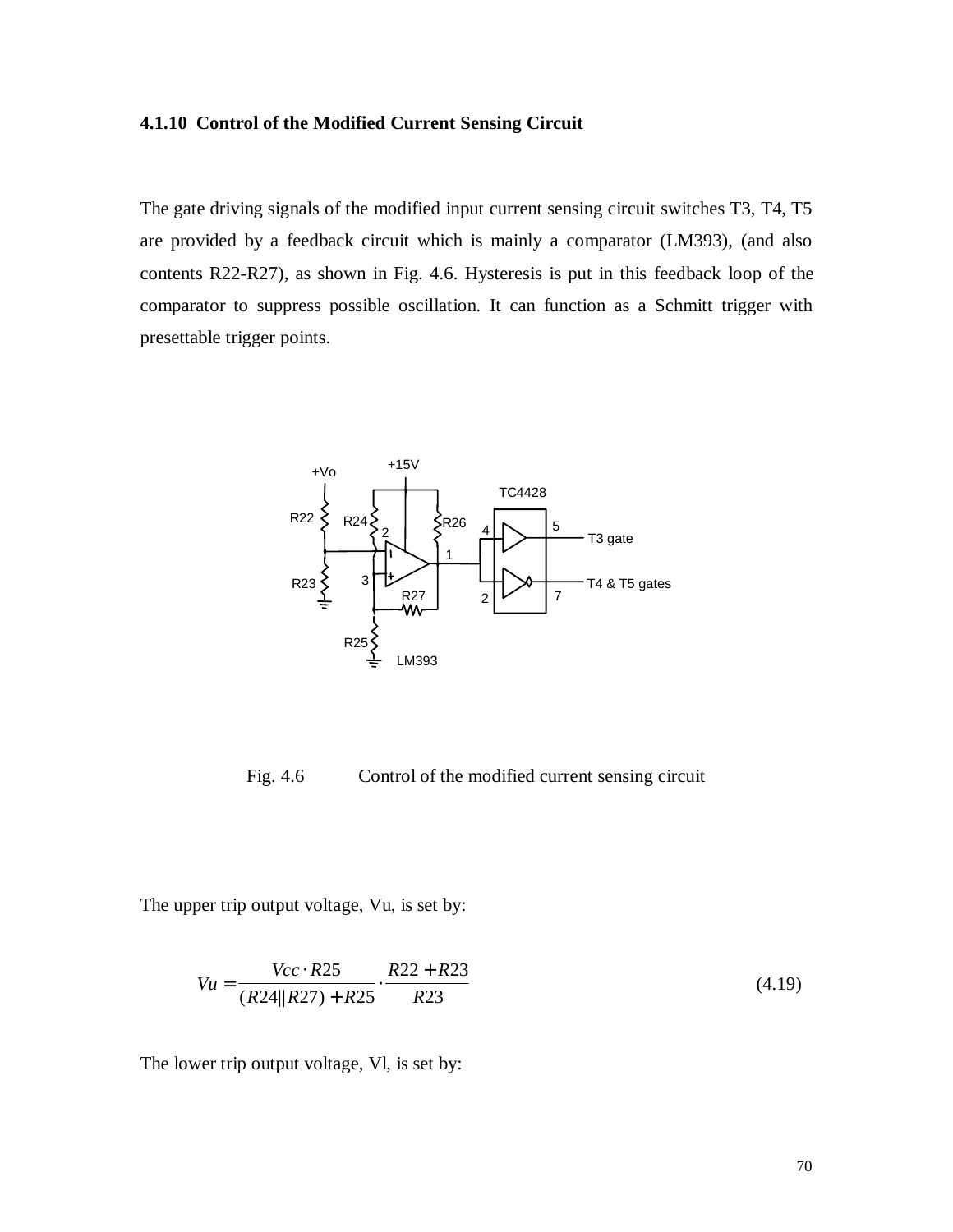### 4.1.10 Control of the Modified Current Sensing Circuit

The gate driving signals of the modified input current sensing circuit switches T3, T4, T5 are provided by a feedback circuit which is mainly a comparator (LM393), (and also contents R22-R27), as shown in Fig. 4.6. Hysteresis is put in this feedback loop of the comparator to suppress possible oscillation. It can function as a Schmitt trigger with presettable trigger points.

Fig. 4.6 Control of the modified current sensing circuit

The upper trip output voltage, Vu, is set by:

$$Vu = \frac{Vcc \cdot R25}{(R24 \| R27) + R25} \cdot \frac{R22 + R23}{R23} \tag{4.19}$$

The lower trip output voltage, Vl, is set by: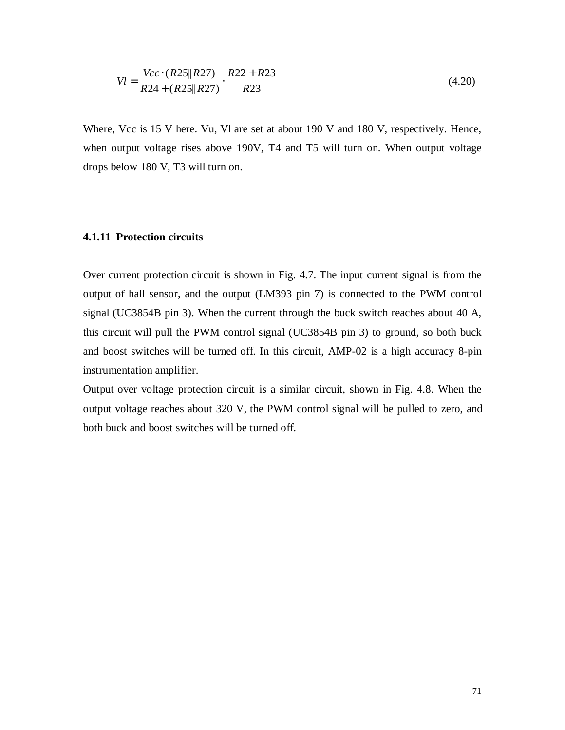$$Vl = \frac{Vcc \cdot (R25||R27)}{R24 + (R25||R27)} \cdot \frac{R22 + R23}{R23} \tag{4.20}$$

Where, Vcc is 15 V here. Vu, Vl are set at about 190 V and 180 V, respectively. Hence, when output voltage rises above 190V, T4 and T5 will turn on. When output voltage drops below 180 V, T3 will turn on.

### 4.1.11 Protection circuits

Over current protection circuit is shown in Fig. 4.7. The input current signal is from the output of hall sensor, and the output (LM393 pin 7) is connected to the PWM control signal (UC3854B pin 3). When the current through the buck switch reaches about 40 A, this circuit will pull the PWM control signal (UC3854B pin 3) to ground, so both buck and boost switches will be turned off. In this circuit, AMP-02 is a high accuracy 8-pin instrumentation amplifier.

Output over voltage protection circuit is a similar circuit, shown in Fig. 4.8. When the output voltage reaches about 320 V, the PWM control signal will be pulled to zero, and both buck and boost switches will be turned off.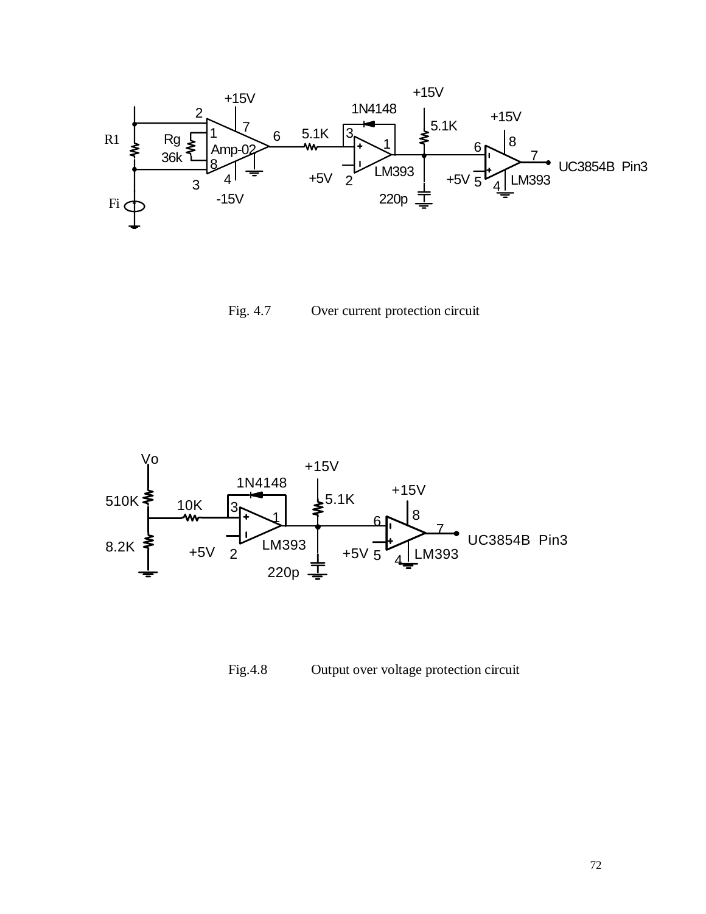Fig. 4.7 Over current protection circuit

Fig.4.8 Output over voltage protection circuit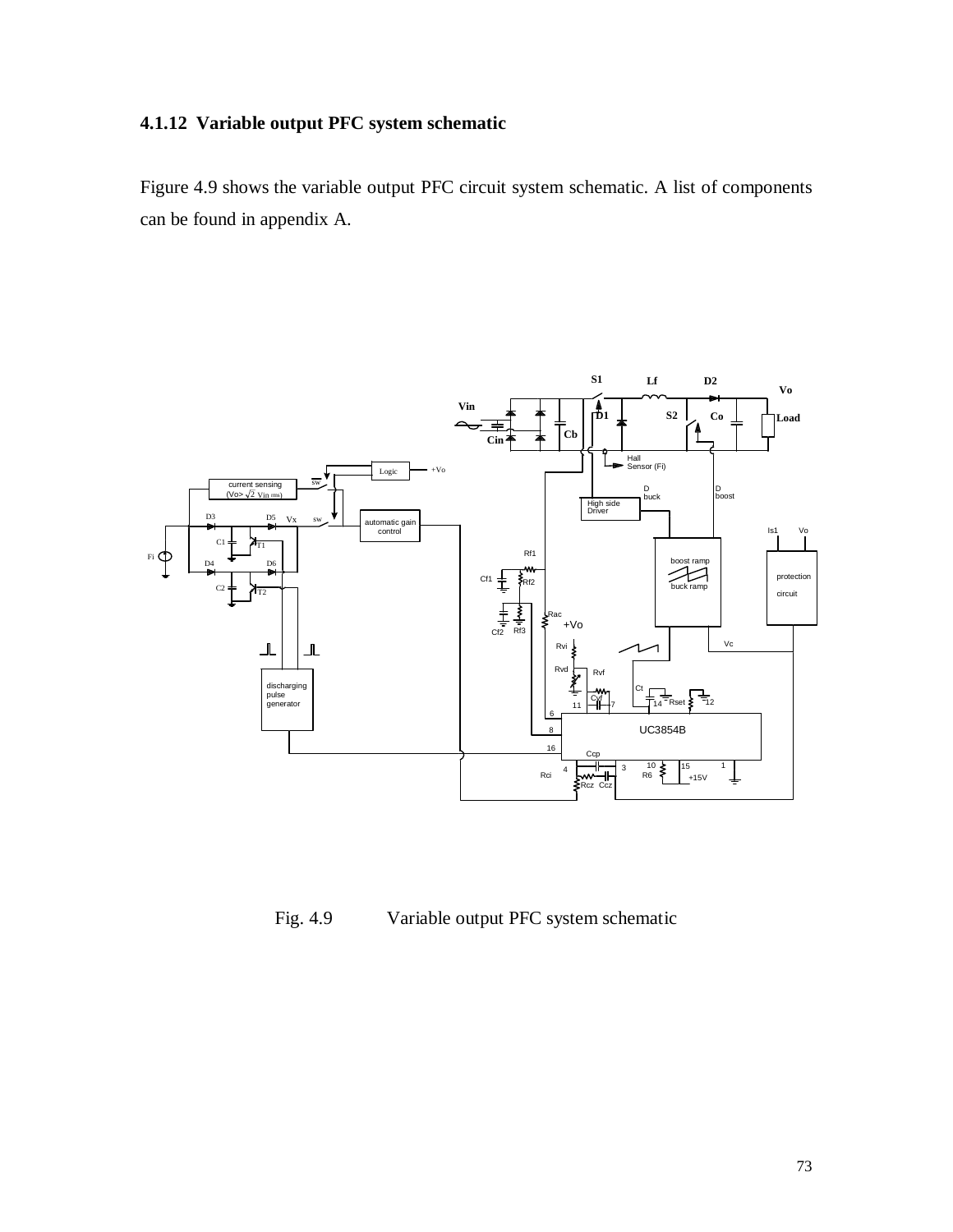### 4.1.12 Variable output PFC system schematic

Figure 4.9 shows the variable output PFC circuit system schematic. A list of components can be found in appendix A.

Fig. 4.9 Variable output PFC system schematic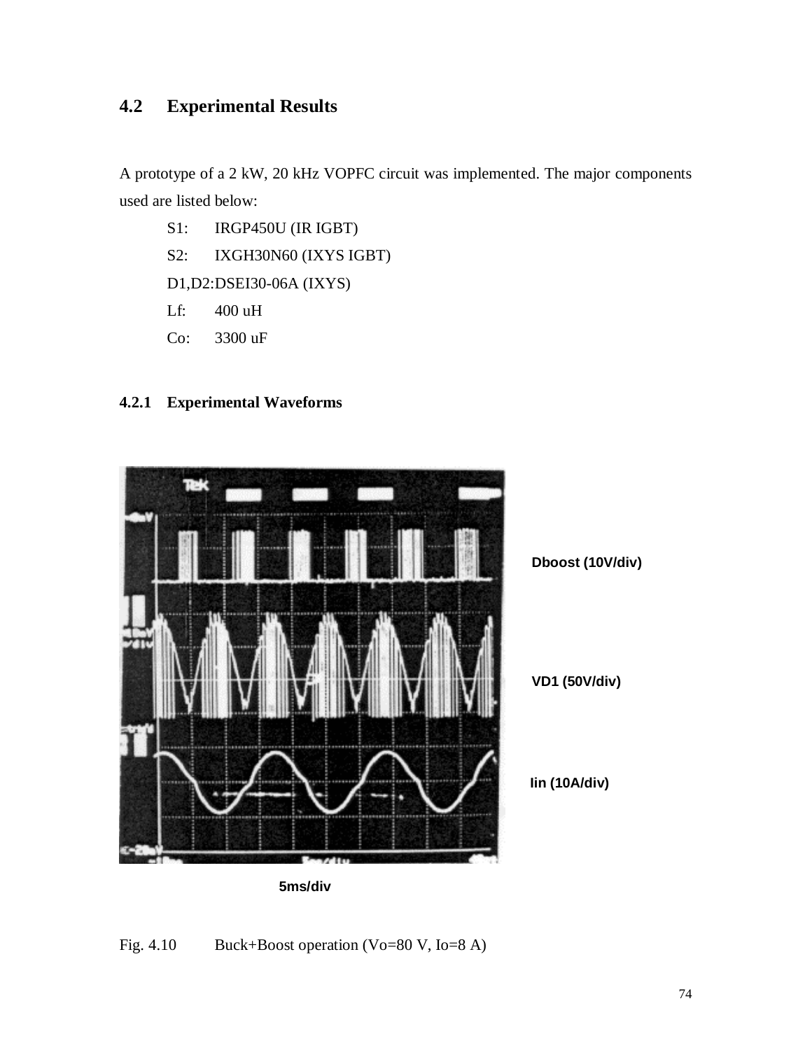## 4.2 Experimental Results

A prototype of a 2 kW, 20 kHz VOPFC circuit was implemented. The major components used are listed below:

- S1: IRGP450U (IR IGBT)
- S2: IXGH30N60 (IXYS IGBT)
- D1,D2: DSEI30-06A (IXYS)
- Lf: 400 uH
- Co: 3300 uF

### 4.2.1 Experimental Waveforms

Dboost (10V/div)

VD1 (50V/div)

Iin (10A/div)

5ms/div

Fig. 4.10 Buck+Boost operation (Vo=80 V, Io=8 A)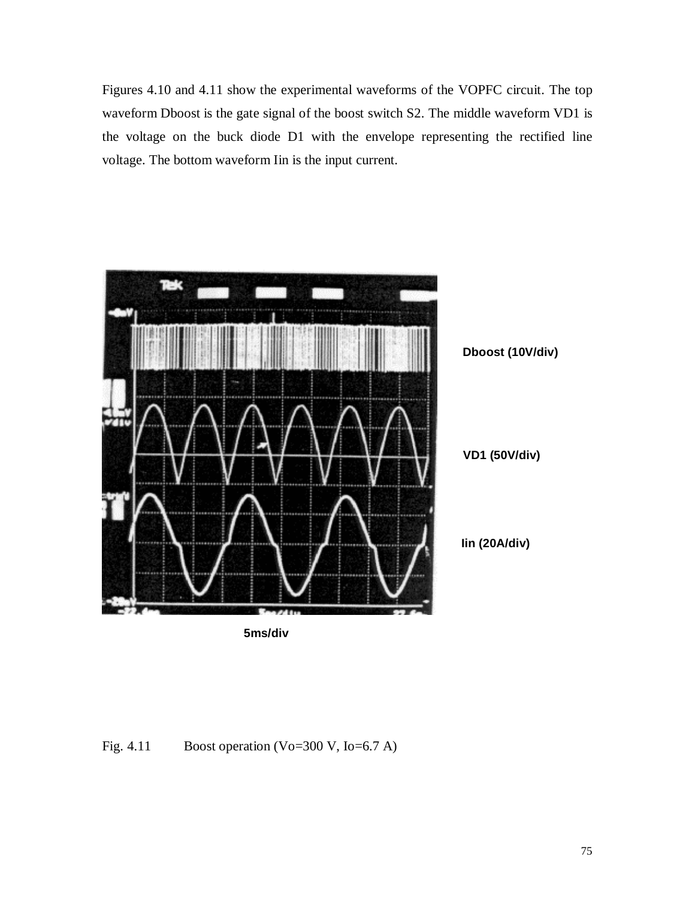Figures 4.10 and 4.11 show the experimental waveforms of the VOPFC circuit. The top waveform Dboost is the gate signal of the boost switch S2. The middle waveform VD1 is the voltage on the buck diode D1 with the envelope representing the rectified line voltage. The bottom waveform Iin is the input current.

Dboost (10V/div)

VD1 (50V/div)

Iin (20A/div)

5ms/div

Fig. 4.11 Boost operation (Vo=300 V, Io=6.7 A)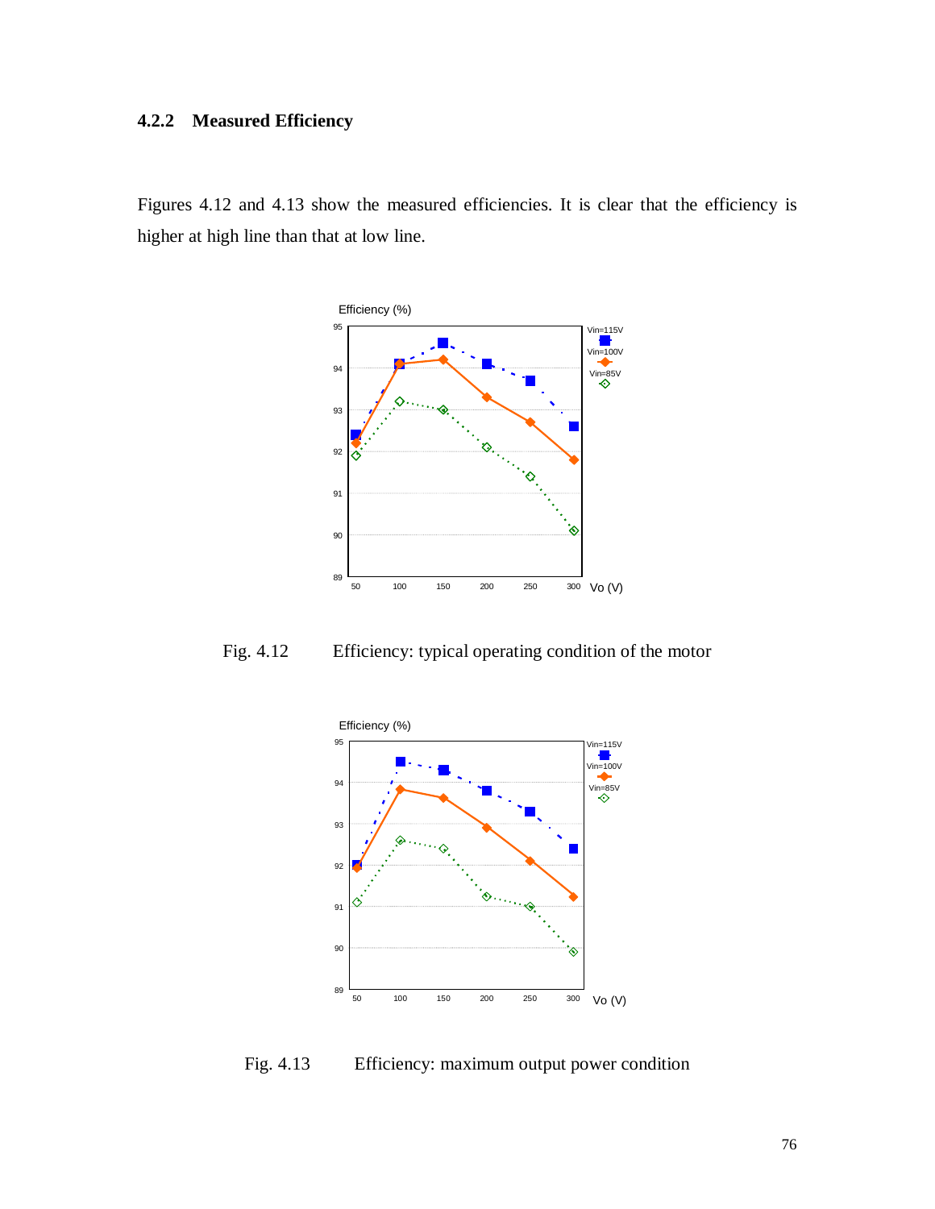### 4.2.2 Measured Efficiency

Figures 4.12 and 4.13 show the measured efficiencies. It is clear that the efficiency is higher at high line than that at low line.

Fig. 4.12 Efficiency: typical operating condition of the motor

Fig. 4.13 Efficiency: maximum output power condition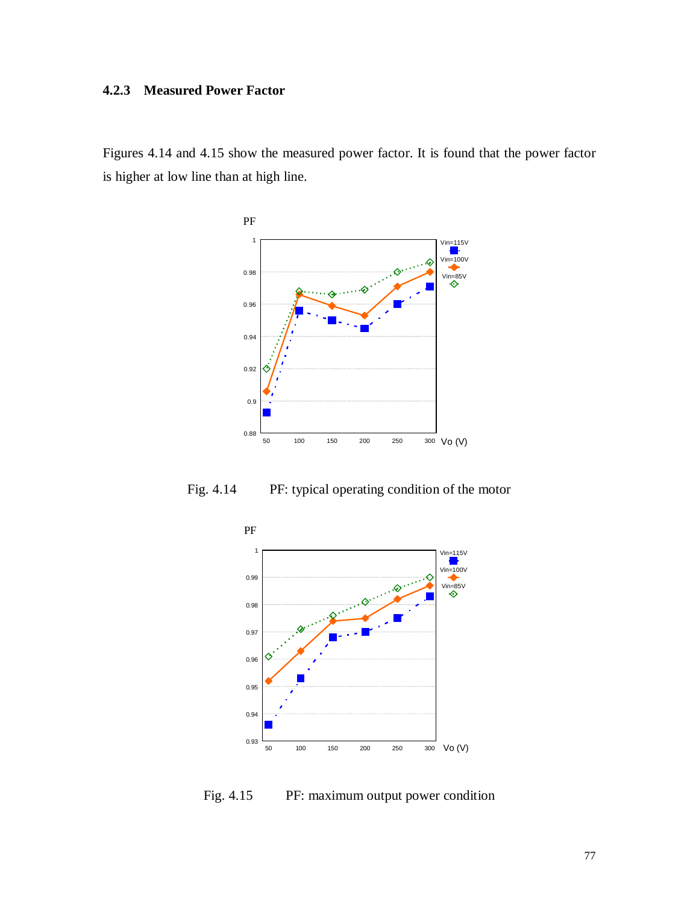### 4.2.3 Measured Power Factor

Figures 4.14 and 4.15 show the measured power factor. It is found that the power factor is higher at low line than at high line.

Fig. 4.14 PF: typical operating condition of the motor

Fig. 4.15 PF: maximum output power condition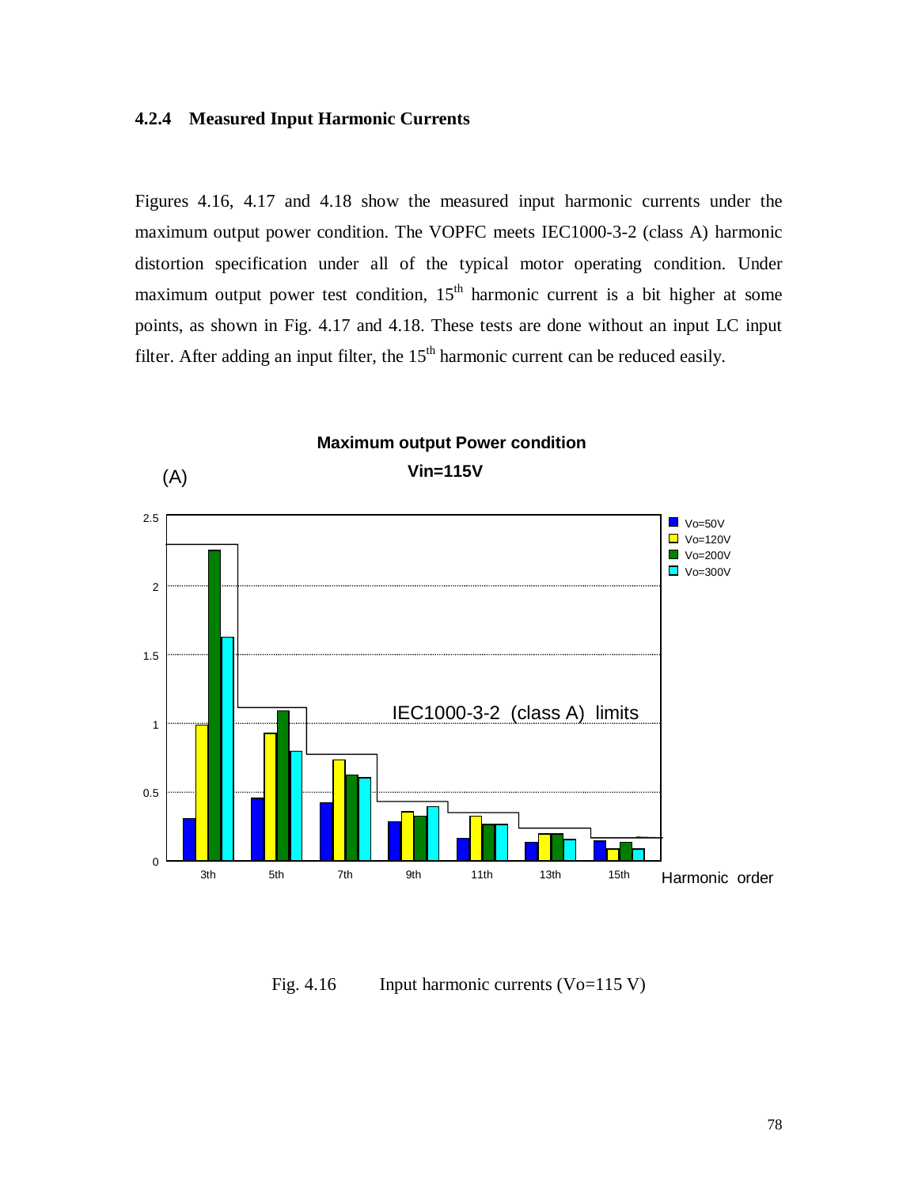### 4.2.4 Measured Input Harmonic Currents

Figures 4.16, 4.17 and 4.18 show the measured input harmonic currents under the maximum output power condition. The VOPFC meets IEC1000-3-2 (class A) harmonic distortion specification under all of the typical motor operating condition. Under maximum output power test condition, $15^{th}$ harmonic current is a bit higher at some points, as shown in Fig. 4.17 and 4.18. These tests are done without an input LC input filter. After adding an input filter, the $15^{th}$ harmonic current can be reduced easily.

**Maximum output Power condition**

**Vin=115V**

(A)

IEC1000-3-2 (class A) limits

Vo=50V, Vo=120V, Vo=200V, Vo=300V

Harmonic order: 3th, 5th, 7th, 9th, 11th, 13th, 15th

Fig. 4.16 Input harmonic currents (Vo=115 V)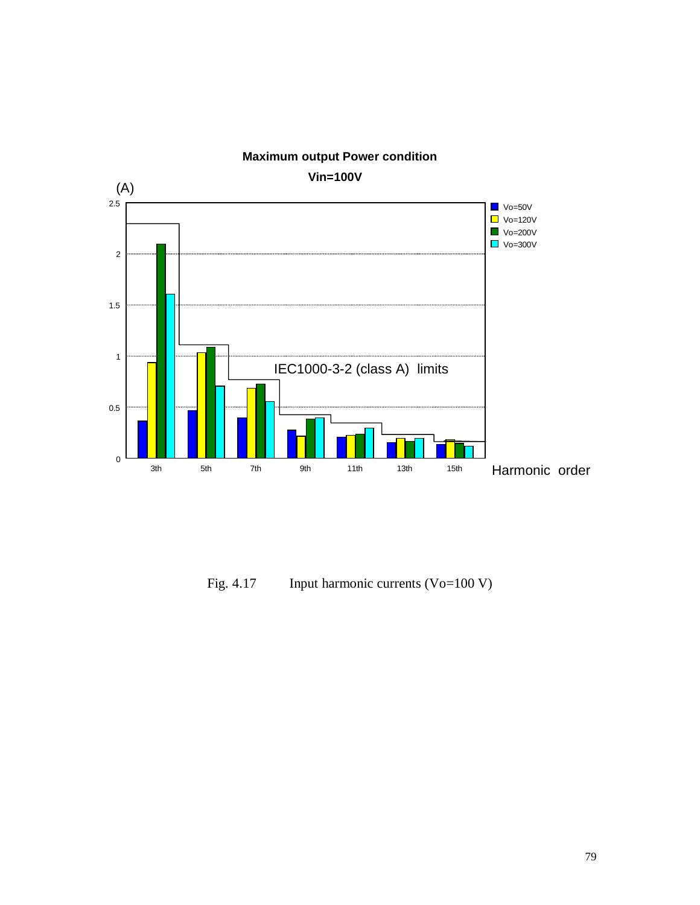**Maximum output Power condition**

**Vin=100V**

(A)

IEC1000-3-2 (class A) limits

Harmonic order

Fig. 4.17 Input harmonic currents (Vo=100 V)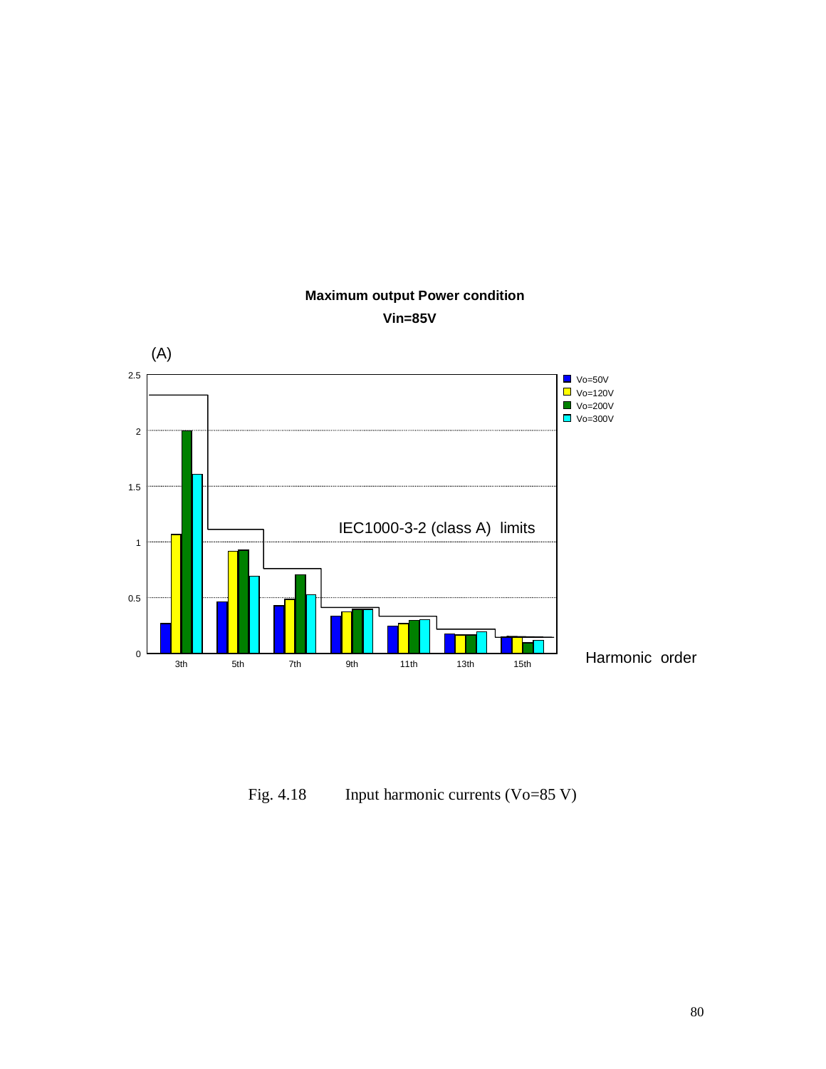**Maximum output Power condition**

**Vin=85V**

(A)

Vo=50V
Vo=120V
Vo=200V
Vo=300V

IEC1000-3-2 (class A) limits

Harmonic order

Fig. 4.18 Input harmonic currents (Vo=85 V)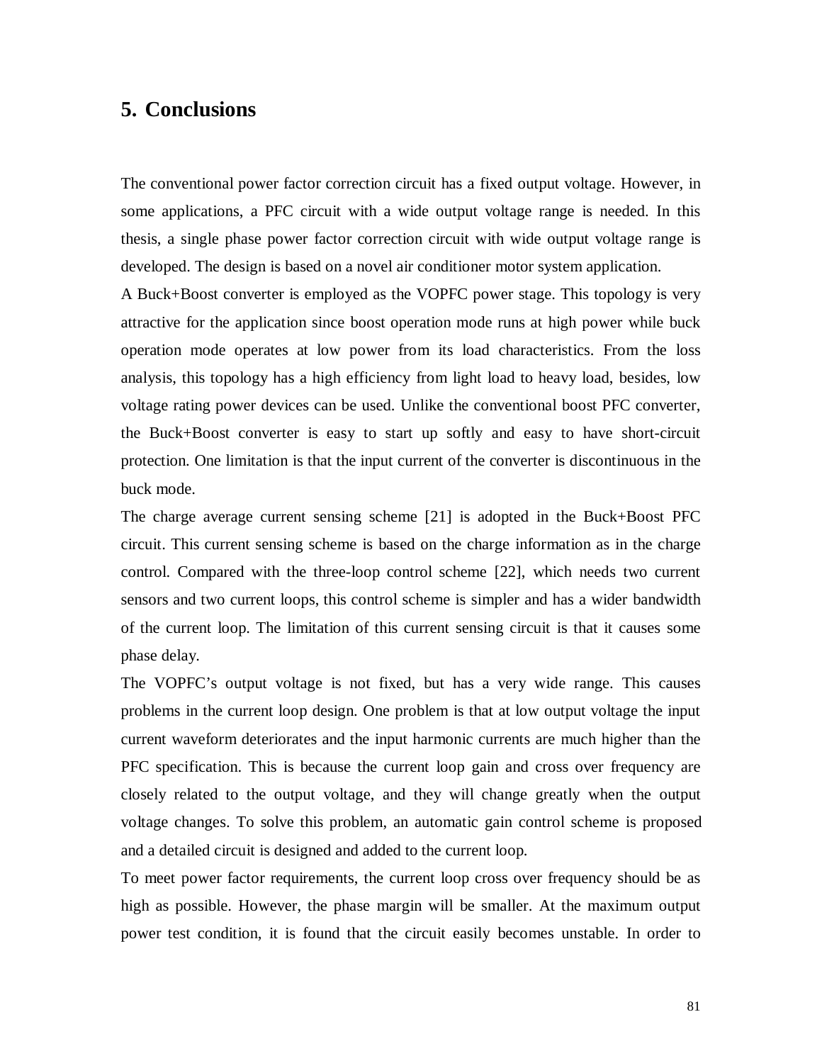# 5. Conclusions

The conventional power factor correction circuit has a fixed output voltage. However, in some applications, a PFC circuit with a wide output voltage range is needed. In this thesis, a single phase power factor correction circuit with wide output voltage range is developed. The design is based on a novel air conditioner motor system application.

A Buck+Boost converter is employed as the VOPFC power stage. This topology is very attractive for the application since boost operation mode runs at high power while buck operation mode operates at low power from its load characteristics. From the loss analysis, this topology has a high efficiency from light load to heavy load, besides, low voltage rating power devices can be used. Unlike the conventional boost PFC converter, the Buck+Boost converter is easy to start up softly and easy to have short-circuit protection. One limitation is that the input current of the converter is discontinuous in the buck mode.

The charge average current sensing scheme [21] is adopted in the Buck+Boost PFC circuit. This current sensing scheme is based on the charge information as in the charge control. Compared with the three-loop control scheme [22], which needs two current sensors and two current loops, this control scheme is simpler and has a wider bandwidth of the current loop. The limitation of this current sensing circuit is that it causes some phase delay.

The VOPFC's output voltage is not fixed, but has a very wide range. This causes problems in the current loop design. One problem is that at low output voltage the input current waveform deteriorates and the input harmonic currents are much higher than the PFC specification. This is because the current loop gain and cross over frequency are closely related to the output voltage, and they will change greatly when the output voltage changes. To solve this problem, an automatic gain control scheme is proposed and a detailed circuit is designed and added to the current loop.

To meet power factor requirements, the current loop cross over frequency should be as high as possible. However, the phase margin will be smaller. At the maximum output power test condition, it is found that the circuit easily becomes unstable. In order to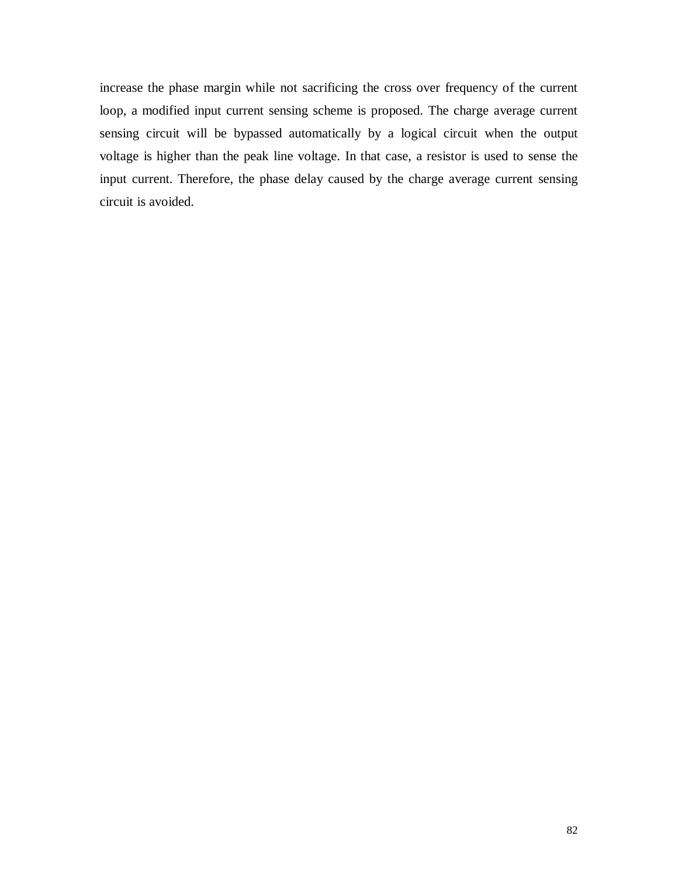increase the phase margin while not sacrificing the cross over frequency of the current loop, a modified input current sensing scheme is proposed. The charge average current sensing circuit will be bypassed automatically by a logical circuit when the output voltage is higher than the peak line voltage. In that case, a resistor is used to sense the input current. Therefore, the phase delay caused by the charge average current sensing circuit is avoided.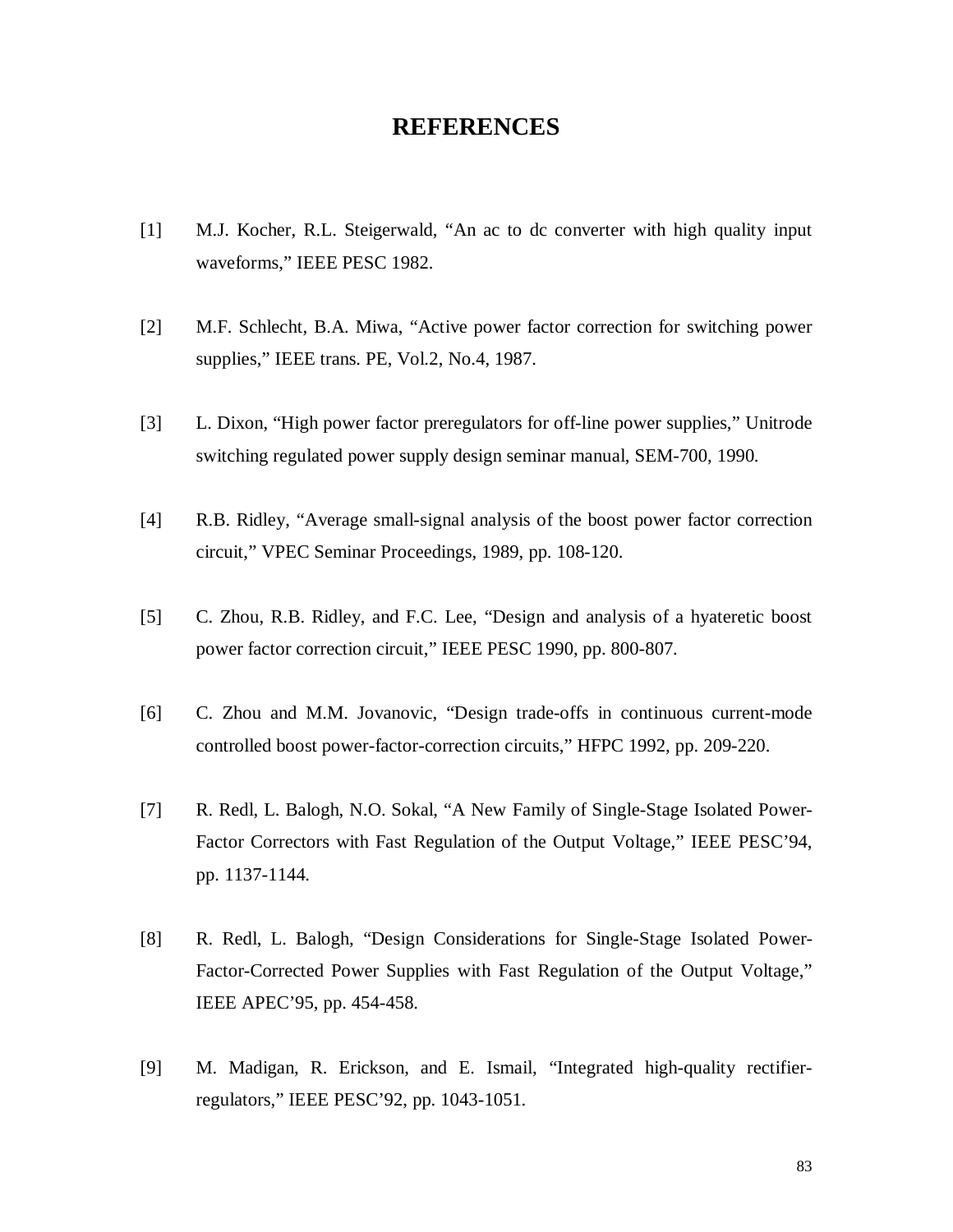# REFERENCES

[1] M.J. Kocher, R.L. Steigerwald, "An ac to dc converter with high quality input waveforms," IEEE PESC 1982.

[2] M.F. Schlecht, B.A. Miwa, "Active power factor correction for switching power supplies," IEEE trans. PE, Vol.2, No.4, 1987.

[3] L. Dixon, "High power factor preregulators for off-line power supplies," Unitrode switching regulated power supply design seminar manual, SEM-700, 1990.

[4] R.B. Ridley, "Average small-signal analysis of the boost power factor correction circuit," VPEC Seminar Proceedings, 1989, pp. 108-120.

[5] C. Zhou, R.B. Ridley, and F.C. Lee, "Design and analysis of a hyateretic boost power factor correction circuit," IEEE PESC 1990, pp. 800-807.

[6] C. Zhou and M.M. Jovanovic, "Design trade-offs in continuous current-mode controlled boost power-factor-correction circuits," HFPC 1992, pp. 209-220.

[7] R. Redl, L. Balogh, N.O. Sokal, "A New Family of Single-Stage Isolated Power-Factor Correctors with Fast Regulation of the Output Voltage," IEEE PESC'94, pp. 1137-1144.

[8] R. Redl, L. Balogh, "Design Considerations for Single-Stage Isolated Power-Factor-Corrected Power Supplies with Fast Regulation of the Output Voltage," IEEE APEC'95, pp. 454-458.

[9] M. Madigan, R. Erickson, and E. Ismail, "Integrated high-quality rectifier-regulators," IEEE PESC'92, pp. 1043-1051.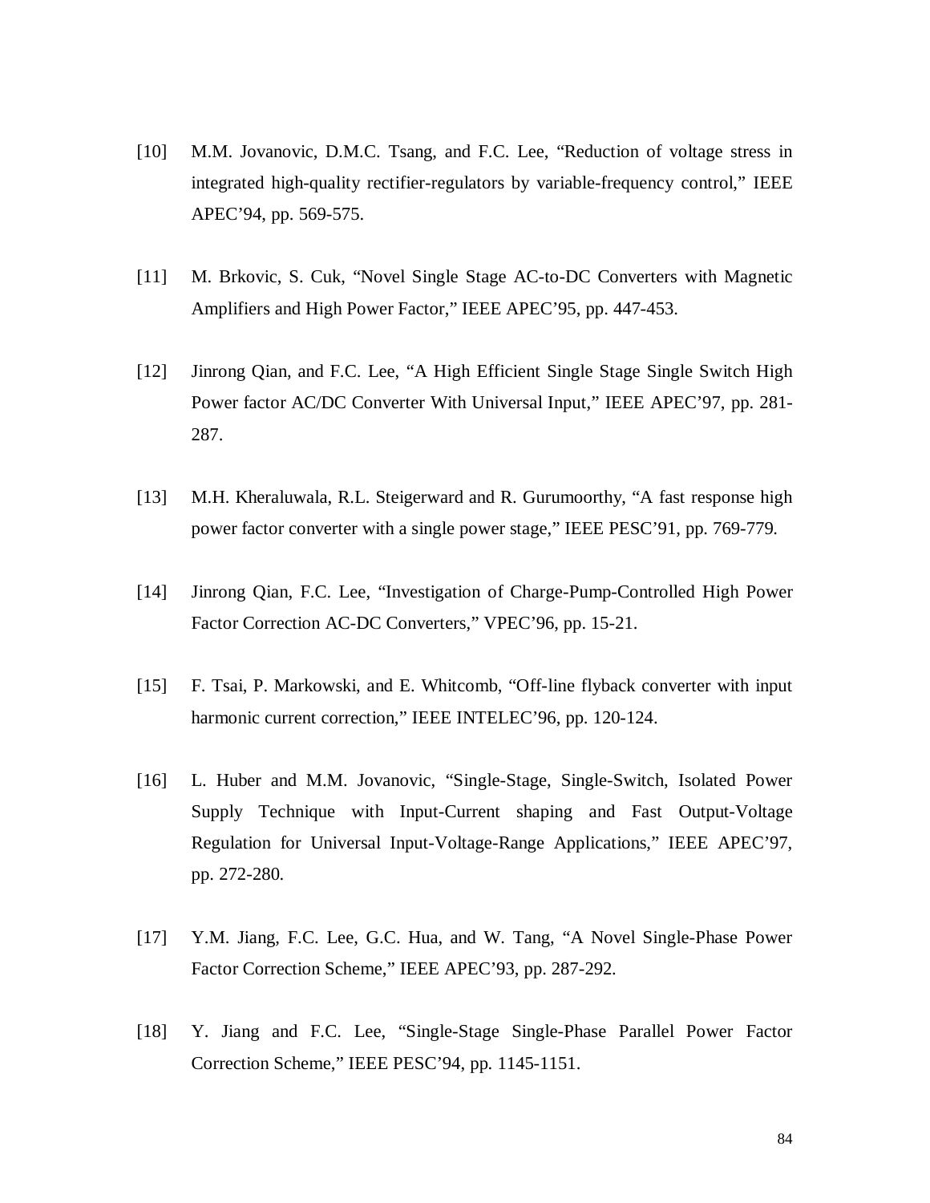[10] M.M. Jovanovic, D.M.C. Tsang, and F.C. Lee, “Reduction of voltage stress in integrated high-quality rectifier-regulators by variable-frequency control,” IEEE APEC’94, pp. 569-575.

[11] M. Brkovic, S. Cuk, “Novel Single Stage AC-to-DC Converters with Magnetic Amplifiers and High Power Factor,” IEEE APEC’95, pp. 447-453.

[12] Jinrong Qian, and F.C. Lee, “A High Efficient Single Stage Single Switch High Power factor AC/DC Converter With Universal Input,” IEEE APEC’97, pp. 281-287.

[13] M.H. Kheraluwala, R.L. Steigerward and R. Gurumoorthy, “A fast response high power factor converter with a single power stage,” IEEE PESC’91, pp. 769-779.

[14] Jinrong Qian, F.C. Lee, “Investigation of Charge-Pump-Controlled High Power Factor Correction AC-DC Converters,” VPEC’96, pp. 15-21.

[15] F. Tsai, P. Markowski, and E. Whitcomb, “Off-line flyback converter with input harmonic current correction,” IEEE INTELEC’96, pp. 120-124.

[16] L. Huber and M.M. Jovanovic, “Single-Stage, Single-Switch, Isolated Power Supply Technique with Input-Current shaping and Fast Output-Voltage Regulation for Universal Input-Voltage-Range Applications,” IEEE APEC’97, pp. 272-280.

[17] Y.M. Jiang, F.C. Lee, G.C. Hua, and W. Tang, “A Novel Single-Phase Power Factor Correction Scheme,” IEEE APEC’93, pp. 287-292.

[18] Y. Jiang and F.C. Lee, “Single-Stage Single-Phase Parallel Power Factor Correction Scheme,” IEEE PESC’94, pp. 1145-1151.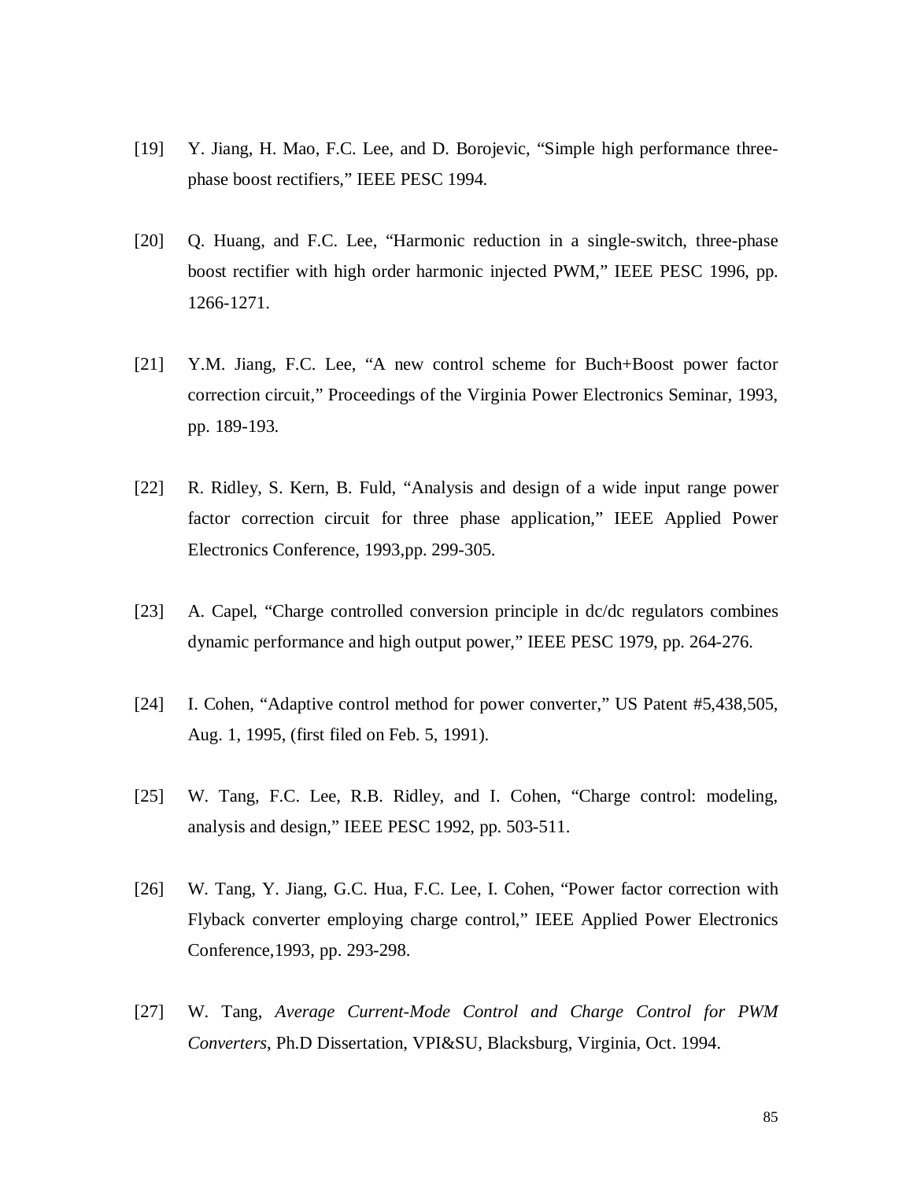[19] Y. Jiang, H. Mao, F.C. Lee, and D. Borojevic, “Simple high performance three-phase boost rectifiers,” IEEE PESC 1994.

[20] Q. Huang, and F.C. Lee, “Harmonic reduction in a single-switch, three-phase boost rectifier with high order harmonic injected PWM,” IEEE PESC 1996, pp. 1266-1271.

[21] Y.M. Jiang, F.C. Lee, “A new control scheme for Buch+Boost power factor correction circuit,” Proceedings of the Virginia Power Electronics Seminar, 1993, pp. 189-193.

[22] R. Ridley, S. Kern, B. Fuld, “Analysis and design of a wide input range power factor correction circuit for three phase application,” IEEE Applied Power Electronics Conference, 1993,pp. 299-305.

[23] A. Capel, “Charge controlled conversion principle in dc/dc regulators combines dynamic performance and high output power,” IEEE PESC 1979, pp. 264-276.

[24] I. Cohen, “Adaptive control method for power converter,” US Patent #5,438,505, Aug. 1, 1995, (first filed on Feb. 5, 1991).

[25] W. Tang, F.C. Lee, R.B. Ridley, and I. Cohen, “Charge control: modeling, analysis and design,” IEEE PESC 1992, pp. 503-511.

[26] W. Tang, Y. Jiang, G.C. Hua, F.C. Lee, I. Cohen, “Power factor correction with Flyback converter employing charge control,” IEEE Applied Power Electronics Conference,1993, pp. 293-298.

[27] W. Tang, *Average Current-Mode Control and Charge Control for PWM Converters*, Ph.D Dissertation, VPI&SU, Blacksburg, Virginia, Oct. 1994.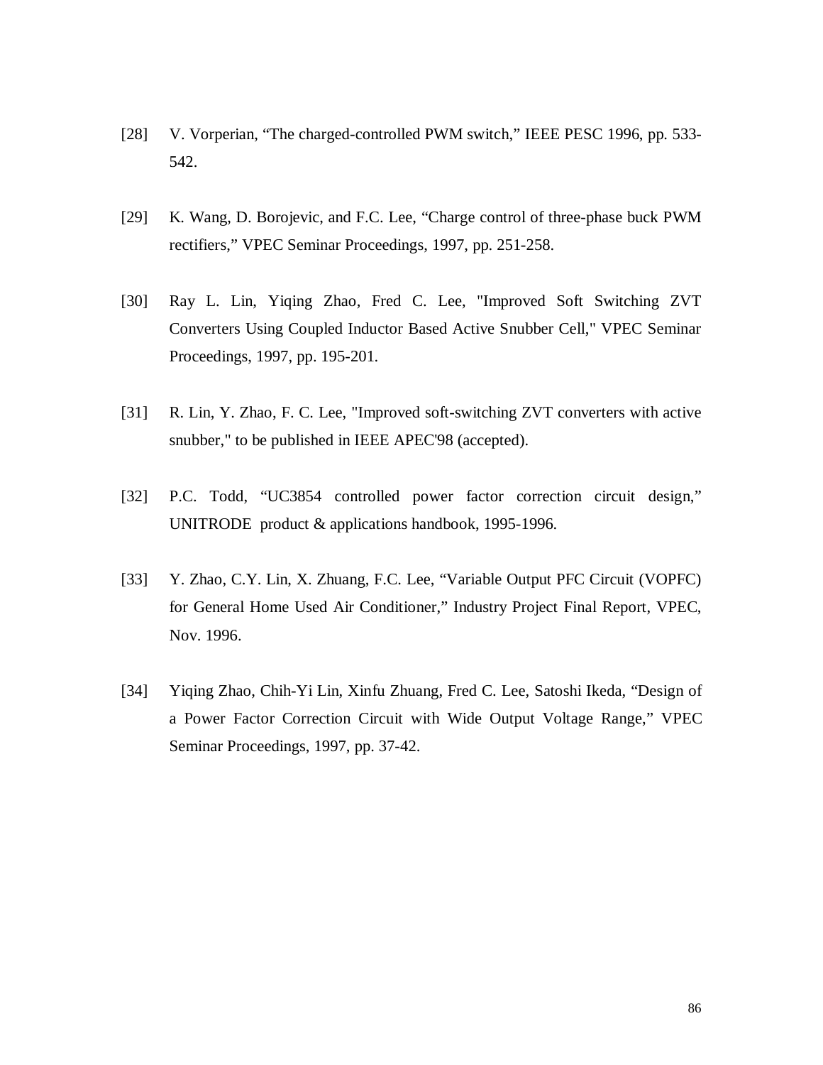[28] V. Vorperian, “The charged-controlled PWM switch,” IEEE PESC 1996, pp. 533-542.

[29] K. Wang, D. Borojevic, and F.C. Lee, “Charge control of three-phase buck PWM rectifiers,” VPEC Seminar Proceedings, 1997, pp. 251-258.

[30] Ray L. Lin, Yiqing Zhao, Fred C. Lee, "Improved Soft Switching ZVT Converters Using Coupled Inductor Based Active Snubber Cell," VPEC Seminar Proceedings, 1997, pp. 195-201.

[31] R. Lin, Y. Zhao, F. C. Lee, "Improved soft-switching ZVT converters with active snubber," to be published in IEEE APEC'98 (accepted).

[32] P.C. Todd, “UC3854 controlled power factor correction circuit design,” UNITRODE product & applications handbook, 1995-1996.

[33] Y. Zhao, C.Y. Lin, X. Zhuang, F.C. Lee, “Variable Output PFC Circuit (VOPFC) for General Home Used Air Conditioner,” Industry Project Final Report, VPEC, Nov. 1996.

[34] Yiqing Zhao, Chih-Yi Lin, Xinfu Zhuang, Fred C. Lee, Satoshi Ikeda, “Design of a Power Factor Correction Circuit with Wide Output Voltage Range,” VPEC Seminar Proceedings, 1997, pp. 37-42.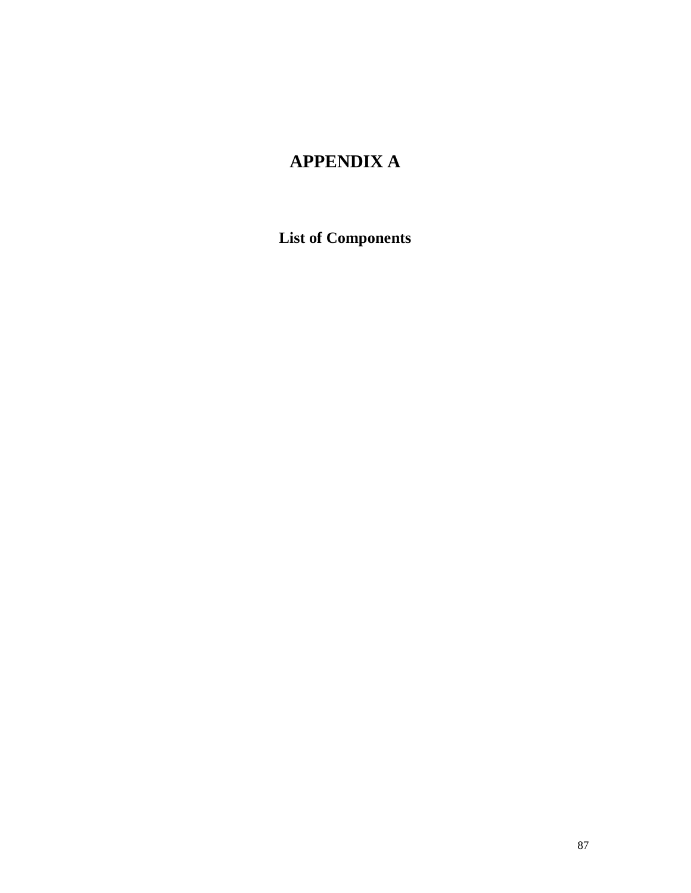# APPENDIX A

## List of Components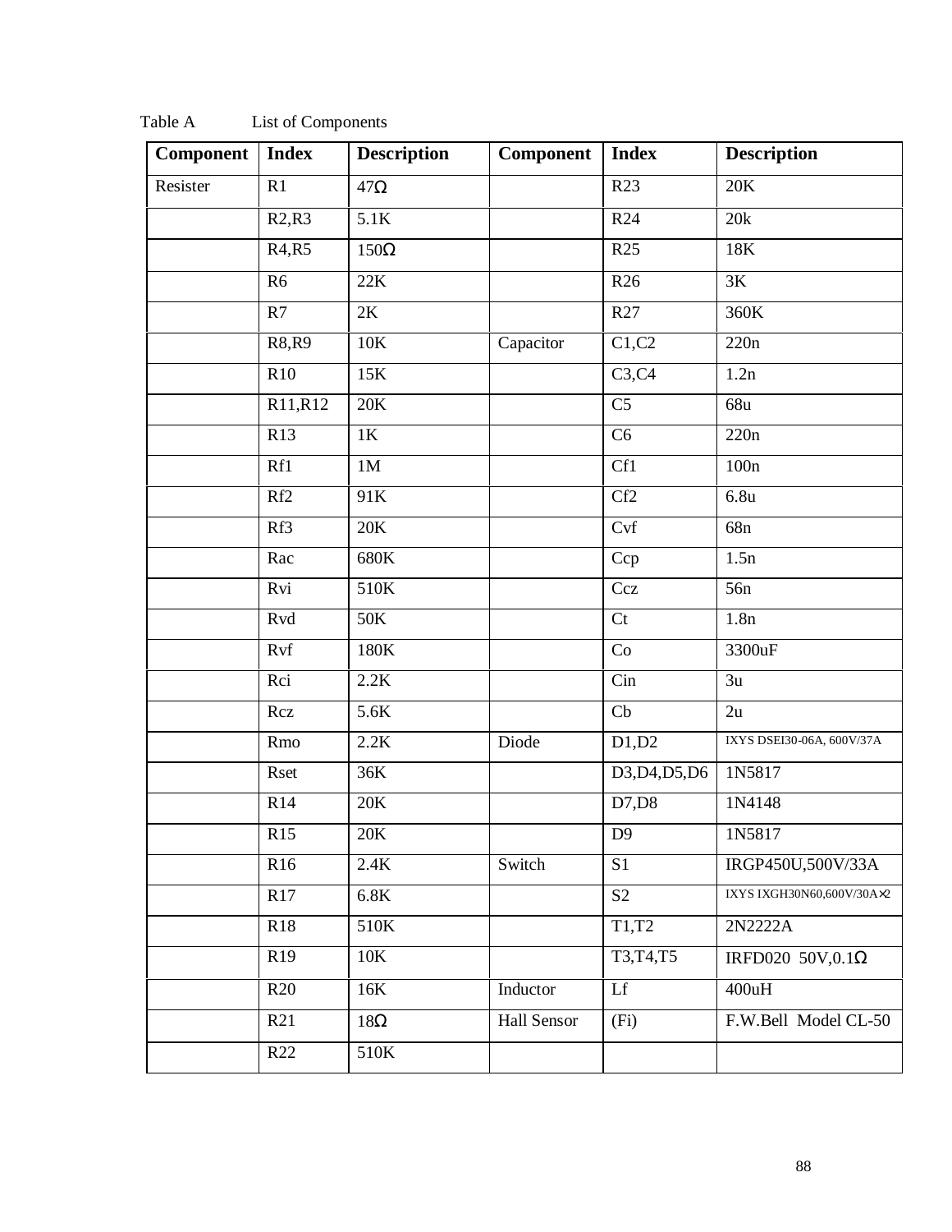Table A List of Components

| Component | Index | Description | Component | Index | Description |
|---|---|---|---|---|---|
| Resister | R1 | 47Ω | | R23 | 20K |
| | R2,R3 | 5.1K | | R24 | 20k |
| | R4,R5 | 150Ω | | R25 | 18K |
| | R6 | 22K | | R26 | 3K |
| | R7 | 2K | | R27 | 360K |
| | R8,R9 | 10K | Capacitor | C1,C2 | 220n |
| | R10 | 15K | | C3,C4 | 1.2n |
| | R11,R12 | 20K | | C5 | 68u |
| | R13 | 1K | | C6 | 220n |
| | Rf1 | 1M | | Cf1 | 100n |
| | Rf2 | 91K | | Cf2 | 6.8u |
| | Rf3 | 20K | | Cvf | 68n |
| | Rac | 680K | | Ccp | 1.5n |
| | Rvi | 510K | | Ccz | 56n |
| | Rvd | 50K | | Ct | 1.8n |
| | Rvf | 180K | | Co | 3300uF |
| | Rci | 2.2K | | Cin | 3u |
| | Rcz | 5.6K | | Cb | 2u |
| | Rmo | 2.2K | Diode | D1,D2 | IXYS DSEI30-06A, 600V/37A |
| | Rset | 36K | | D3,D4,D5,D6 | 1N5817 |
| | R14 | 20K | | D7,D8 | 1N4148 |
| | R15 | 20K | | D9 | 1N5817 |
| | R16 | 2.4K | Switch | S1 | IRGP450U,500V/33A |
| | R17 | 6.8K | | S2 | IXYS IXGH30N60,600V/30A×2 |
| | R18 | 510K | | T1,T2 | 2N2222A |
| | R19 | 10K | | T3,T4,T5 | IRFD020 50V,0.1Ω |
| | R20 | 16K | Inductor | Lf | 400uH |
| | R21 | 18Ω | Hall Sensor | (Fi) | F.W.Bell Model CL-50 |
| | R22 | 510K | | | |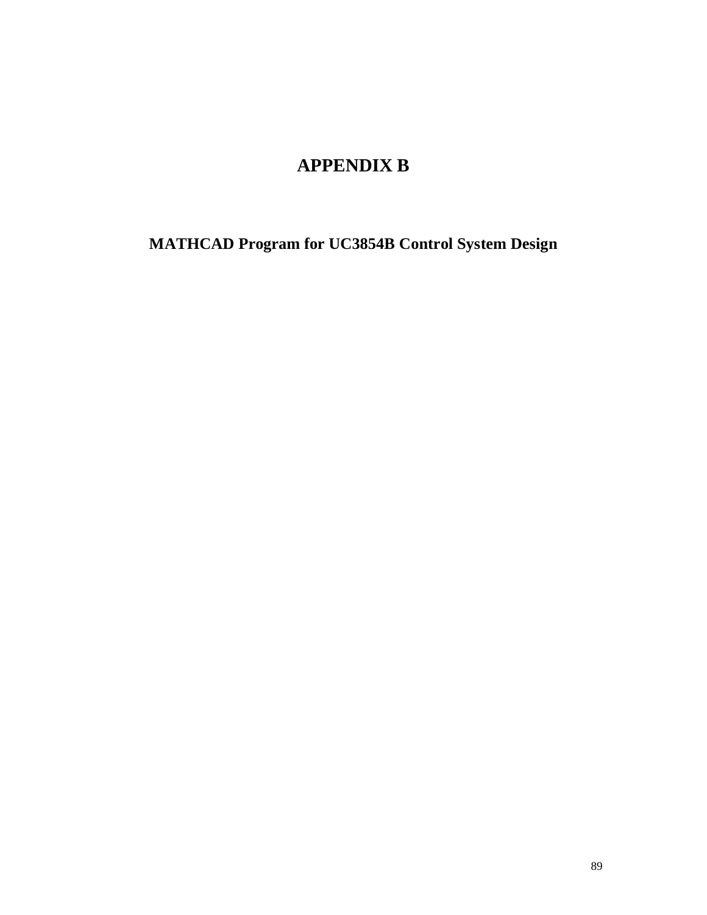# APPENDIX B

## MATHCAD Program for UC3854B Control System Design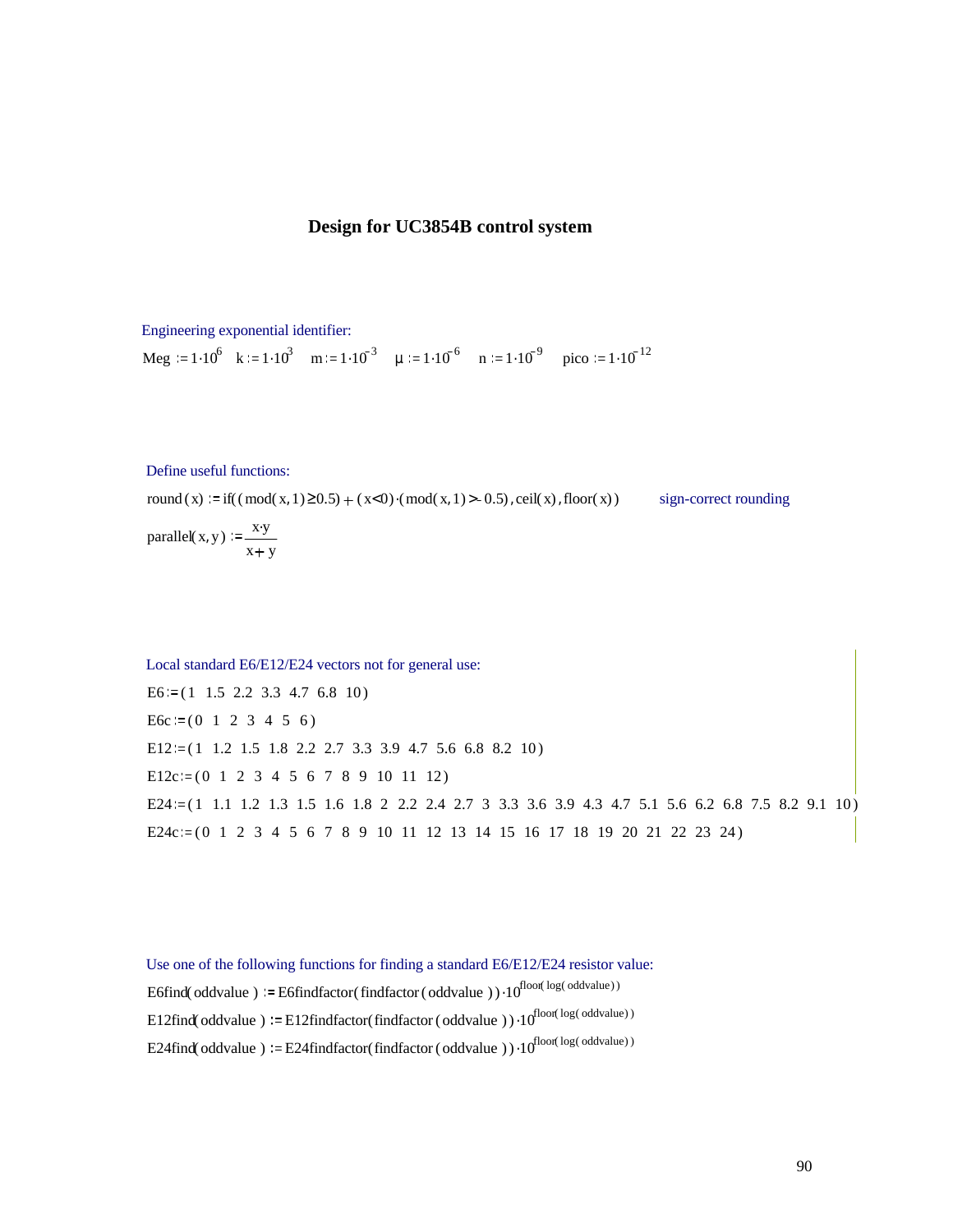## Design for UC3854B control system

Engineering exponential identifier:

$Meg := 1 \cdot 10^{6}$  $k := 1 \cdot 10^{3}$  $m := 1 \cdot 10^{-3}$  $\mu := 1 \cdot 10^{-6}$  $n := 1 \cdot 10^{-9}$  $pico := 1 \cdot 10^{-12}$

Define useful functions:

$round(x) := if((mod(x,1) \geq 0.5) + (x < 0) \cdot (mod(x,1) > -0.5), ceil(x), floor(x))$    sign-correct rounding

$$parallel(x,y) := \frac{x \cdot y}{x + y}$$

Local standard E6/E12/E24 vectors not for general use:

$E6 := (1\ \ 1.5\ \ 2.2\ \ 3.3\ \ 4.7\ \ 6.8\ \ 10)$

$E6c := (0\ \ 1\ \ 2\ \ 3\ \ 4\ \ 5\ \ 6)$

$E12 := (1\ \ 1.2\ \ 1.5\ \ 1.8\ \ 2.2\ \ 2.7\ \ 3.3\ \ 3.9\ \ 4.7\ \ 5.6\ \ 6.8\ \ 8.2\ \ 10)$

$E12c := (0\ \ 1\ \ 2\ \ 3\ \ 4\ \ 5\ \ 6\ \ 7\ \ 8\ \ 9\ \ 10\ \ 11\ \ 12)$

$E24 := (1\ \ 1.1\ \ 1.2\ \ 1.3\ \ 1.5\ \ 1.6\ \ 1.8\ \ 2\ \ 2.2\ \ 2.4\ \ 2.7\ \ 3\ \ 3.3\ \ 3.6\ \ 3.9\ \ 4.3\ \ 4.7\ \ 5.1\ \ 5.6\ \ 6.2\ \ 6.8\ \ 7.5\ \ 8.2\ \ 9.1\ \ 10)$

$E24c := (0\ \ 1\ \ 2\ \ 3\ \ 4\ \ 5\ \ 6\ \ 7\ \ 8\ \ 9\ \ 10\ \ 11\ \ 12\ \ 13\ \ 14\ \ 15\ \ 16\ \ 17\ \ 18\ \ 19\ \ 20\ \ 21\ \ 22\ \ 23\ \ 24)$

Use one of the following functions for finding a standard E6/E12/E24 resistor value:

$E6find(oddvalue) := E6findfactor(findfactor(oddvalue)) \cdot 10^{floor(log(oddvalue))}$

$E12find(oddvalue) := E12findfactor(findfactor(oddvalue)) \cdot 10^{floor(log(oddvalue))}$

$E24find(oddvalue) := E24findfactor(findfactor(oddvalue)) \cdot 10^{floor(log(oddvalue))}$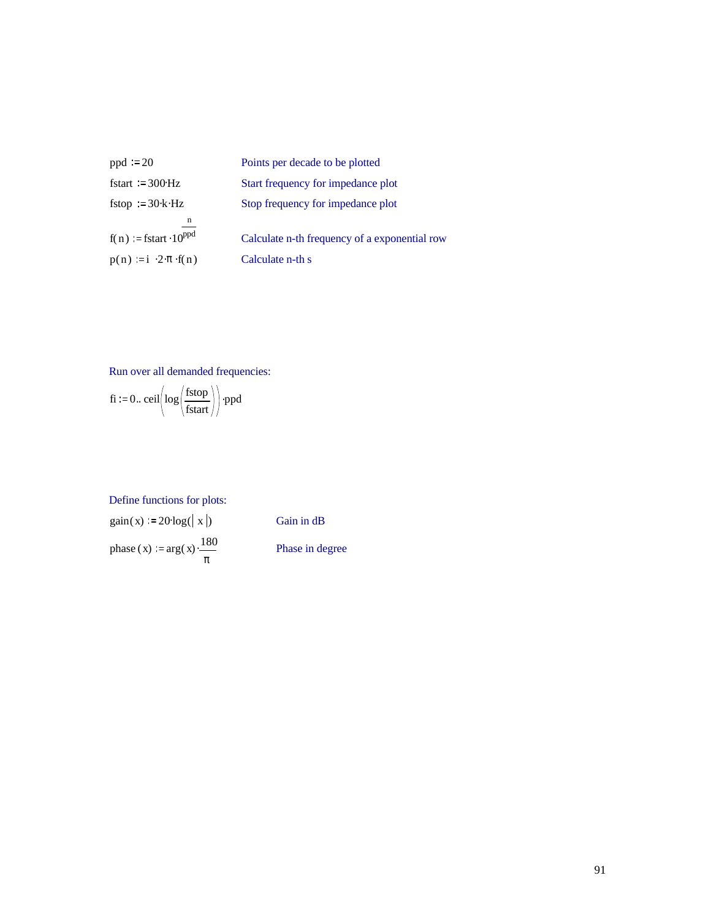$\text{ppd} := 20$ Points per decade to be plotted

$\text{fstart} := 300 \cdot \text{Hz}$ Start frequency for impedance plot

$\text{fstop} := 30 \cdot \text{k} \cdot \text{Hz}$ Stop frequency for impedance plot

$f(n) := \text{fstart} \cdot 10^{\frac{n}{\text{ppd}}}$ Calculate n-th frequency of a exponential row

$p(n) := i \cdot 2 \cdot \pi \cdot f(n)$ Calculate n-th s

Run over all demanded frequencies:

$$\text{fi} := 0 .. \text{ceil}\left(\log\left(\frac{\text{fstop}}{\text{fstart}}\right)\right) \cdot \text{ppd}$$

Define functions for plots:

$\text{gain}(x) := 20 \cdot \log(|x|)$ Gain in dB

$\text{phase}(x) := \arg(x) \cdot \frac{180}{\pi}$ Phase in degree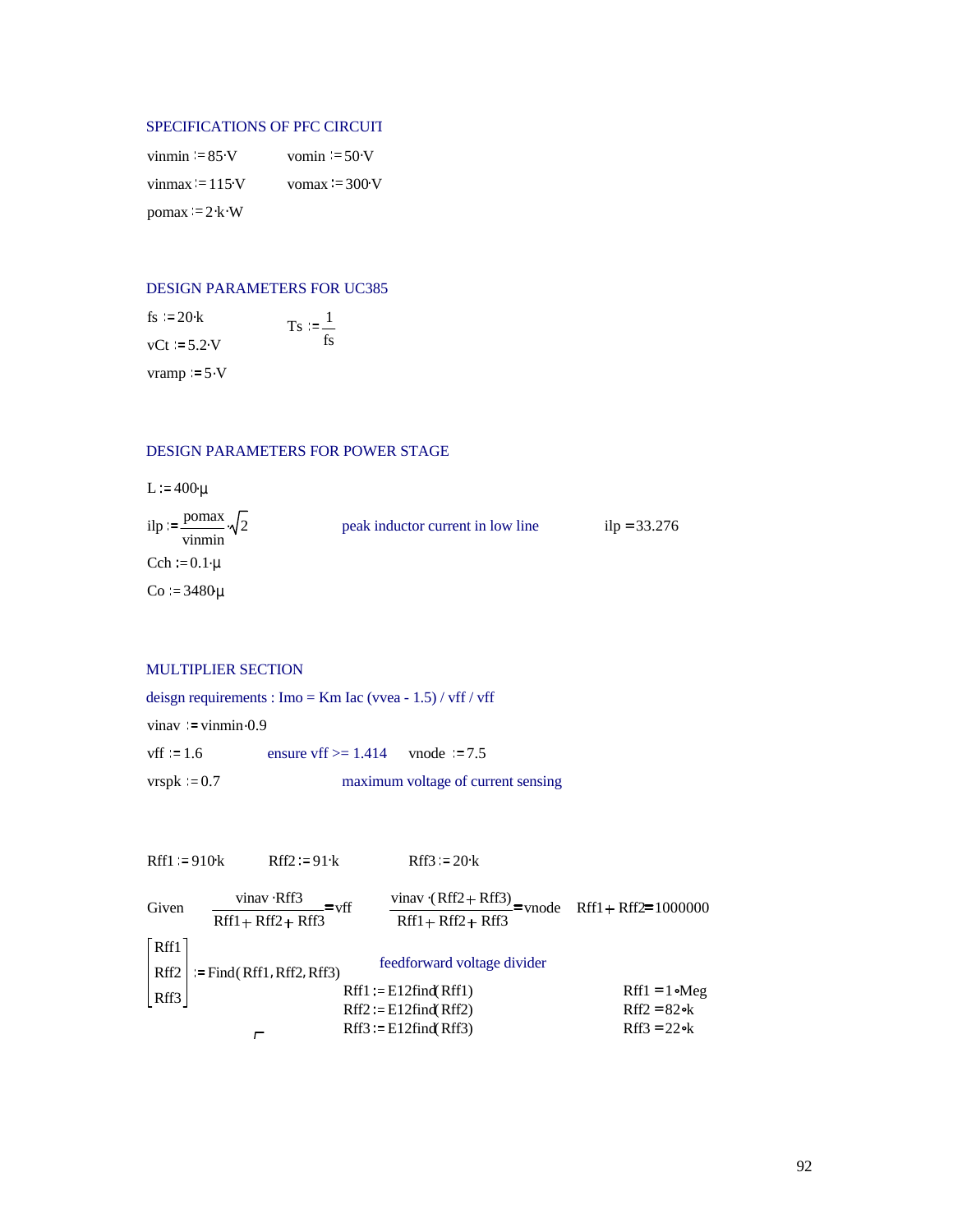## SPECIFICATIONS OF PFC CIRCUIT

$vinmin := 85 \cdot V$  $vomin := 50 \cdot V$

$vinmax := 115 \cdot V$  $vomax := 300 \cdot V$

$pomax := 2 \cdot k \cdot W$

## DESIGN PARAMETERS FOR UC385

$fs := 20 \cdot k$  $Ts := \dfrac{1}{fs}$

$vCt := 5.2 \cdot V$

$vramp := 5 \cdot V$

## DESIGN PARAMETERS FOR POWER STAGE

$L := 400 \cdot \mu$

$ilp := \dfrac{pomax}{vinmin} \cdot \sqrt{2}$  peak inductor current in low line  $ilp = 33.276$

$Cch := 0.1 \cdot \mu$

$Co := 3480 \cdot \mu$

## MULTIPLIER SECTION

deisgn requirements : Imo = Km Iac (vvea - 1.5) / vff / vff

$vinav := vinmin \cdot 0.9$

$vff := 1.6$  ensure vff >= 1.414  $vnode := 7.5$

$vrspk := 0.7$  maximum voltage of current sensing

$Rff1 := 910 \cdot k$  $Rff2 := 91 \cdot k$  $Rff3 := 20 \cdot k$

Given  $\dfrac{vinav \cdot Rff3}{Rff1 + Rff2 + Rff3} = vff$  $\dfrac{vinav \cdot (Rff2 + Rff3)}{Rff1 + Rff2 + Rff3} = vnode$  $Rff1 + Rff2 = 1000000$

$$\begin{bmatrix} Rff1 \\ Rff2 \\ Rff3 \end{bmatrix} := Find(Rff1, Rff2, Rff3)$$

feedforward voltage divider

$Rff1 := E12find(Rff1)$  $Rff1 = 1 \cdot Meg$

$Rff2 := E12find(Rff2)$  $Rff2 = 82 \cdot k$

$Rff3 := E12find(Rff3)$  $Rff3 = 22 \cdot k$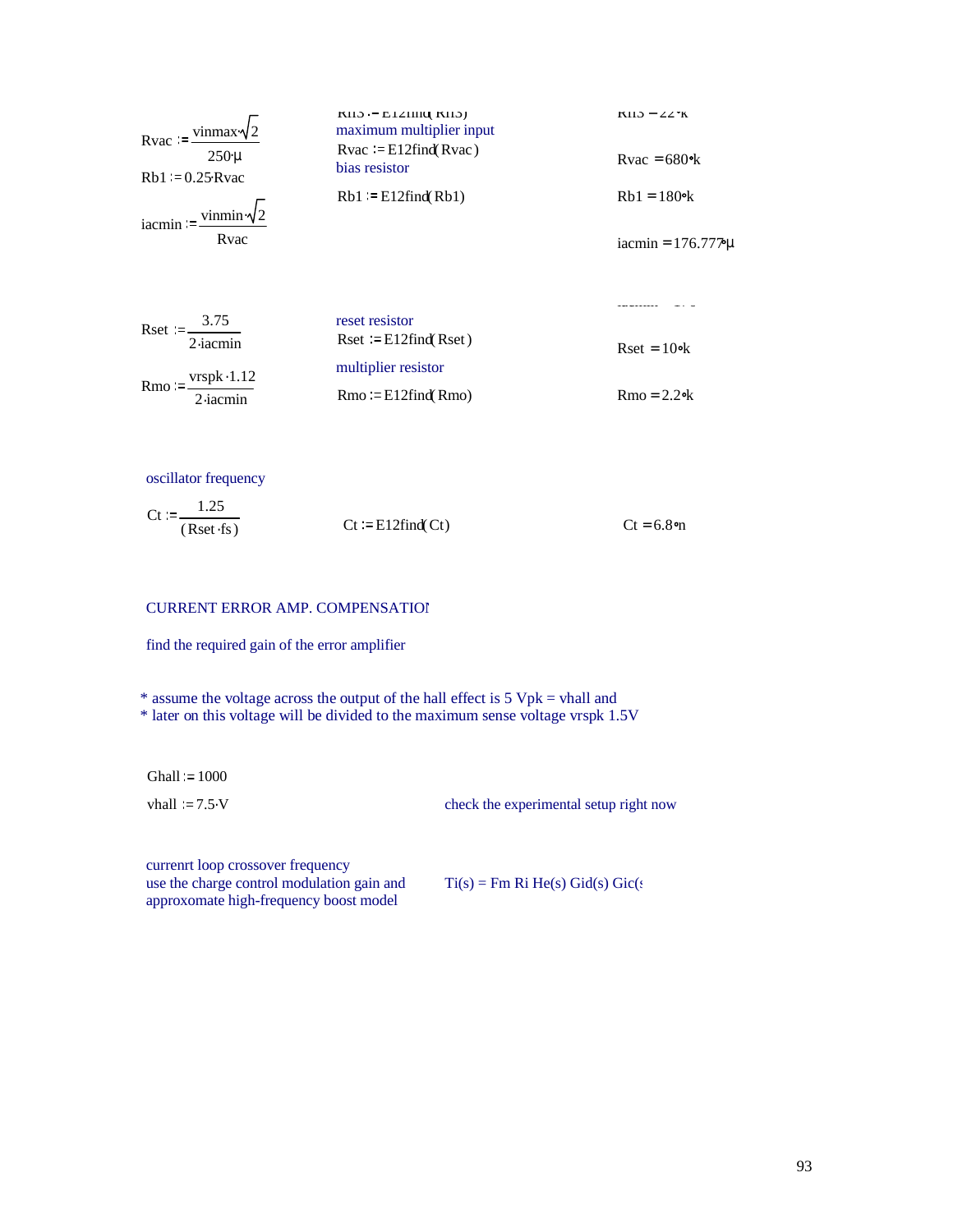$$Rvac := \frac{vinmax \cdot \sqrt{2}}{250 \cdot \mu}$$

Rn3 := E12find( Rn3)  Rn3 = 22·k

maximum multiplier input

Rvac := E12find( Rvac)  $Rvac = 680 \cdot k$

$$Rb1 := 0.25 \cdot Rvac$$

bias resistor

Rb1 := E12find( Rb1)  $Rb1 = 180 \cdot k$

$$iacmin := \frac{vinmin \cdot \sqrt{2}}{Rvac}$$

$iacmin = 176.777 \cdot \mu$

$$Rset := \frac{3.75}{2 \cdot iacmin}$$

reset resistor

Rset := E12find( Rset)  $Rset = 10 \cdot k$

$$Rmo := \frac{vrspk \cdot 1.12}{2 \cdot iacmin}$$

multiplier resistor

Rmo := E12find( Rmo)  $Rmo = 2.2 \cdot k$

oscillator frequency

$$Ct := \frac{1.25}{(Rset \cdot fs)}$$

Ct := E12find( Ct)  $Ct = 6.8 \cdot n$

CURRENT ERROR AMP. COMPENSATIO

find the required gain of the error amplifier

* assume the voltage across the output of the hall effect is 5 Vpk = vhall and
* later on this voltage will be divided to the maximum sense voltage vrspk 1.5V

$Ghall := 1000$

$vhall := 7.5 \cdot V$  check the experimental setup right now

currenrt loop crossover frequency
use the charge control modulation gain and
approxomate high-frequency boost model

Ti(s) = Fm Ri He(s) Gid(s) Gic(s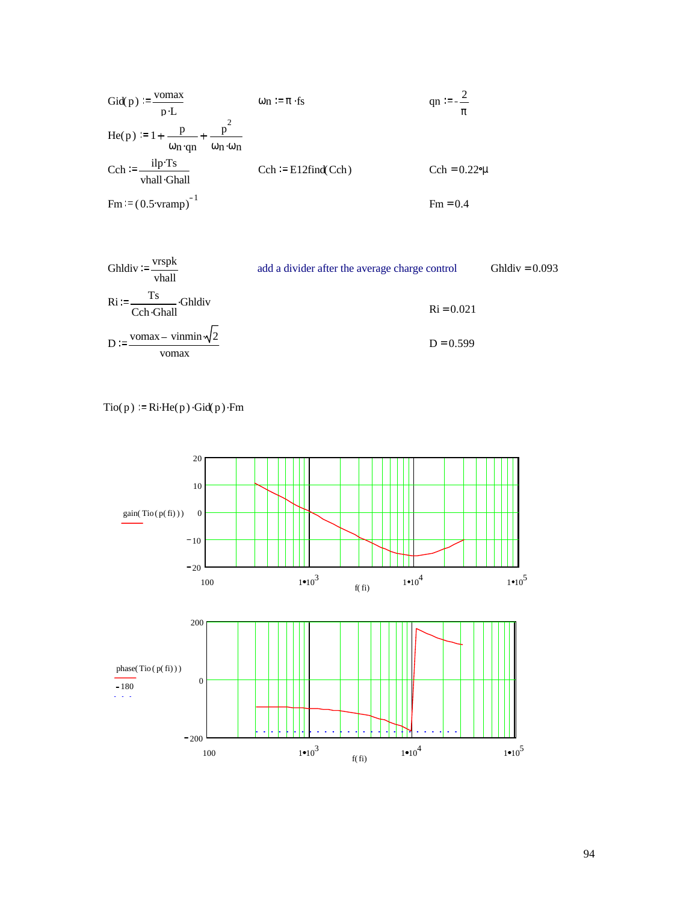$Gid(p) := \frac{vomax}{p \cdot L}$ $\qquad \omega n := \pi \cdot fs$ $\qquad qn := -\frac{2}{\pi}$

$He(p) := 1 + \frac{p}{\omega n \cdot qn} + \frac{p^2}{\omega n \cdot \omega n}$

$Cch := \frac{ilp \cdot Ts}{vhall \cdot Ghall}$ $\qquad Cch := E12find(Cch)$ $\qquad Cch = 0.22 \cdot \mu$

$Fm := (0.5 \cdot vramp)^{-1}$ $\qquad Fm = 0.4$

$Ghldiv := \frac{vrspk}{vhall}$ $\qquad$ add a divider after the average charge control $\qquad Ghldiv = 0.093$

$Ri := \frac{Ts}{Cch \cdot Ghall} \cdot Ghldiv$ $\qquad Ri = 0.021$

$D := \frac{vomax - vinmin \cdot \sqrt{2}}{vomax}$ $\qquad D = 0.599$

$Tio(p) := Ri \cdot He(p) \cdot Gid(p) \cdot Fm$

gain( Tio( p( fi) ) ) vs. f( fi) — y-axis: −20 to 20; x-axis: 100, $1 \cdot 10^3$, $1 \cdot 10^4$, $1 \cdot 10^5$

phase( Tio( p( fi) ) ), −180 vs. f( fi) — y-axis: −200, 0, 200; x-axis: 100, $1 \cdot 10^3$, $1 \cdot 10^4$, $1 \cdot 10^5$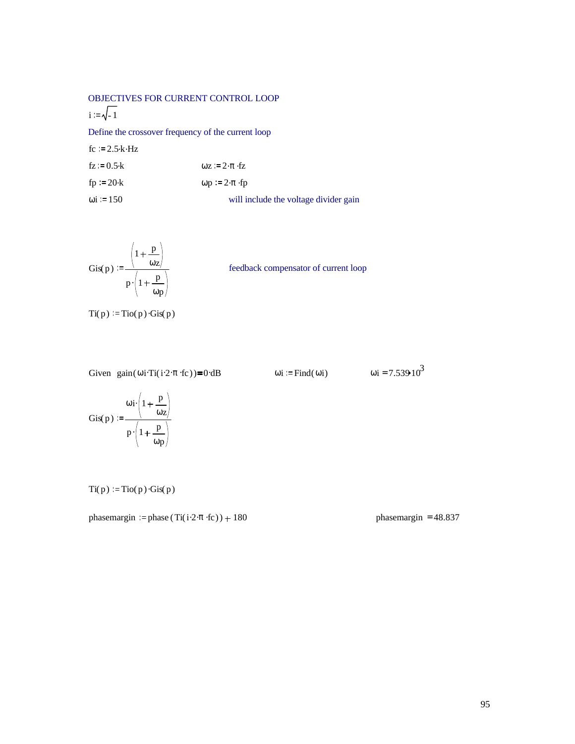OBJECTIVES FOR CURRENT CONTROL LOOP

$i := \sqrt{-1}$

Define the crossover frequency of the current loop

$fc := 2.5 \cdot k \cdot Hz$

$fz := 0.5 \cdot k$ $\qquad\qquad \omega z := 2 \cdot \pi \cdot fz$

$fp := 20 \cdot k$ $\qquad\qquad \omega p := 2 \cdot \pi \cdot fp$

$\omega i := 150$ $\qquad\qquad$ will include the voltage divider gain

$$Gis(p) := \frac{\left(1 + \frac{p}{\omega z}\right)}{p \cdot \left(1 + \frac{p}{\omega p}\right)}$$

feedback compensator of current loop

$Ti(p) := Tio(p) \cdot Gis(p)$

Given $\;gain(\omega i \cdot Ti(i \cdot 2 \cdot \pi \cdot fc)) = 0 \cdot dB$ $\qquad \omega i := Find(\omega i)$ $\qquad \omega i = 7.539 \times 10^{3}$

$$Gis(p) := \frac{\omega i \cdot \left(1 + \frac{p}{\omega z}\right)}{p \cdot \left(1 + \frac{p}{\omega p}\right)}$$

$Ti(p) := Tio(p) \cdot Gis(p)$

$phasemargin := phase(Ti(i \cdot 2 \cdot \pi \cdot fc)) + 180$ $\qquad\qquad phasemargin = 48.837$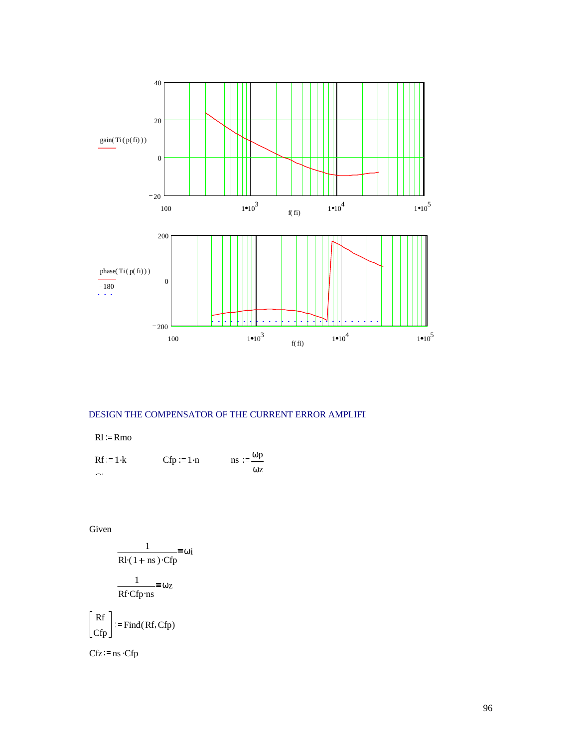DESIGN THE COMPENSATOR OF THE CURRENT ERROR AMPLIFI

$Rl := Rmo$

$Rf := 1 \cdot k$ $\qquad Cfp := 1 \cdot n$ $\qquad ns := \dfrac{\omega p}{\omega z}$

Given

$$\frac{1}{Rl \cdot (1 + ns) \cdot Cfp} = \omega i$$

$$\frac{1}{Rf \cdot Cfp \cdot ns} = \omega z$$

$$\begin{bmatrix} Rf \\ Cfp \end{bmatrix} := \text{Find}(Rf, Cfp)$$

$Cfz := ns \cdot Cfp$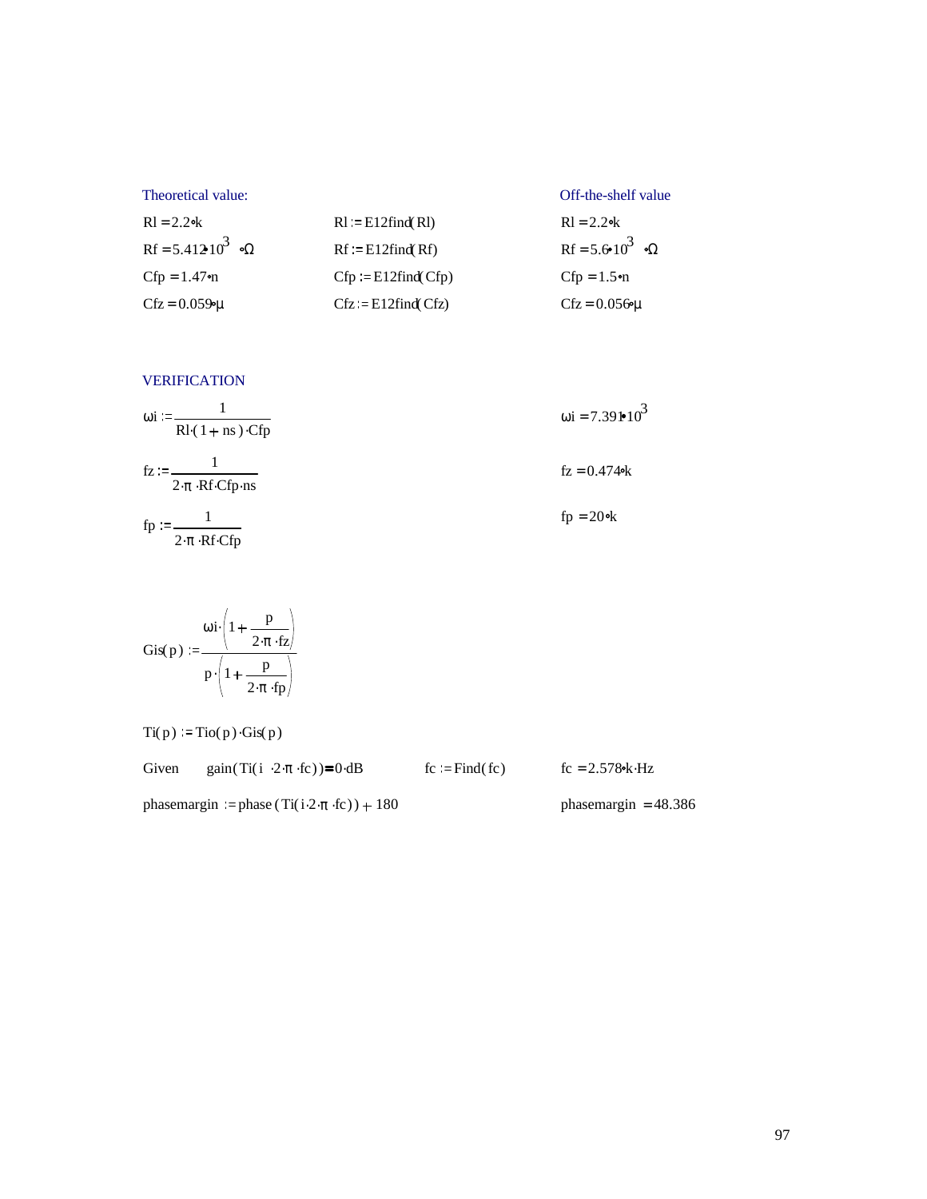| Theoretical value: | | Off-the-shelf value |
| --- | --- | --- |
| $Rl = 2.2 \cdot k$ | $Rl := E12find(Rl)$ | $Rl = 2.2 \cdot k$ |
| $Rf = 5.412 \cdot 10^{3} \cdot \Omega$ | $Rf := E12find(Rf)$ | $Rf = 5.6 \cdot 10^{3} \cdot \Omega$ |
| $Cfp = 1.47 \cdot n$ | $Cfp := E12find(Cfp)$ | $Cfp = 1.5 \cdot n$ |
| $Cfz = 0.059 \cdot \mu$ | $Cfz := E12find(Cfz)$ | $Cfz = 0.056 \cdot \mu$ |

VERIFICATION

$$\omega i := \frac{1}{Rl \cdot (1 + ns) \cdot Cfp} \qquad \omega i = 7.391 \cdot 10^{3}$$

$$fz := \frac{1}{2 \cdot \pi \cdot Rf \cdot Cfp \cdot ns} \qquad fz = 0.474 \cdot k$$

$$fp := \frac{1}{2 \cdot \pi \cdot Rf \cdot Cfp} \qquad fp = 20 \cdot k$$

$$Gis(p) := \frac{\omega i \cdot \left(1 + \frac{p}{2 \cdot \pi \cdot fz}\right)}{p \cdot \left(1 + \frac{p}{2 \cdot \pi \cdot fp}\right)}$$

$$Ti(p) := Tio(p) \cdot Gis(p)$$

Given $\quad gain(Ti(i \cdot 2 \cdot \pi \cdot fc)) = 0 \cdot dB \qquad fc := Find(fc) \qquad fc = 2.578 \cdot k \cdot Hz$

$$phasemargin := phase(Ti(i \cdot 2 \cdot \pi \cdot fc)) + 180 \qquad phasemargin = 48.386$$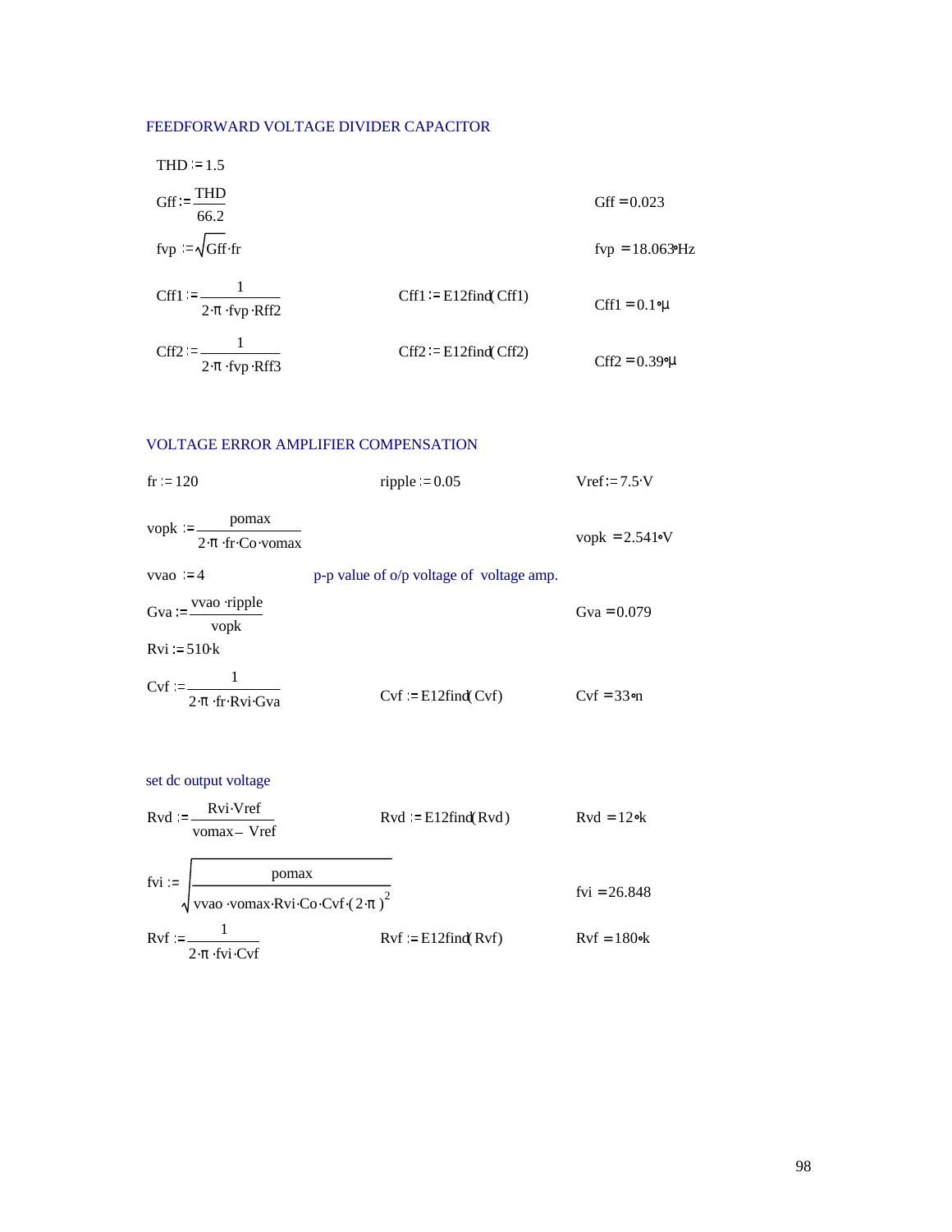### FEEDFORWARD VOLTAGE DIVIDER CAPACITOR

$THD := 1.5$

$Gff := \frac{THD}{66.2}$ $\qquad Gff = 0.023$

$fvp := \sqrt{Gff} \cdot fr$ $\qquad fvp = 18.063 \cdot Hz$

$Cff1 := \frac{1}{2 \cdot \pi \cdot fvp \cdot Rff2}$ $\qquad Cff1 := E12find(Cff1)$ $\qquad Cff1 = 0.1 \cdot \mu$

$Cff2 := \frac{1}{2 \cdot \pi \cdot fvp \cdot Rff3}$ $\qquad Cff2 := E12find(Cff2)$ $\qquad Cff2 = 0.39 \cdot \mu$

### VOLTAGE ERROR AMPLIFIER COMPENSATION

$fr := 120$ $\qquad ripple := 0.05$ $\qquad Vref := 7.5 \cdot V$

$vopk := \frac{pomax}{2 \cdot \pi \cdot fr \cdot Co \cdot vomax}$ $\qquad vopk = 2.541 \cdot V$

$vvao := 4$ $\qquad$ p-p value of o/p voltage of voltage amp.

$Gva := \frac{vvao \cdot ripple}{vopk}$ $\qquad Gva = 0.079$

$Rvi := 510 \cdot k$

$Cvf := \frac{1}{2 \cdot \pi \cdot fr \cdot Rvi \cdot Gva}$ $\qquad Cvf := E12find(Cvf)$ $\qquad Cvf = 33 \cdot n$

### set dc output voltage

$Rvd := \frac{Rvi \cdot Vref}{vomax - Vref}$ $\qquad Rvd := E12find(Rvd)$ $\qquad Rvd = 12 \cdot k$

$fvi := \sqrt{\frac{pomax}{vvao \cdot vomax \cdot Rvi \cdot Co \cdot Cvf \cdot (2 \cdot \pi)^2}}$ $\qquad fvi = 26.848$

$Rvf := \frac{1}{2 \cdot \pi \cdot fvi \cdot Cvf}$ $\qquad Rvf := E12find(Rvf)$ $\qquad Rvf = 180 \cdot k$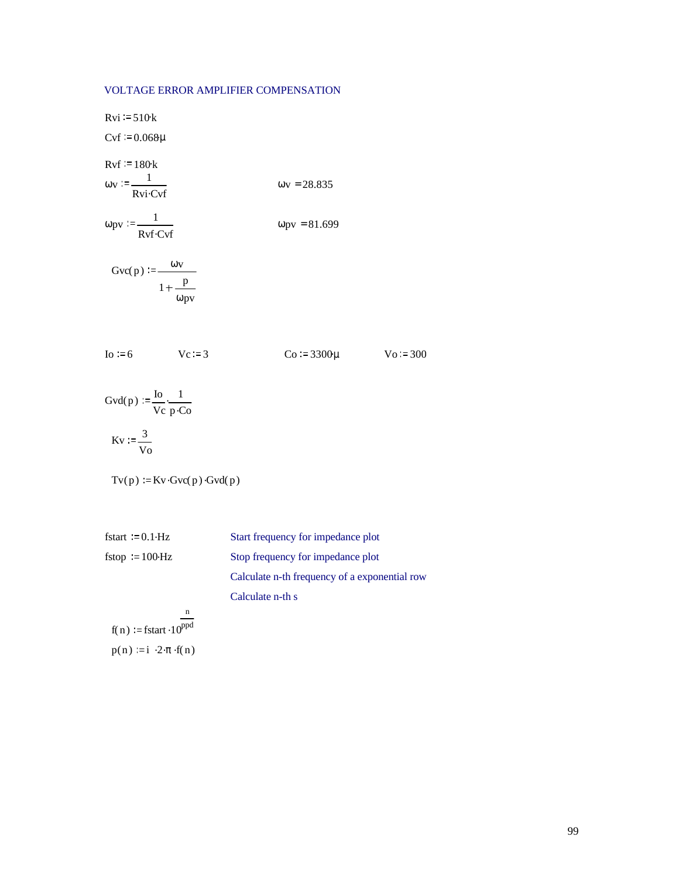VOLTAGE ERROR AMPLIFIER COMPENSATION

$Rvi := 510 \cdot k$

$Cvf := 0.068\mu$

$Rvf := 180 \cdot k$

$\omega v := \dfrac{1}{Rvi \cdot Cvf}$ $\qquad \omega v = 28.835$

$\omega pv := \dfrac{1}{Rvf \cdot Cvf}$ $\qquad \omega pv = 81.699$

$$Gvc(p) := \frac{\omega v}{1 + \dfrac{p}{\omega pv}}$$

$Io := 6$ $\qquad Vc := 3$ $\qquad Co := 3300 \cdot \mu$ $\qquad Vo := 300$

$$Gvd(p) := \frac{Io}{Vc} \cdot \frac{1}{p \cdot Co}$$

$$Kv := \frac{3}{Vo}$$

$$Tv(p) := Kv \cdot Gvc(p) \cdot Gvd(p)$$

$fstart := 0.1 \cdot Hz$ — Start frequency for impedance plot

$fstop := 100 \cdot Hz$ — Stop frequency for impedance plot

Calculate n-th frequency of a exponential row

Calculate n-th s

$f(n) := fstart \cdot 10^{\frac{n}{ppd}}$

$p(n) := i \cdot 2 \cdot \pi \cdot f(n)$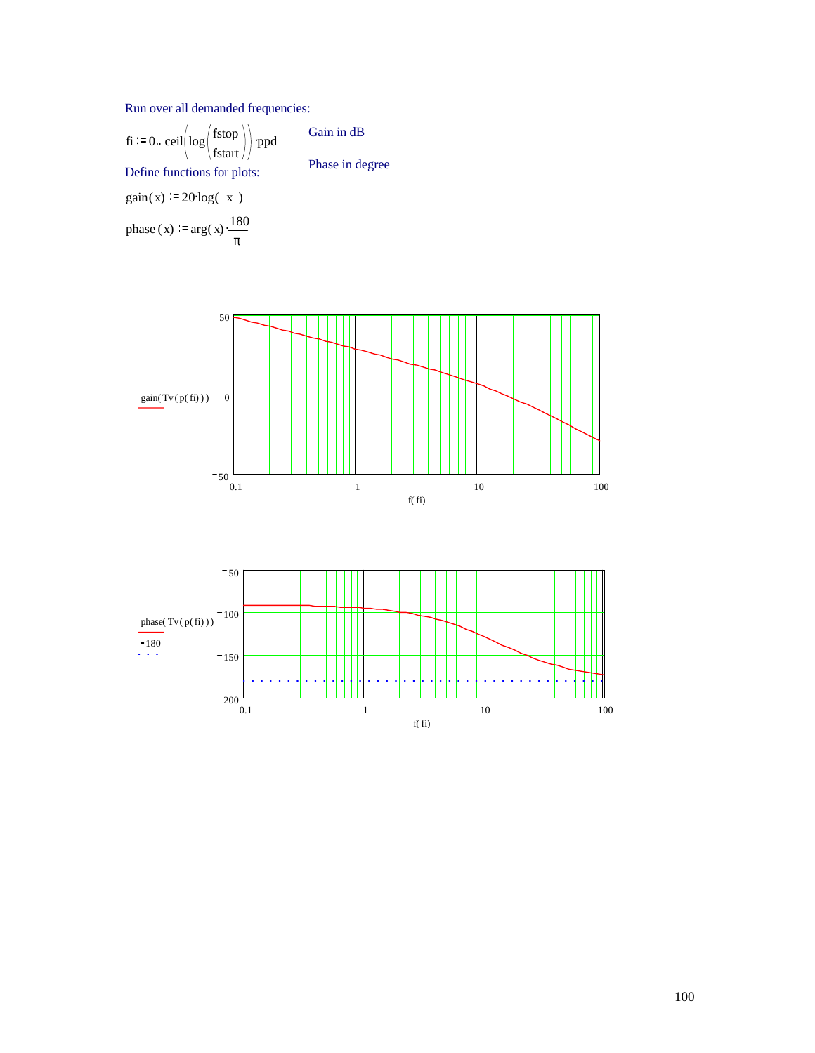Run over all demanded frequencies:

$$fi := 0 .. \operatorname{ceil}\left(\log\left(\frac{fstop}{fstart}\right)\right) \cdot ppd$$

Define functions for plots:

Gain in dB

$$gain(x) := 20 \cdot \log(|x|)$$

Phase in degree

$$phase(x) := \arg(x) \cdot \frac{180}{\pi}$$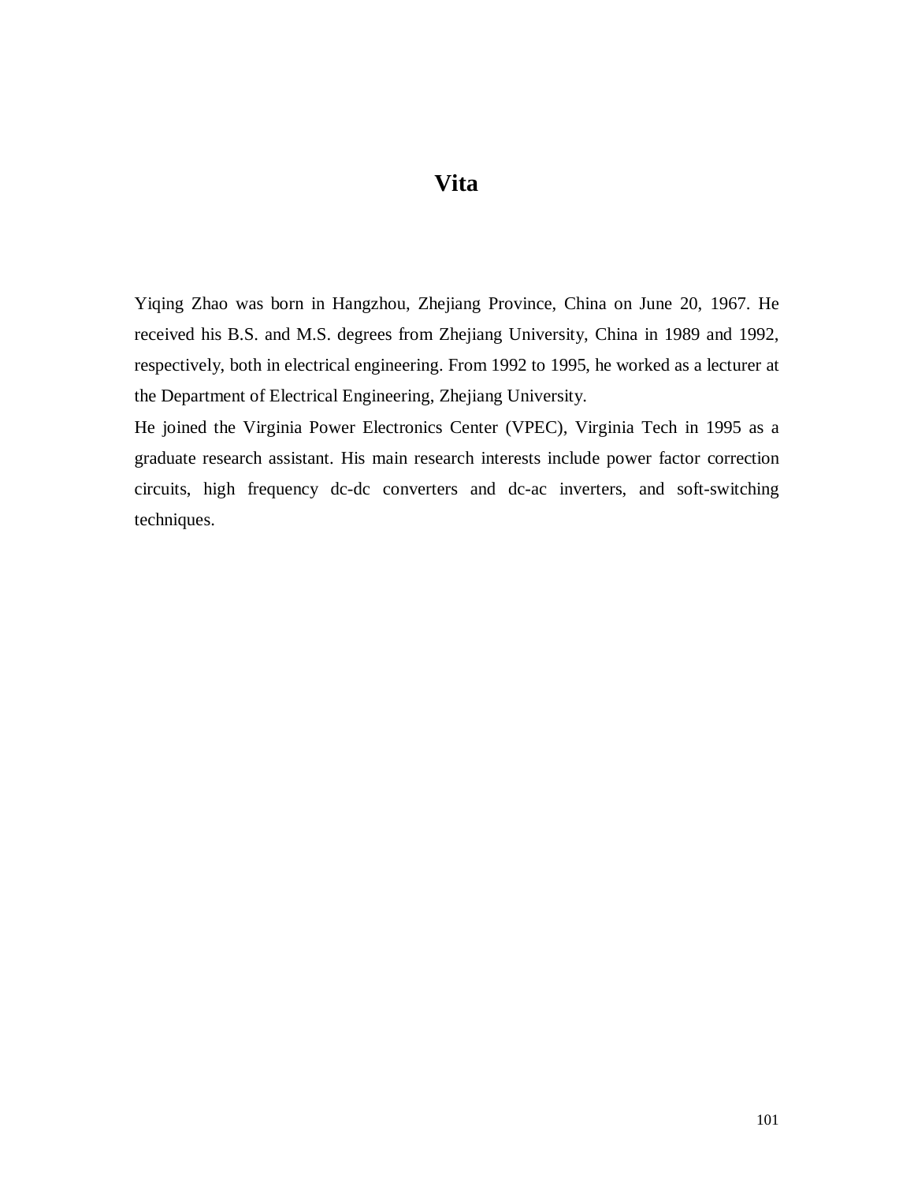# Vita

Yiqing Zhao was born in Hangzhou, Zhejiang Province, China on June 20, 1967. He received his B.S. and M.S. degrees from Zhejiang University, China in 1989 and 1992, respectively, both in electrical engineering. From 1992 to 1995, he worked as a lecturer at the Department of Electrical Engineering, Zhejiang University.

He joined the Virginia Power Electronics Center (VPEC), Virginia Tech in 1995 as a graduate research assistant. His main research interests include power factor correction circuits, high frequency dc-dc converters and dc-ac inverters, and soft-switching techniques.